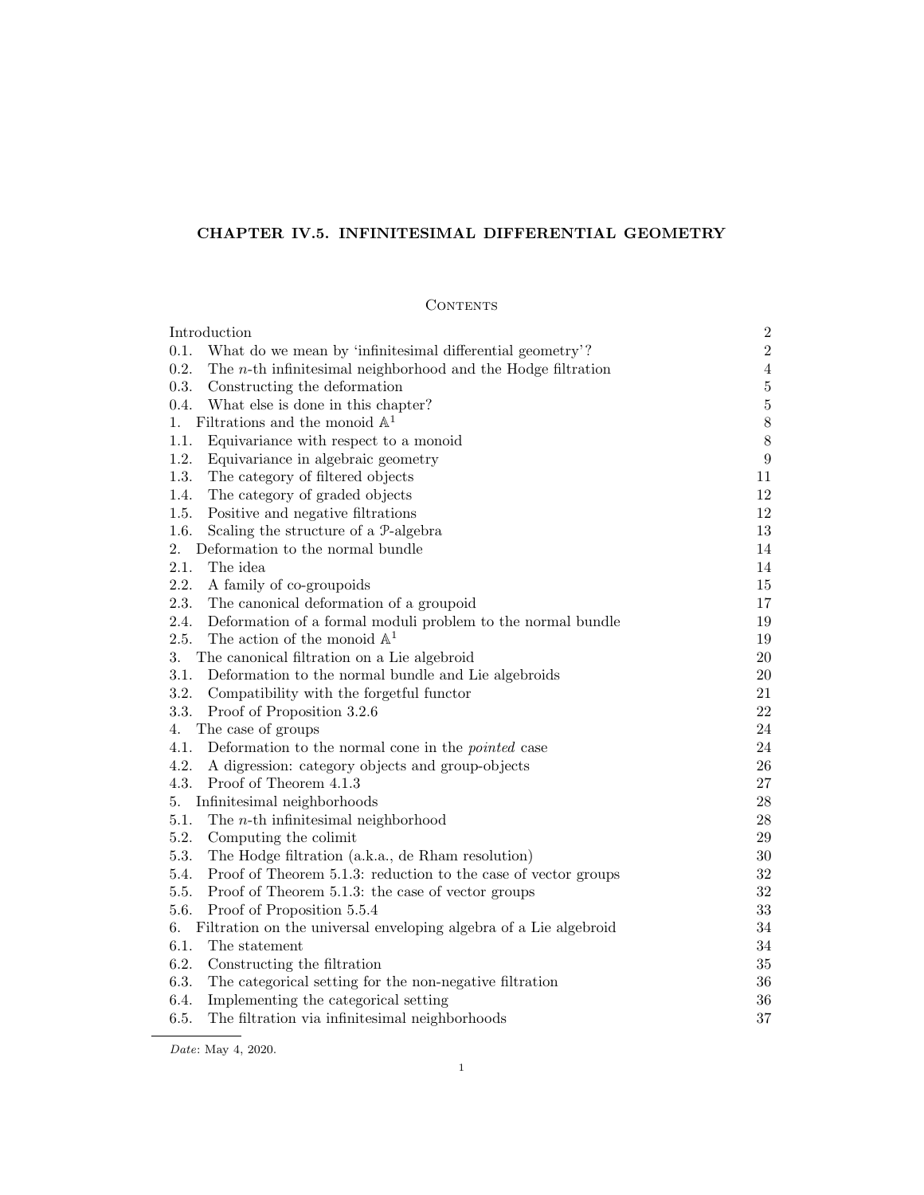# CHAPTER IV.5. INFINITESIMAL DIFFERENTIAL GEOMETRY

## Contents

| | |
|---|---|
| Introduction | 2 |
| 0.1. What do we mean by 'infinitesimal differential geometry'? | 2 |
| 0.2. The $n$-th infinitesimal neighborhood and the Hodge filtration | 4 |
| 0.3. Constructing the deformation | 5 |
| 0.4. What else is done in this chapter? | 5 |
| 1. Filtrations and the monoid $\mathbb{A}^1$ | 8 |
| 1.1. Equivariance with respect to a monoid | 8 |
| 1.2. Equivariance in algebraic geometry | 9 |
| 1.3. The category of filtered objects | 11 |
| 1.4. The category of graded objects | 12 |
| 1.5. Positive and negative filtrations | 12 |
| 1.6. Scaling the structure of a $\mathcal{P}$-algebra | 13 |
| 2. Deformation to the normal bundle | 14 |
| 2.1. The idea | 14 |
| 2.2. A family of co-groupoids | 15 |
| 2.3. The canonical deformation of a groupoid | 17 |
| 2.4. Deformation of a formal moduli problem to the normal bundle | 19 |
| 2.5. The action of the monoid $\mathbb{A}^1$ | 19 |
| 3. The canonical filtration on a Lie algebroid | 20 |
| 3.1. Deformation to the normal bundle and Lie algebroids | 20 |
| 3.2. Compatibility with the forgetful functor | 21 |
| 3.3. Proof of Proposition 3.2.6 | 22 |
| 4. The case of groups | 24 |
| 4.1. Deformation to the normal cone in the *pointed* case | 24 |
| 4.2. A digression: category objects and group-objects | 26 |
| 4.3. Proof of Theorem 4.1.3 | 27 |
| 5. Infinitesimal neighborhoods | 28 |
| 5.1. The $n$-th infinitesimal neighborhood | 28 |
| 5.2. Computing the colimit | 29 |
| 5.3. The Hodge filtration (a.k.a., de Rham resolution) | 30 |
| 5.4. Proof of Theorem 5.1.3: reduction to the case of vector groups | 32 |
| 5.5. Proof of Theorem 5.1.3: the case of vector groups | 32 |
| 5.6. Proof of Proposition 5.5.4 | 33 |
| 6. Filtration on the universal enveloping algebra of a Lie algebroid | 34 |
| 6.1. The statement | 34 |
| 6.2. Constructing the filtration | 35 |
| 6.3. The categorical setting for the non-negative filtration | 36 |
| 6.4. Implementing the categorical setting | 36 |
| 6.5. The filtration via infinitesimal neighborhoods | 37 |

*Date*: May 4, 2020.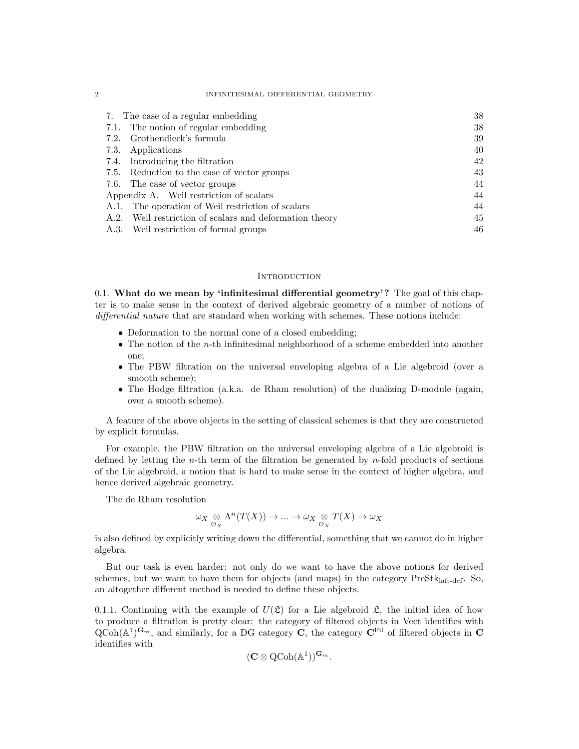| | |
|---|---|
| 7. The case of a regular embedding | 38 |
| 7.1. The notion of regular embedding | 38 |
| 7.2. Grothendieck's formula | 39 |
| 7.3. Applications | 40 |
| 7.4. Introducing the filtration | 42 |
| 7.5. Reduction to the case of vector groups | 43 |
| 7.6. The case of vector groups | 44 |
| Appendix A. Weil restriction of scalars | 44 |
| A.1. The operation of Weil restriction of scalars | 44 |
| A.2. Weil restriction of scalars and deformation theory | 45 |
| A.3. Weil restriction of formal groups | 46 |

## Introduction

0.1. **What do we mean by 'infinitesimal differential geometry'?** The goal of this chapter is to make sense in the context of derived algebraic geometry of a number of notions of *differential nature* that are standard when working with schemes. These notions include:

- Deformation to the normal cone of a closed embedding;
- The notion of the $n$-th infinitesimal neighborhood of a scheme embedded into another one;
- The PBW filtration on the universal enveloping algebra of a Lie algebroid (over a smooth scheme);
- The Hodge filtration (a.k.a. de Rham resolution) of the dualizing D-module (again, over a smooth scheme).

A feature of the above objects in the setting of classical schemes is that they are constructed by explicit formulas.

For example, the PBW filtration on the universal enveloping algebra of a Lie algebroid is defined by letting the $n$-th term of the filtration be generated by $n$-fold products of sections of the Lie algebroid, a notion that is hard to make sense in the context of higher algebra, and hence derived algebraic geometry.

The de Rham resolution

$$\omega_X \underset{\mathcal{O}_X}{\otimes} \Lambda^n(T(X)) \to ... \to \omega_X \underset{\mathcal{O}_X}{\otimes} T(X) \to \omega_X$$

is also defined by explicitly writing down the differential, something that we cannot do in higher algebra.

But our task is even harder: not only do we want to have the above notions for derived schemes, but we want to have them for objects (and maps) in the category $\text{PreStk}_{\text{laft-def}}$. So, an altogether different method is needed to define these objects.

0.1.1. Continuing with the example of $U(\mathfrak{L})$ for a Lie algebroid $\mathfrak{L}$, the initial idea of how to produce a filtration is pretty clear: the category of filtered objects in Vect identifies with $\text{QCoh}(\mathbb{A}^1)^{\mathbf{G}_m}$, and similarly, for a DG category $\mathbf{C}$, the category $\mathbf{C}^{\text{Fil}}$ of filtered objects in $\mathbf{C}$ identifies with

$$(\mathbf{C} \otimes \text{QCoh}(\mathbb{A}^1))^{\mathbf{G}_m}.$$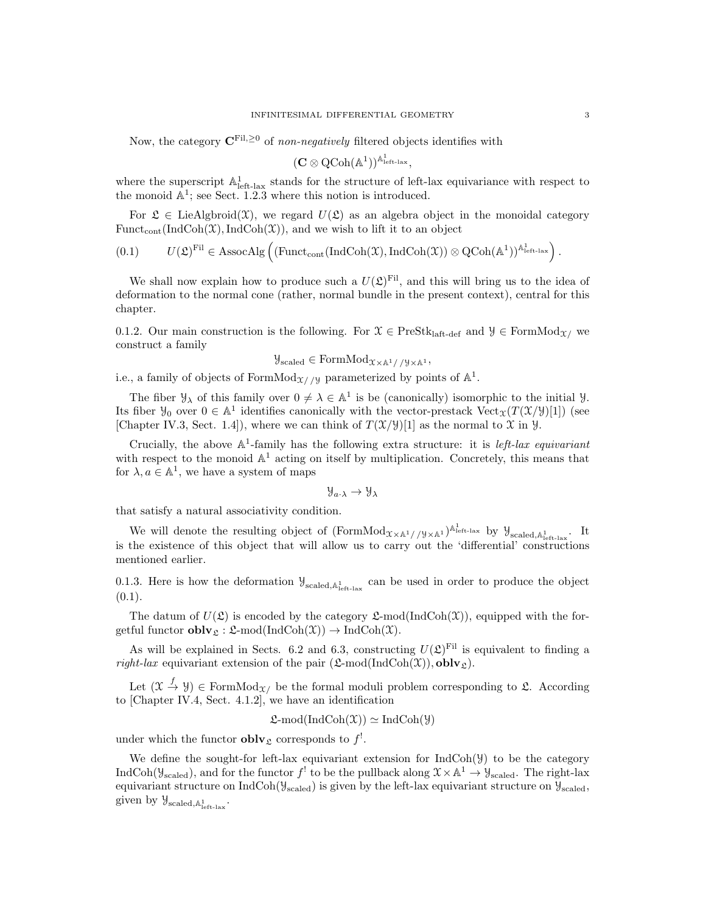Now, the category $\mathbf{C}^{\mathrm{Fil},\geq 0}$ of *non-negatively* filtered objects identifies with

$$(\mathbf{C} \otimes \mathrm{QCoh}(\mathbb{A}^1))^{\mathbb{A}^1_{\text{left-lax}}},$$

where the superscript $\mathbb{A}^1_{\text{left-lax}}$ stands for the structure of left-lax equivariance with respect to the monoid $\mathbb{A}^1$; see Sect. 1.2.3 where this notion is introduced.

For $\mathfrak{L} \in \mathrm{LieAlgbroid}(\mathcal{X})$, we regard $U(\mathfrak{L})$ as an algebra object in the monoidal category $\mathrm{Funct}_{\mathrm{cont}}(\mathrm{IndCoh}(\mathcal{X}), \mathrm{IndCoh}(\mathcal{X}))$, and we wish to lift it to an object

$$U(\mathfrak{L})^{\mathrm{Fil}} \in \mathrm{AssocAlg}\left((\mathrm{Funct}_{\mathrm{cont}}(\mathrm{IndCoh}(\mathcal{X}), \mathrm{IndCoh}(\mathcal{X})) \otimes \mathrm{QCoh}(\mathbb{A}^1))^{\mathbb{A}^1_{\text{left-lax}}}\right). \tag{0.1}$$

We shall now explain how to produce such a $U(\mathfrak{L})^{\mathrm{Fil}}$, and this will bring us to the idea of deformation to the normal cone (rather, normal bundle in the present context), central for this chapter.

0.1.2. Our main construction is the following. For $\mathcal{X} \in \mathrm{PreStk}_{\mathrm{laft\text{-}def}}$ and $\mathcal{Y} \in \mathrm{FormMod}_{\mathcal{X}/}$ we construct a family

$$\mathcal{Y}_{\mathrm{scaled}} \in \mathrm{FormMod}_{\mathcal{X}\times\mathbb{A}^1//\mathcal{Y}\times\mathbb{A}^1},$$

i.e., a family of objects of $\mathrm{FormMod}_{\mathcal{X}//\mathcal{Y}}$ parameterized by points of $\mathbb{A}^1$.

The fiber $\mathcal{Y}_\lambda$ of this family over $0 \neq \lambda \in \mathbb{A}^1$ is be (canonically) isomorphic to the initial $\mathcal{Y}$. Its fiber $\mathcal{Y}_0$ over $0 \in \mathbb{A}^1$ identifies canonically with the vector-prestack $\mathrm{Vect}_{\mathcal{X}}(T(\mathcal{X}/\mathcal{Y})[1])$ (see [Chapter IV.3, Sect. 1.4]), where we can think of $T(\mathcal{X}/\mathcal{Y})[1]$ as the normal to $\mathcal{X}$ in $\mathcal{Y}$.

Crucially, the above $\mathbb{A}^1$-family has the following extra structure: it is *left-lax equivariant* with respect to the monoid $\mathbb{A}^1$ acting on itself by multiplication. Concretely, this means that for $\lambda, a \in \mathbb{A}^1$, we have a system of maps

$$\mathcal{Y}_{a\cdot\lambda} \to \mathcal{Y}_\lambda$$

that satisfy a natural associativity condition.

We will denote the resulting object of $(\mathrm{FormMod}_{\mathcal{X}\times\mathbb{A}^1//\mathcal{Y}\times\mathbb{A}^1})^{\mathbb{A}^1_{\text{left-lax}}}$ by $\mathcal{Y}_{\mathrm{scaled},\mathbb{A}^1_{\text{left-lax}}}$. It is the existence of this object that will allow us to carry out the 'differential' constructions mentioned earlier.

0.1.3. Here is how the deformation $\mathcal{Y}_{\mathrm{scaled},\mathbb{A}^1_{\text{left-lax}}}$ can be used in order to produce the object (0.1).

The datum of $U(\mathfrak{L})$ is encoded by the category $\mathfrak{L}\text{-mod}(\mathrm{IndCoh}(\mathcal{X}))$, equipped with the forgetful functor $\mathbf{oblv}_{\mathfrak{L}} : \mathfrak{L}\text{-mod}(\mathrm{IndCoh}(\mathcal{X})) \to \mathrm{IndCoh}(\mathcal{X})$.

As will be explained in Sects. 6.2 and 6.3, constructing $U(\mathfrak{L})^{\mathrm{Fil}}$ is equivalent to finding a *right-lax* equivariant extension of the pair $(\mathfrak{L}\text{-mod}(\mathrm{IndCoh}(\mathcal{X})), \mathbf{oblv}_{\mathfrak{L}})$.

Let $(\mathcal{X} \xrightarrow{f} \mathcal{Y}) \in \mathrm{FormMod}_{\mathcal{X}/}$ be the formal moduli problem corresponding to $\mathfrak{L}$. According to [Chapter IV.4, Sect. 4.1.2], we have an identification

$$\mathfrak{L}\text{-mod}(\mathrm{IndCoh}(\mathcal{X})) \simeq \mathrm{IndCoh}(\mathcal{Y})$$

under which the functor $\mathbf{oblv}_{\mathfrak{L}}$ corresponds to $f^!$.

We define the sought-for left-lax equivariant extension for $\mathrm{IndCoh}(\mathcal{Y})$ to be the category $\mathrm{IndCoh}(\mathcal{Y}_{\mathrm{scaled}})$, and for the functor $f^!$ to be the pullback along $\mathcal{X} \times \mathbb{A}^1 \to \mathcal{Y}_{\mathrm{scaled}}$. The right-lax equivariant structure on $\mathrm{IndCoh}(\mathcal{Y}_{\mathrm{scaled}})$ is given by the left-lax equivariant structure on $\mathcal{Y}_{\mathrm{scaled}}$, given by $\mathcal{Y}_{\mathrm{scaled},\mathbb{A}^1_{\text{left-lax}}}$.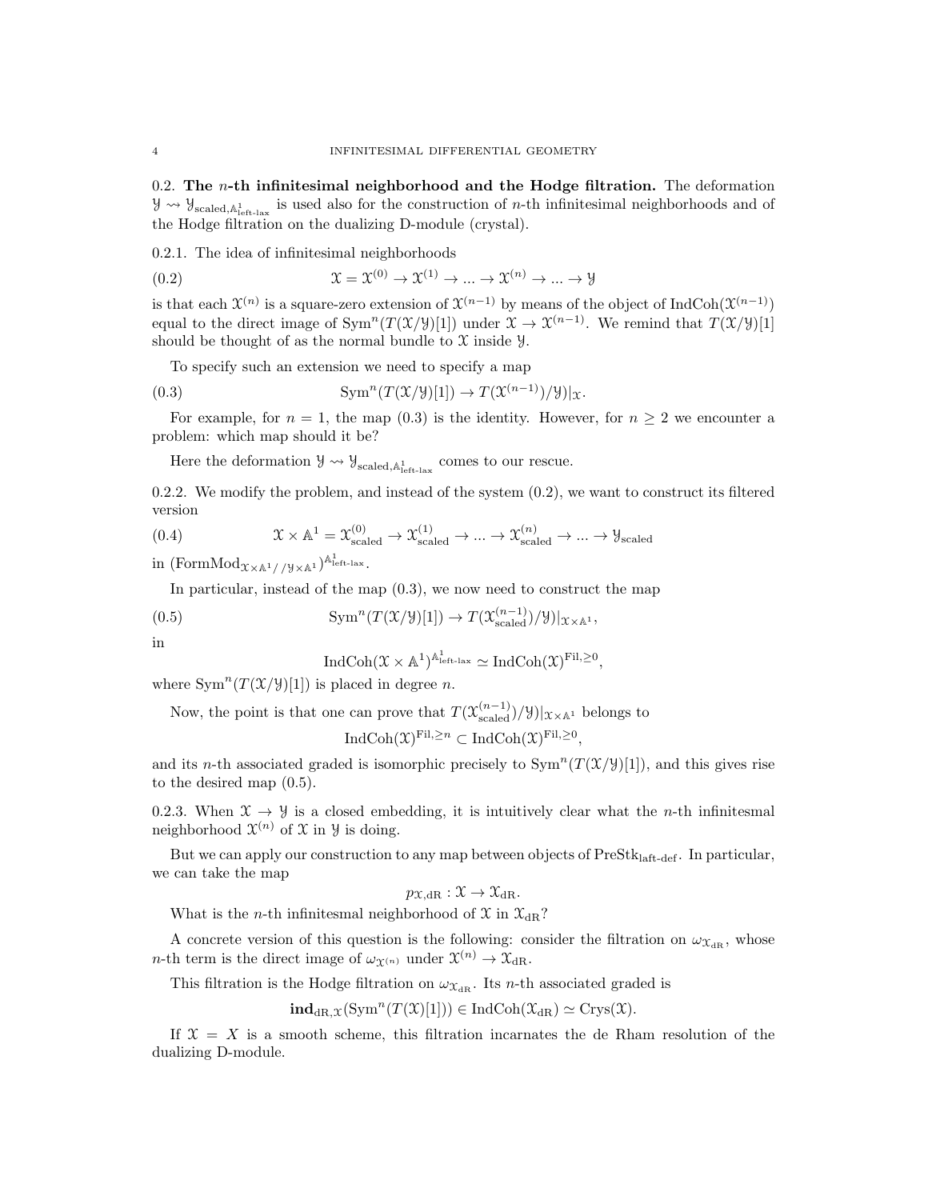0.2. **The $n$-th infinitesimal neighborhood and the Hodge filtration.** The deformation $\mathcal{Y} \rightsquigarrow \mathcal{Y}_{\text{scaled},\mathbb{A}^1_{\text{left-lax}}}$ is used also for the construction of $n$-th infinitesimal neighborhoods and of the Hodge filtration on the dualizing D-module (crystal).

0.2.1. The idea of infinitesimal neighborhoods

$$\mathcal{X} = \mathcal{X}^{(0)} \to \mathcal{X}^{(1)} \to ... \to \mathcal{X}^{(n)} \to ... \to \mathcal{Y} \tag{0.2}$$

is that each $\mathcal{X}^{(n)}$ is a square-zero extension of $\mathcal{X}^{(n-1)}$ by means of the object of $\text{IndCoh}(\mathcal{X}^{(n-1)})$ equal to the direct image of $\text{Sym}^n(T(\mathcal{X}/\mathcal{Y})[1])$ under $\mathcal{X} \to \mathcal{X}^{(n-1)}$. We remind that $T(\mathcal{X}/\mathcal{Y})[1]$ should be thought of as the normal bundle to $\mathcal{X}$ inside $\mathcal{Y}$.

To specify such an extension we need to specify a map

$$\text{Sym}^n(T(\mathcal{X}/\mathcal{Y})[1]) \to T(\mathcal{X}^{(n-1)})/\mathcal{Y})|_{\mathcal{X}}. \tag{0.3}$$

For example, for $n = 1$, the map (0.3) is the identity. However, for $n \geq 2$ we encounter a problem: which map should it be?

Here the deformation $\mathcal{Y} \rightsquigarrow \mathcal{Y}_{\text{scaled},\mathbb{A}^1_{\text{left-lax}}}$ comes to our rescue.

0.2.2. We modify the problem, and instead of the system (0.2), we want to construct its filtered version

$$\mathcal{X} \times \mathbb{A}^1 = \mathcal{X}^{(0)}_{\text{scaled}} \to \mathcal{X}^{(1)}_{\text{scaled}} \to ... \to \mathcal{X}^{(n)}_{\text{scaled}} \to ... \to \mathcal{Y}_{\text{scaled}} \tag{0.4}$$

in $(\text{FormMod}_{\mathcal{X}\times\mathbb{A}^1//\mathcal{Y}\times\mathbb{A}^1})^{\mathbb{A}^1_{\text{left-lax}}}$.

In particular, instead of the map (0.3), we now need to construct the map

$$\text{Sym}^n(T(\mathcal{X}/\mathcal{Y})[1]) \to T(\mathcal{X}^{(n-1)}_{\text{scaled}})/\mathcal{Y})|_{\mathcal{X}\times\mathbb{A}^1}, \tag{0.5}$$

in

$$\text{IndCoh}(\mathcal{X} \times \mathbb{A}^1)^{\mathbb{A}^1_{\text{left-lax}}} \simeq \text{IndCoh}(\mathcal{X})^{\text{Fil},\geq 0},$$

where $\text{Sym}^n(T(\mathcal{X}/\mathcal{Y})[1])$ is placed in degree $n$.

Now, the point is that one can prove that $T(\mathcal{X}^{(n-1)}_{\text{scaled}})/\mathcal{Y})|_{\mathcal{X}\times\mathbb{A}^1}$ belongs to

$$\text{IndCoh}(\mathcal{X})^{\text{Fil},\geq n} \subset \text{IndCoh}(\mathcal{X})^{\text{Fil},\geq 0},$$

and its $n$-th associated graded is isomorphic precisely to $\text{Sym}^n(T(\mathcal{X}/\mathcal{Y})[1])$, and this gives rise to the desired map (0.5).

0.2.3. When $\mathcal{X} \to \mathcal{Y}$ is a closed embedding, it is intuitively clear what the $n$-th infinitesmal neighborhood $\mathcal{X}^{(n)}$ of $\mathcal{X}$ in $\mathcal{Y}$ is doing.

But we can apply our construction to any map between objects of $\text{PreStk}_{\text{laft-def}}$. In particular, we can take the map

$$p_{\mathcal{X},\text{dR}} : \mathcal{X} \to \mathcal{X}_{\text{dR}}.$$

What is the $n$-th infinitesmal neighborhood of $\mathcal{X}$ in $\mathcal{X}_{\text{dR}}$?

A concrete version of this question is the following: consider the filtration on $\omega_{\mathcal{X}_{\text{dR}}}$, whose $n$-th term is the direct image of $\omega_{\mathcal{X}^{(n)}}$ under $\mathcal{X}^{(n)} \to \mathcal{X}_{\text{dR}}$.

This filtration is the Hodge filtration on $\omega_{\mathcal{X}_{\text{dR}}}$. Its $n$-th associated graded is

$$\mathbf{ind}_{\text{dR},\mathcal{X}}(\text{Sym}^n(T(\mathcal{X})[1])) \in \text{IndCoh}(\mathcal{X}_{\text{dR}}) \simeq \text{Crys}(\mathcal{X}).$$

If $\mathcal{X} = X$ is a smooth scheme, this filtration incarnates the de Rham resolution of the dualizing D-module.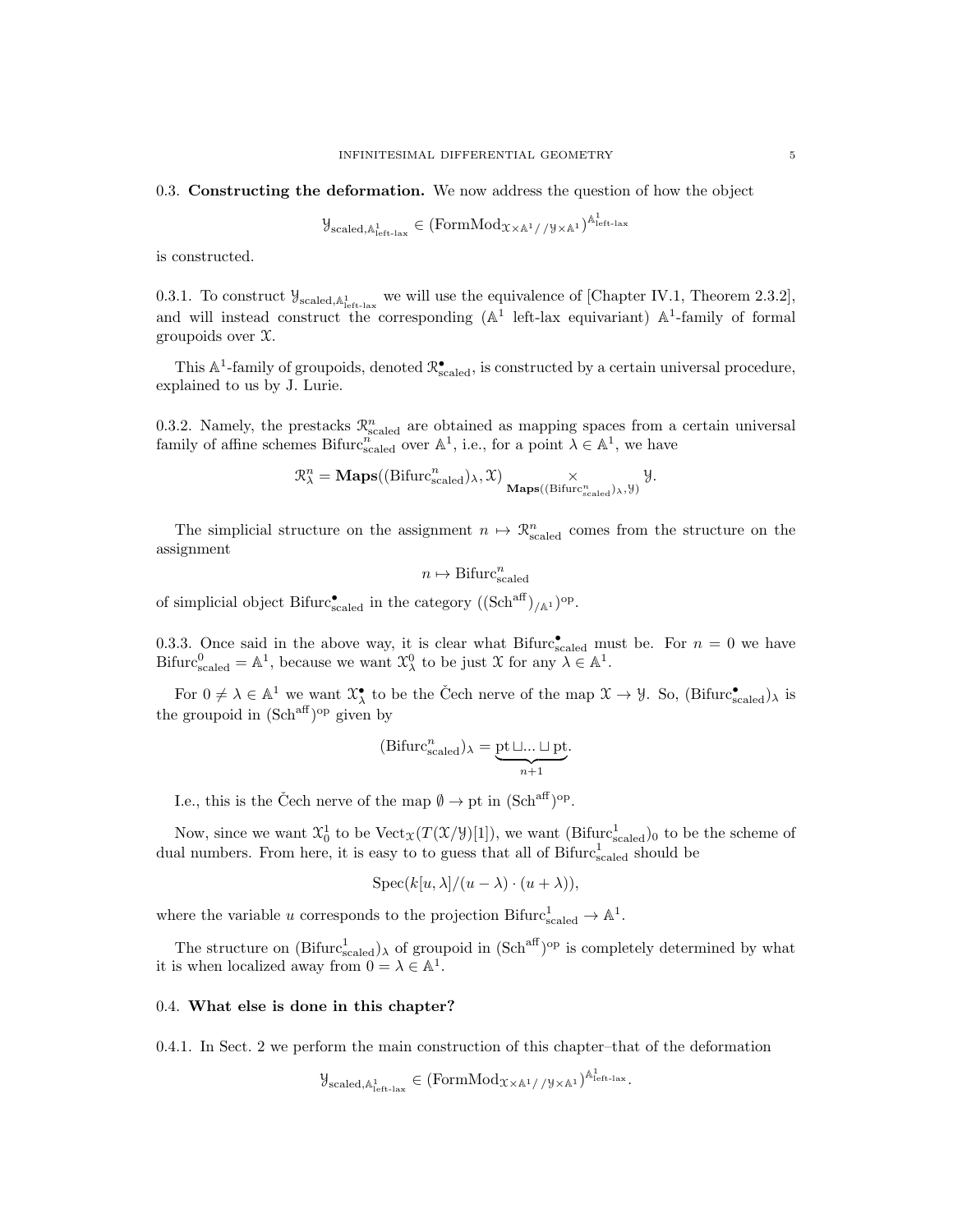## 0.3. Constructing the deformation.

We now address the question of how the object

$$\mathcal{Y}_{\mathrm{scaled},\mathbb{A}^1_{\mathrm{left\text{-}lax}}} \in (\mathrm{FormMod}_{\mathcal{X}\times\mathbb{A}^1//\mathcal{Y}\times\mathbb{A}^1})^{\mathbb{A}^1_{\mathrm{left\text{-}lax}}}$$

is constructed.

0.3.1. To construct $\mathcal{Y}_{\mathrm{scaled},\mathbb{A}^1_{\mathrm{left\text{-}lax}}}$ we will use the equivalence of [Chapter IV.1, Theorem 2.3.2], and will instead construct the corresponding ($\mathbb{A}^1$ left-lax equivariant) $\mathbb{A}^1$-family of formal groupoids over $\mathcal{X}$.

This $\mathbb{A}^1$-family of groupoids, denoted $\mathcal{R}^\bullet_{\mathrm{scaled}}$, is constructed by a certain universal procedure, explained to us by J. Lurie.

0.3.2. Namely, the prestacks $\mathcal{R}^n_{\mathrm{scaled}}$ are obtained as mapping spaces from a certain universal family of affine schemes $\mathrm{Bifurc}^n_{\mathrm{scaled}}$ over $\mathbb{A}^1$, i.e., for a point $\lambda\in\mathbb{A}^1$, we have

$$\mathcal{R}^n_\lambda = \mathbf{Maps}((\mathrm{Bifurc}^n_{\mathrm{scaled}})_\lambda,\mathcal{X}) \underset{\mathbf{Maps}((\mathrm{Bifurc}^n_{\mathrm{scaled}})_\lambda,\mathcal{Y})}{\times} \mathcal{Y}.$$

The simplicial structure on the assignment $n\mapsto \mathcal{R}^n_{\mathrm{scaled}}$ comes from the structure on the assignment

$$n\mapsto \mathrm{Bifurc}^n_{\mathrm{scaled}}$$

of simplicial object $\mathrm{Bifurc}^\bullet_{\mathrm{scaled}}$ in the category $((\mathrm{Sch}^{\mathrm{aff}})_{/\mathbb{A}^1})^{\mathrm{op}}$.

0.3.3. Once said in the above way, it is clear what $\mathrm{Bifurc}^\bullet_{\mathrm{scaled}}$ must be. For $n=0$ we have $\mathrm{Bifurc}^0_{\mathrm{scaled}}=\mathbb{A}^1$, because we want $\mathcal{X}^0_\lambda$ to be just $\mathcal{X}$ for any $\lambda\in\mathbb{A}^1$.

For $0\neq\lambda\in\mathbb{A}^1$ we want $\mathcal{X}^\bullet_\lambda$ to be the Čech nerve of the map $\mathcal{X}\to\mathcal{Y}$. So, $(\mathrm{Bifurc}^\bullet_{\mathrm{scaled}})_\lambda$ is the groupoid in $(\mathrm{Sch}^{\mathrm{aff}})^{\mathrm{op}}$ given by

$$(\mathrm{Bifurc}^n_{\mathrm{scaled}})_\lambda = \underbrace{\mathrm{pt}\sqcup ...\sqcup \mathrm{pt}}_{n+1}.$$

I.e., this is the Čech nerve of the map $\emptyset\to\mathrm{pt}$ in $(\mathrm{Sch}^{\mathrm{aff}})^{\mathrm{op}}$.

Now, since we want $\mathcal{X}^1_0$ to be $\mathrm{Vect}_{\mathcal{X}}(T(\mathcal{X}/\mathcal{Y})[1])$, we want $(\mathrm{Bifurc}^1_{\mathrm{scaled}})_0$ to be the scheme of dual numbers. From here, it is easy to to guess that all of $\mathrm{Bifurc}^1_{\mathrm{scaled}}$ should be

$$\mathrm{Spec}(k[u,\lambda]/(u-\lambda)\cdot(u+\lambda)),$$

where the variable $u$ corresponds to the projection $\mathrm{Bifurc}^1_{\mathrm{scaled}}\to\mathbb{A}^1$.

The structure on $(\mathrm{Bifurc}^1_{\mathrm{scaled}})_\lambda$ of groupoid in $(\mathrm{Sch}^{\mathrm{aff}})^{\mathrm{op}}$ is completely determined by what it is when localized away from $0=\lambda\in\mathbb{A}^1$.

## 0.4. What else is done in this chapter?

0.4.1. In Sect. 2 we perform the main construction of this chapter–that of the deformation

$$\mathcal{Y}_{\mathrm{scaled},\mathbb{A}^1_{\mathrm{left\text{-}lax}}} \in (\mathrm{FormMod}_{\mathcal{X}\times\mathbb{A}^1//\mathcal{Y}\times\mathbb{A}^1})^{\mathbb{A}^1_{\mathrm{left\text{-}lax}}}.$$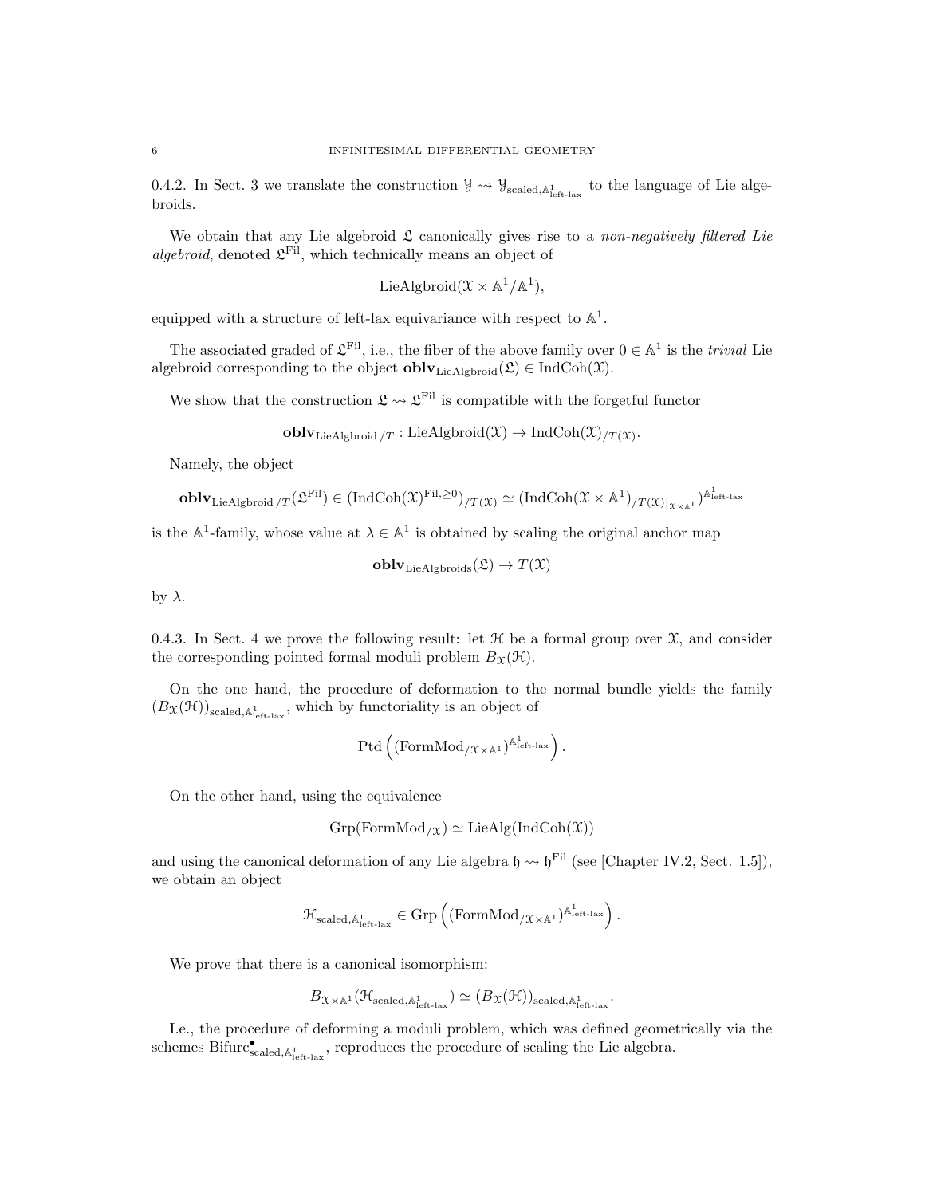0.4.2. In Sect. 3 we translate the construction $\mathcal{Y} \rightsquigarrow \mathcal{Y}_{\text{scaled},\mathbb{A}^1_{\text{left-lax}}}$ to the language of Lie algebroids.

We obtain that any Lie algebroid $\mathfrak{L}$ canonically gives rise to a *non-negatively filtered Lie algebroid*, denoted $\mathfrak{L}^{\text{Fil}}$, which technically means an object of

$$\text{LieAlgbroid}(\mathcal{X} \times \mathbb{A}^1/\mathbb{A}^1),$$

equipped with a structure of left-lax equivariance with respect to $\mathbb{A}^1$.

The associated graded of $\mathfrak{L}^{\text{Fil}}$, i.e., the fiber of the above family over $0 \in \mathbb{A}^1$ is the *trivial* Lie algebroid corresponding to the object $\mathbf{oblv}_{\text{LieAlgbroid}}(\mathfrak{L}) \in \text{IndCoh}(\mathcal{X})$.

We show that the construction $\mathfrak{L} \rightsquigarrow \mathfrak{L}^{\text{Fil}}$ is compatible with the forgetful functor

$$\mathbf{oblv}_{\text{LieAlgbroid}\,/T} : \text{LieAlgbroid}(\mathcal{X}) \to \text{IndCoh}(\mathcal{X})_{/T(\mathcal{X})}.$$

Namely, the object

$$\mathbf{oblv}_{\text{LieAlgbroid}\,/T}(\mathfrak{L}^{\text{Fil}}) \in (\text{IndCoh}(\mathcal{X})^{\text{Fil},\geq 0})_{/T(\mathcal{X})} \simeq (\text{IndCoh}(\mathcal{X} \times \mathbb{A}^1)_{/T(\mathcal{X})|_{\mathcal{X}\times\mathbb{A}^1}})^{\mathbb{A}^1_{\text{left-lax}}}$$

is the $\mathbb{A}^1$-family, whose value at $\lambda \in \mathbb{A}^1$ is obtained by scaling the original anchor map

$$\mathbf{oblv}_{\text{LieAlgbroids}}(\mathfrak{L}) \to T(\mathcal{X})$$

by $\lambda$.

0.4.3. In Sect. 4 we prove the following result: let $\mathcal{H}$ be a formal group over $\mathcal{X}$, and consider the corresponding pointed formal moduli problem $B_{\mathcal{X}}(\mathcal{H})$.

On the one hand, the procedure of deformation to the normal bundle yields the family $(B_{\mathcal{X}}(\mathcal{H}))_{\text{scaled},\mathbb{A}^1_{\text{left-lax}}}$, which by functoriality is an object of

$$\text{Ptd}\left((\text{FormMod}_{/\mathcal{X}\times\mathbb{A}^1})^{\mathbb{A}^1_{\text{left-lax}}}\right).$$

On the other hand, using the equivalence

$$\text{Grp}(\text{FormMod}_{/\mathcal{X}}) \simeq \text{LieAlg}(\text{IndCoh}(\mathcal{X}))$$

and using the canonical deformation of any Lie algebra $\mathfrak{h} \rightsquigarrow \mathfrak{h}^{\text{Fil}}$ (see [Chapter IV.2, Sect. 1.5]), we obtain an object

$$\mathcal{H}_{\text{scaled},\mathbb{A}^1_{\text{left-lax}}} \in \text{Grp}\left((\text{FormMod}_{/\mathcal{X}\times\mathbb{A}^1})^{\mathbb{A}^1_{\text{left-lax}}}\right).$$

We prove that there is a canonical isomorphism:

$$B_{\mathcal{X}\times\mathbb{A}^1}(\mathcal{H}_{\text{scaled},\mathbb{A}^1_{\text{left-lax}}}) \simeq (B_{\mathcal{X}}(\mathcal{H}))_{\text{scaled},\mathbb{A}^1_{\text{left-lax}}}.$$

I.e., the procedure of deforming a moduli problem, which was defined geometrically via the schemes $\text{Bifurc}^{\bullet}_{\text{scaled},\mathbb{A}^1_{\text{left-lax}}}$, reproduces the procedure of scaling the Lie algebra.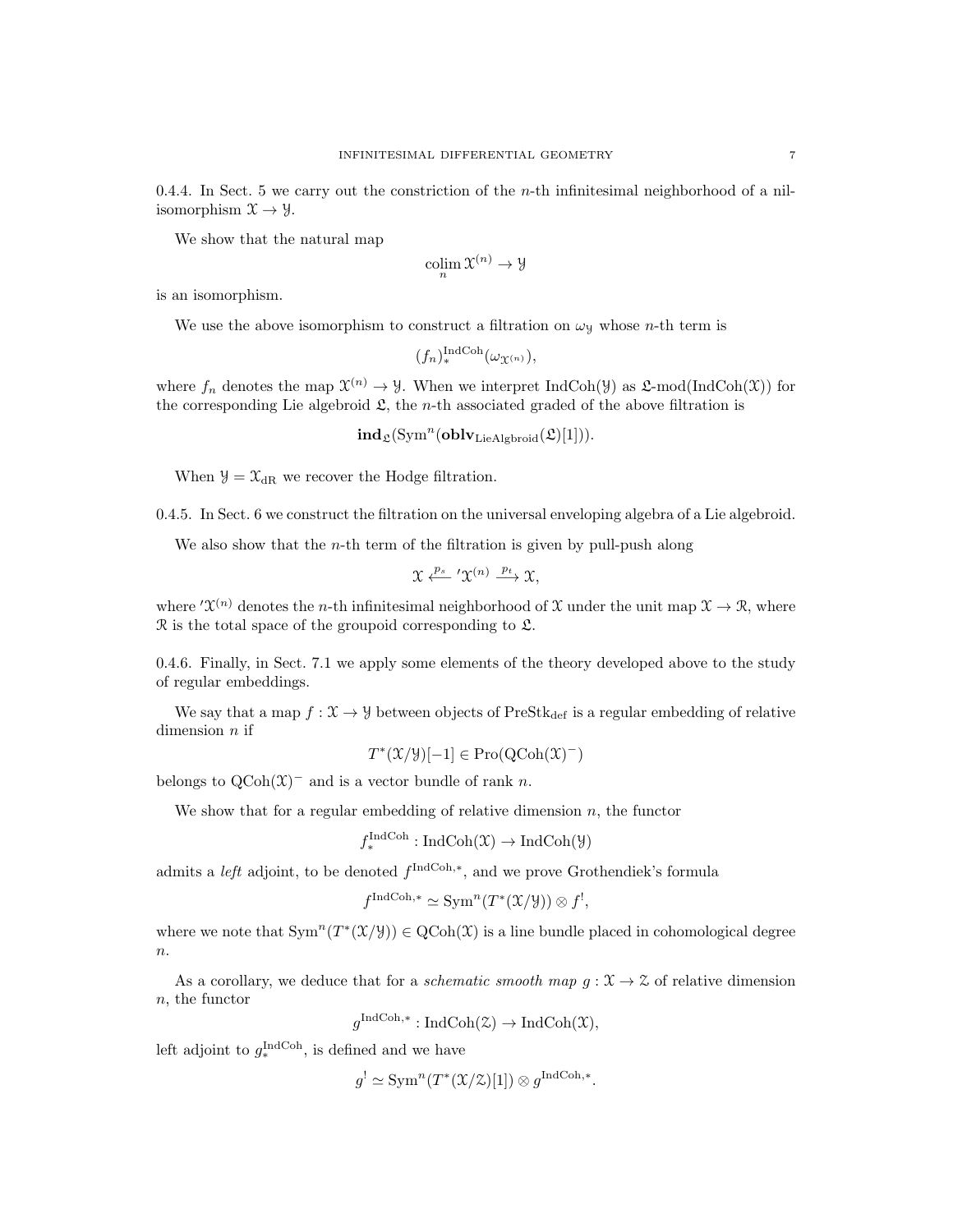0.4.4. In Sect. 5 we carry out the constriction of the $n$-th infinitesimal neighborhood of a nil-isomorphism $\mathcal{X} \to \mathcal{Y}$.

We show that the natural map

$$\underset{n}{\operatorname{colim}}\, \mathcal{X}^{(n)} \to \mathcal{Y}$$

is an isomorphism.

We use the above isomorphism to construct a filtration on $\omega_{\mathcal{Y}}$ whose $n$-th term is

$$(f_n)_*^{\operatorname{IndCoh}}(\omega_{\mathcal{X}^{(n)}}),$$

where $f_n$ denotes the map $\mathcal{X}^{(n)} \to \mathcal{Y}$. When we interpret $\operatorname{IndCoh}(\mathcal{Y})$ as $\mathfrak{L}\text{-mod}(\operatorname{IndCoh}(\mathcal{X}))$ for the corresponding Lie algebroid $\mathfrak{L}$, the $n$-th associated graded of the above filtration is

$$\mathbf{ind}_{\mathfrak{L}}(\operatorname{Sym}^n(\mathbf{oblv}_{\operatorname{LieAlgbroid}}(\mathfrak{L})[1])).$$

When $\mathcal{Y} = \mathcal{X}_{\mathrm{dR}}$ we recover the Hodge filtration.

0.4.5. In Sect. 6 we construct the filtration on the universal enveloping algebra of a Lie algebroid.

We also show that the $n$-th term of the filtration is given by pull-push along

$$\mathcal{X} \xleftarrow{p_s} {}'\mathcal{X}^{(n)} \xrightarrow{p_t} \mathcal{X},$$

where ${}'\mathcal{X}^{(n)}$ denotes the $n$-th infinitesimal neighborhood of $\mathcal{X}$ under the unit map $\mathcal{X} \to \mathcal{R}$, where $\mathcal{R}$ is the total space of the groupoid corresponding to $\mathfrak{L}$.

0.4.6. Finally, in Sect. 7.1 we apply some elements of the theory developed above to the study of regular embeddings.

We say that a map $f : \mathcal{X} \to \mathcal{Y}$ between objects of $\operatorname{PreStk}_{\operatorname{def}}$ is a regular embedding of relative dimension $n$ if

$$T^*(\mathcal{X}/\mathcal{Y})[-1] \in \operatorname{Pro}(\operatorname{QCoh}(\mathcal{X})^-)$$

belongs to $\operatorname{QCoh}(\mathcal{X})^-$ and is a vector bundle of rank $n$.

We show that for a regular embedding of relative dimension $n$, the functor

$$f_*^{\operatorname{IndCoh}} : \operatorname{IndCoh}(\mathcal{X}) \to \operatorname{IndCoh}(\mathcal{Y})$$

admits a *left* adjoint, to be denoted $f^{\operatorname{IndCoh},*}$, and we prove Grothendiek's formula

$$f^{\operatorname{IndCoh},*} \simeq \operatorname{Sym}^n(T^*(\mathcal{X}/\mathcal{Y})) \otimes f^!,$$

where we note that $\operatorname{Sym}^n(T^*(\mathcal{X}/\mathcal{Y})) \in \operatorname{QCoh}(\mathcal{X})$ is a line bundle placed in cohomological degree $n$.

As a corollary, we deduce that for a *schematic smooth map* $g : \mathcal{X} \to \mathcal{Z}$ of relative dimension $n$, the functor

$$g^{\operatorname{IndCoh},*} : \operatorname{IndCoh}(\mathcal{Z}) \to \operatorname{IndCoh}(\mathcal{X}),$$

left adjoint to $g_*^{\operatorname{IndCoh}}$, is defined and we have

$$g^! \simeq \operatorname{Sym}^n(T^*(\mathcal{X}/\mathcal{Z})[1]) \otimes g^{\operatorname{IndCoh},*}.$$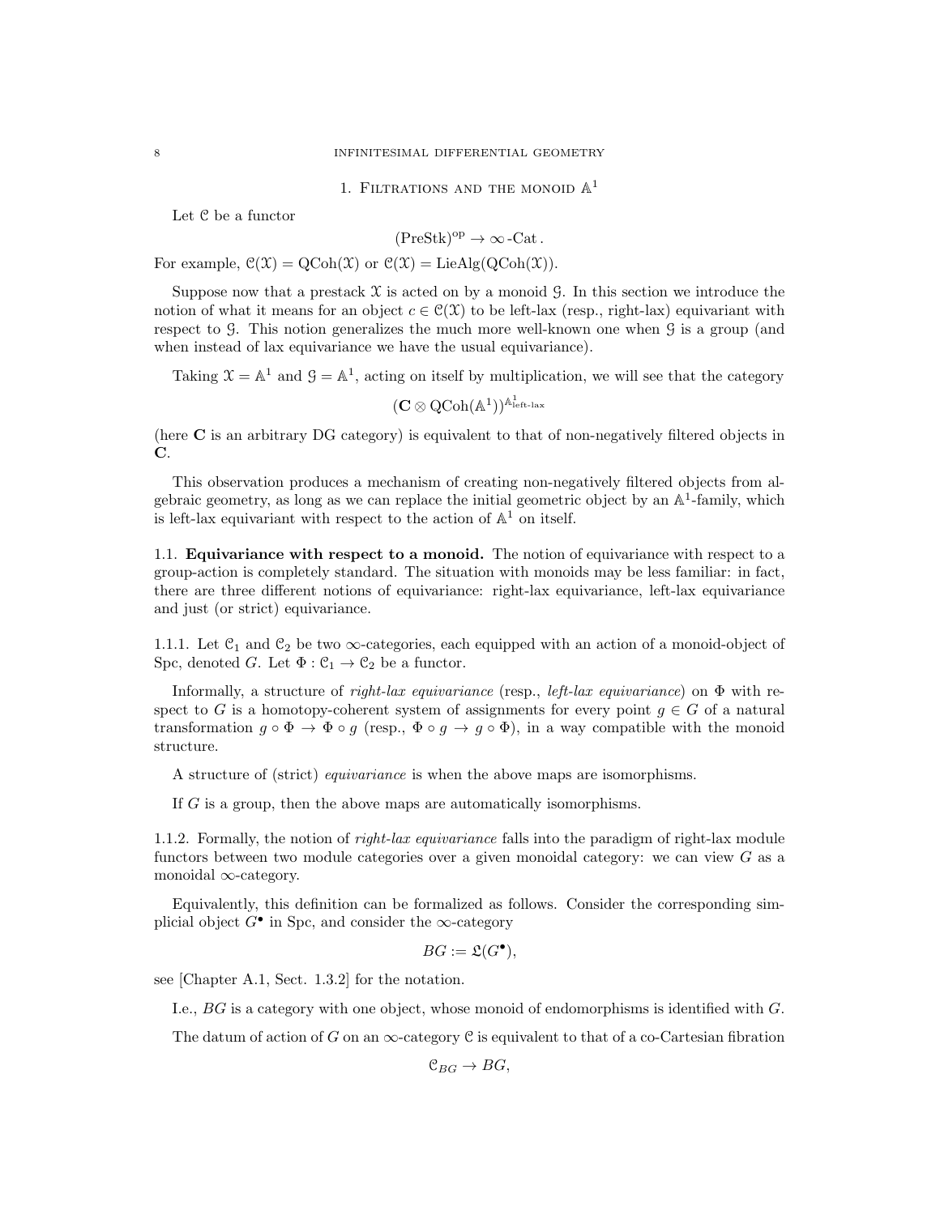# 1. Filtrations and the monoid $\mathbb{A}^1$

Let $\mathcal{C}$ be a functor

$$(\text{PreStk})^{\text{op}} \to \infty\text{-Cat}.$$

For example, $\mathcal{C}(\mathcal{X}) = \text{QCoh}(\mathcal{X})$ or $\mathcal{C}(\mathcal{X}) = \text{LieAlg}(\text{QCoh}(\mathcal{X}))$.

Suppose now that a prestack $\mathcal{X}$ is acted on by a monoid $\mathcal{G}$. In this section we introduce the notion of what it means for an object $c \in \mathcal{C}(\mathcal{X})$ to be left-lax (resp., right-lax) equivariant with respect to $\mathcal{G}$. This notion generalizes the much more well-known one when $\mathcal{G}$ is a group (and when instead of lax equivariance we have the usual equivariance).

Taking $\mathcal{X} = \mathbb{A}^1$ and $\mathcal{G} = \mathbb{A}^1$, acting on itself by multiplication, we will see that the category

$$(\mathbf{C} \otimes \text{QCoh}(\mathbb{A}^1))^{\mathbb{A}^1_{\text{left-lax}}}$$

(here $\mathbf{C}$ is an arbitrary DG category) is equivalent to that of non-negatively filtered objects in $\mathbf{C}$.

This observation produces a mechanism of creating non-negatively filtered objects from algebraic geometry, as long as we can replace the initial geometric object by an $\mathbb{A}^1$-family, which is left-lax equivariant with respect to the action of $\mathbb{A}^1$ on itself.

## 1.1. Equivariance with respect to a monoid.

The notion of equivariance with respect to a group-action is completely standard. The situation with monoids may be less familiar: in fact, there are three different notions of equivariance: right-lax equivariance, left-lax equivariance and just (or strict) equivariance.

1.1.1. Let $\mathcal{C}_1$ and $\mathcal{C}_2$ be two $\infty$-categories, each equipped with an action of a monoid-object of Spc, denoted $G$. Let $\Phi : \mathcal{C}_1 \to \mathcal{C}_2$ be a functor.

Informally, a structure of *right-lax equivariance* (resp., *left-lax equivariance*) on $\Phi$ with respect to $G$ is a homotopy-coherent system of assignments for every point $g \in G$ of a natural transformation $g \circ \Phi \to \Phi \circ g$ (resp., $\Phi \circ g \to g \circ \Phi$), in a way compatible with the monoid structure.

A structure of (strict) *equivariance* is when the above maps are isomorphisms.

If $G$ is a group, then the above maps are automatically isomorphisms.

1.1.2. Formally, the notion of *right-lax equivariance* falls into the paradigm of right-lax module functors between two module categories over a given monoidal category: we can view $G$ as a monoidal $\infty$-category.

Equivalently, this definition can be formalized as follows. Consider the corresponding simplicial object $G^\bullet$ in Spc, and consider the $\infty$-category

$$BG := \mathfrak{L}(G^\bullet),$$

see [Chapter A.1, Sect. 1.3.2] for the notation.

I.e., $BG$ is a category with one object, whose monoid of endomorphisms is identified with $G$.

The datum of action of $G$ on an $\infty$-category $\mathcal{C}$ is equivalent to that of a co-Cartesian fibration

$$\mathcal{C}_{BG} \to BG,$$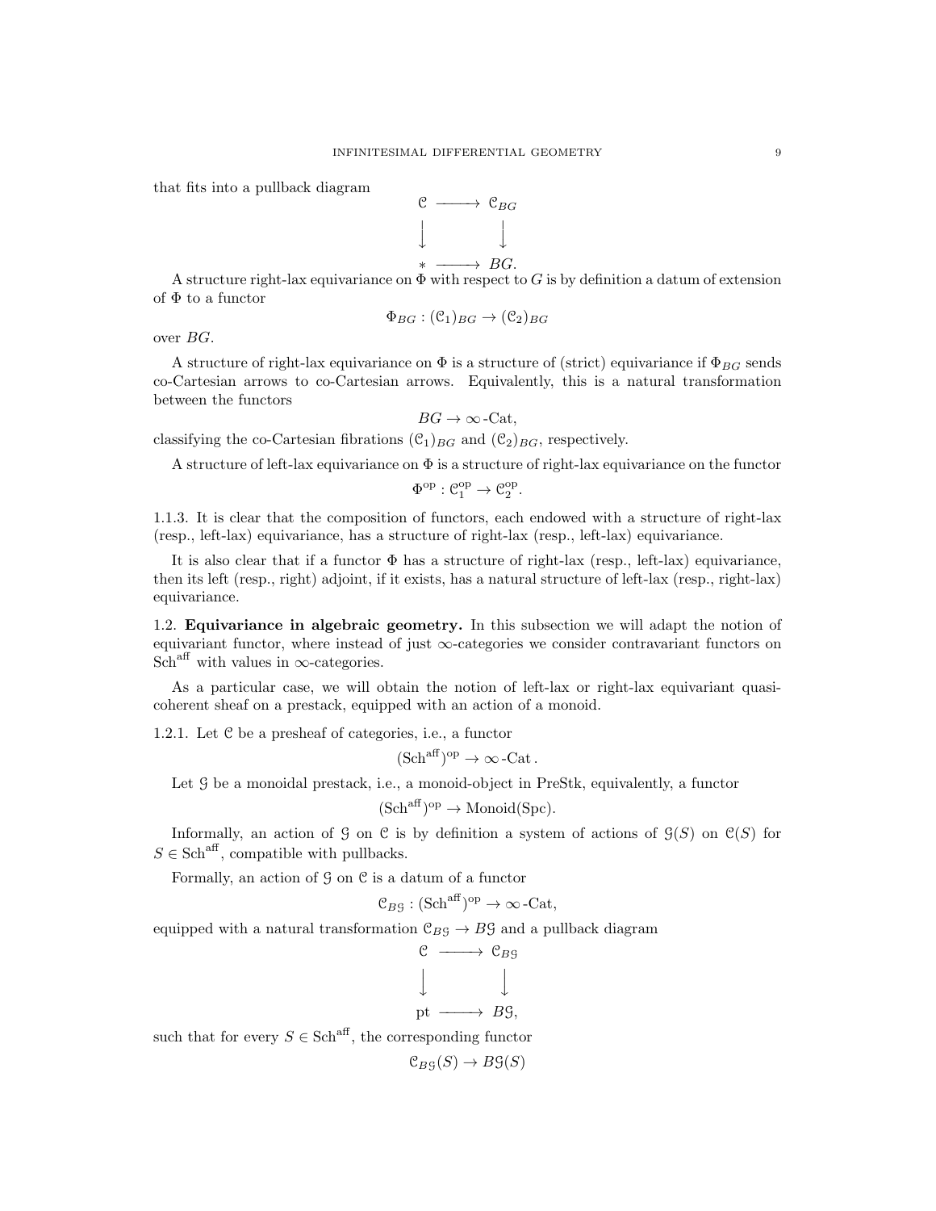that fits into a pullback diagram

$$\begin{array}{ccc} \mathcal{C} & \longrightarrow & \mathcal{C}_{BG} \\ \Big\downarrow & & \Big\downarrow \\ * & \longrightarrow & BG. \end{array}$$

A structure right-lax equivariance on $\Phi$ with respect to $G$ is by definition a datum of extension of $\Phi$ to a functor

$$\Phi_{BG} : (\mathcal{C}_1)_{BG} \to (\mathcal{C}_2)_{BG}$$

over $BG$.

A structure of right-lax equivariance on $\Phi$ is a structure of (strict) equivariance if $\Phi_{BG}$ sends co-Cartesian arrows to co-Cartesian arrows. Equivalently, this is a natural transformation between the functors

$$BG \to \infty\text{-Cat},$$

classifying the co-Cartesian fibrations $(\mathcal{C}_1)_{BG}$ and $(\mathcal{C}_2)_{BG}$, respectively.

A structure of left-lax equivariance on $\Phi$ is a structure of right-lax equivariance on the functor

$$\Phi^{\mathrm{op}} : \mathcal{C}_1^{\mathrm{op}} \to \mathcal{C}_2^{\mathrm{op}}.$$

1.1.3. It is clear that the composition of functors, each endowed with a structure of right-lax (resp., left-lax) equivariance, has a structure of right-lax (resp., left-lax) equivariance.

It is also clear that if a functor $\Phi$ has a structure of right-lax (resp., left-lax) equivariance, then its left (resp., right) adjoint, if it exists, has a natural structure of left-lax (resp., right-lax) equivariance.

## 1.2. Equivariance in algebraic geometry.

In this subsection we will adapt the notion of equivariant functor, where instead of just $\infty$-categories we consider contravariant functors on $\mathrm{Sch}^{\mathrm{aff}}$ with values in $\infty$-categories.

As a particular case, we will obtain the notion of left-lax or right-lax equivariant quasi-coherent sheaf on a prestack, equipped with an action of a monoid.

1.2.1. Let $\mathcal{C}$ be a presheaf of categories, i.e., a functor

$$(\mathrm{Sch}^{\mathrm{aff}})^{\mathrm{op}} \to \infty\text{-Cat}\,.$$

Let $\mathcal{G}$ be a monoidal prestack, i.e., a monoid-object in PreStk, equivalently, a functor

$$(\mathrm{Sch}^{\mathrm{aff}})^{\mathrm{op}} \to \mathrm{Monoid}(\mathrm{Spc}).$$

Informally, an action of $\mathcal{G}$ on $\mathcal{C}$ is by definition a system of actions of $\mathcal{G}(S)$ on $\mathcal{C}(S)$ for $S \in \mathrm{Sch}^{\mathrm{aff}}$, compatible with pullbacks.

Formally, an action of $\mathcal{G}$ on $\mathcal{C}$ is a datum of a functor

$$\mathcal{C}_{B\mathcal{G}} : (\mathrm{Sch}^{\mathrm{aff}})^{\mathrm{op}} \to \infty\text{-Cat},$$

equipped with a natural transformation $\mathcal{C}_{B\mathcal{G}} \to B\mathcal{G}$ and a pullback diagram

$$\begin{array}{ccc} \mathcal{C} & \longrightarrow & \mathcal{C}_{B\mathcal{G}} \\ \Big\downarrow & & \Big\downarrow \\ \mathrm{pt} & \longrightarrow & B\mathcal{G}, \end{array}$$

such that for every $S \in \mathrm{Sch}^{\mathrm{aff}}$, the corresponding functor

$$\mathcal{C}_{B\mathcal{G}}(S) \to B\mathcal{G}(S)$$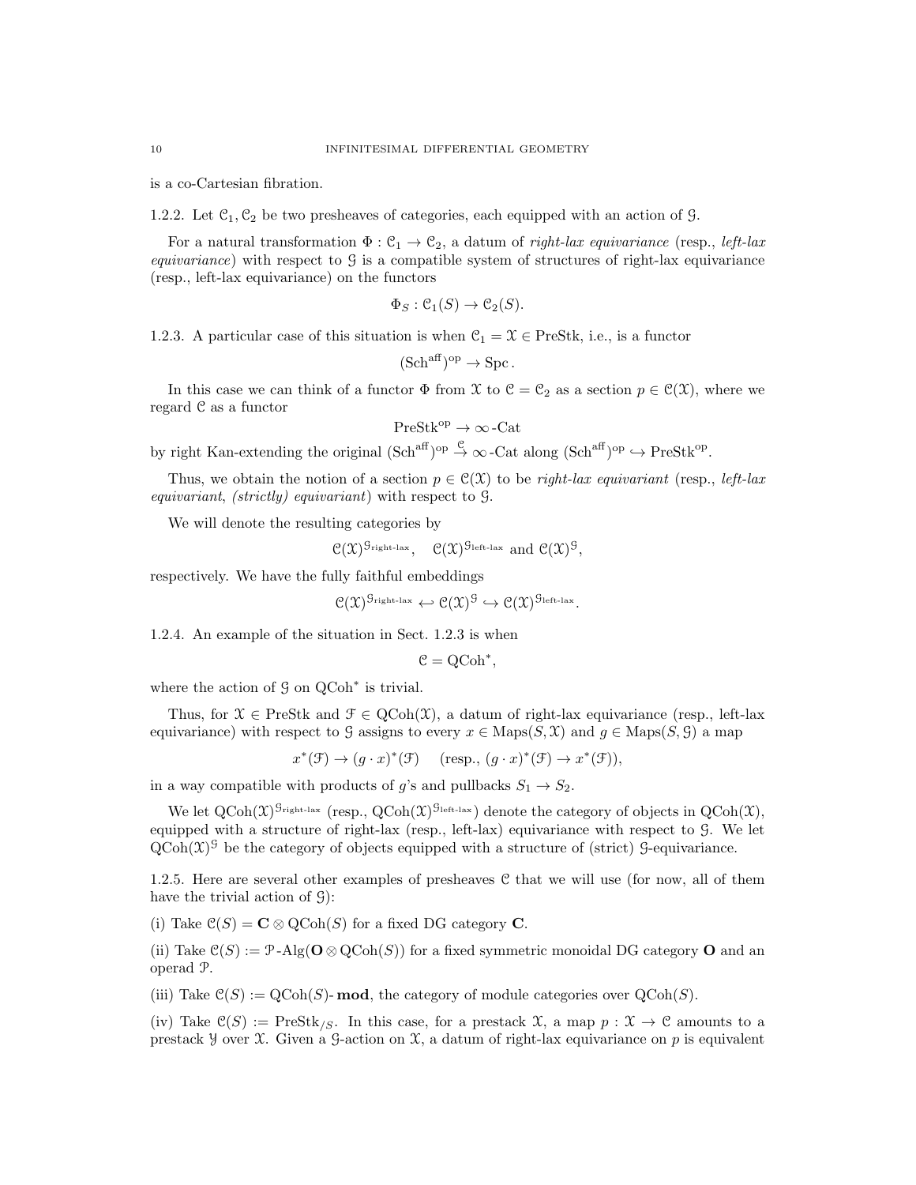is a co-Cartesian fibration.

1.2.2. Let $\mathcal{C}_1, \mathcal{C}_2$ be two presheaves of categories, each equipped with an action of $\mathcal{G}$.

For a natural transformation $\Phi : \mathcal{C}_1 \to \mathcal{C}_2$, a datum of *right-lax equivariance* (resp., *left-lax equivariance*) with respect to $\mathcal{G}$ is a compatible system of structures of right-lax equivariance (resp., left-lax equivariance) on the functors

$$\Phi_S : \mathcal{C}_1(S) \to \mathcal{C}_2(S).$$

1.2.3. A particular case of this situation is when $\mathcal{C}_1 = \mathcal{X} \in \mathrm{PreStk}$, i.e., is a functor

$$(\mathrm{Sch}^{\mathrm{aff}})^{\mathrm{op}} \to \mathrm{Spc}.$$

In this case we can think of a functor $\Phi$ from $\mathcal{X}$ to $\mathcal{C} = \mathcal{C}_2$ as a section $p \in \mathcal{C}(\mathcal{X})$, where we regard $\mathcal{C}$ as a functor

$$\mathrm{PreStk}^{\mathrm{op}} \to \infty\text{-Cat}$$

by right Kan-extending the original $(\mathrm{Sch}^{\mathrm{aff}})^{\mathrm{op}} \overset{\mathcal{C}}{\to} \infty\text{-Cat}$ along $(\mathrm{Sch}^{\mathrm{aff}})^{\mathrm{op}} \hookrightarrow \mathrm{PreStk}^{\mathrm{op}}$.

Thus, we obtain the notion of a section $p \in \mathcal{C}(\mathcal{X})$ to be *right-lax equivariant* (resp., *left-lax equivariant*, *(strictly) equivariant*) with respect to $\mathcal{G}$.

We will denote the resulting categories by

$$\mathcal{C}(\mathcal{X})^{\mathcal{G}_{\text{right-lax}}}, \quad \mathcal{C}(\mathcal{X})^{\mathcal{G}_{\text{left-lax}}} \text{ and } \mathcal{C}(\mathcal{X})^{\mathcal{G}},$$

respectively. We have the fully faithful embeddings

$$\mathcal{C}(\mathcal{X})^{\mathcal{G}_{\text{right-lax}}} \hookleftarrow \mathcal{C}(\mathcal{X})^{\mathcal{G}} \hookrightarrow \mathcal{C}(\mathcal{X})^{\mathcal{G}_{\text{left-lax}}}.$$

1.2.4. An example of the situation in Sect. 1.2.3 is when

$$\mathcal{C} = \mathrm{QCoh}^*,$$

where the action of $\mathcal{G}$ on $\mathrm{QCoh}^*$ is trivial.

Thus, for $\mathcal{X} \in \mathrm{PreStk}$ and $\mathcal{F} \in \mathrm{QCoh}(\mathcal{X})$, a datum of right-lax equivariance (resp., left-lax equivariance) with respect to $\mathcal{G}$ assigns to every $x \in \mathrm{Maps}(S, \mathcal{X})$ and $g \in \mathrm{Maps}(S, \mathcal{G})$ a map

$$x^*(\mathcal{F}) \to (g \cdot x)^*(\mathcal{F}) \quad \text{(resp., } (g \cdot x)^*(\mathcal{F}) \to x^*(\mathcal{F})\text{)},$$

in a way compatible with products of $g$'s and pullbacks $S_1 \to S_2$.

We let $\mathrm{QCoh}(\mathcal{X})^{\mathcal{G}_{\text{right-lax}}}$ (resp., $\mathrm{QCoh}(\mathcal{X})^{\mathcal{G}_{\text{left-lax}}}$) denote the category of objects in $\mathrm{QCoh}(\mathcal{X})$, equipped with a structure of right-lax (resp., left-lax) equivariance with respect to $\mathcal{G}$. We let $\mathrm{QCoh}(\mathcal{X})^{\mathcal{G}}$ be the category of objects equipped with a structure of (strict) $\mathcal{G}$-equivariance.

1.2.5. Here are several other examples of presheaves $\mathcal{C}$ that we will use (for now, all of them have the trivial action of $\mathcal{G}$):

(i) Take $\mathcal{C}(S) = \mathbf{C} \otimes \mathrm{QCoh}(S)$ for a fixed DG category $\mathbf{C}$.

(ii) Take $\mathcal{C}(S) := \mathcal{P}\text{-Alg}(\mathbf{O} \otimes \mathrm{QCoh}(S))$ for a fixed symmetric monoidal DG category $\mathbf{O}$ and an operad $\mathcal{P}$.

(iii) Take $\mathcal{C}(S) := \mathrm{QCoh}(S)\text{-}\mathbf{mod}$, the category of module categories over $\mathrm{QCoh}(S)$.

(iv) Take $\mathcal{C}(S) := \mathrm{PreStk}_{/S}$. In this case, for a prestack $\mathcal{X}$, a map $p : \mathcal{X} \to \mathcal{C}$ amounts to a prestack $\mathcal{Y}$ over $\mathcal{X}$. Given a $\mathcal{G}$-action on $\mathcal{X}$, a datum of right-lax equivariance on $p$ is equivalent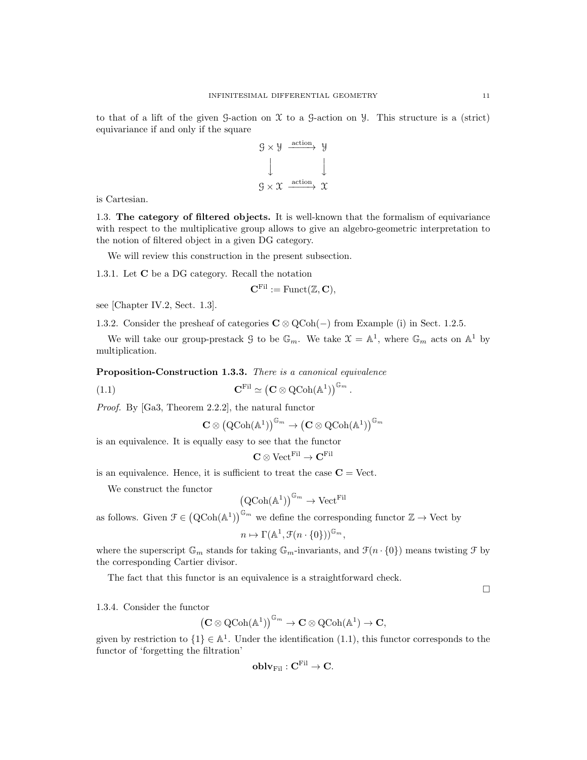to that of a lift of the given $\mathcal{G}$-action on $\mathcal{X}$ to a $\mathcal{G}$-action on $\mathcal{Y}$. This structure is a (strict) equivariance if and only if the square

$$\begin{array}{ccc} \mathcal{G} \times \mathcal{Y} & \xrightarrow{\text{action}} & \mathcal{Y} \\ \downarrow & & \downarrow \\ \mathcal{G} \times \mathcal{X} & \xrightarrow{\text{action}} & \mathcal{X} \end{array}$$

is Cartesian.

1.3. **The category of filtered objects.** It is well-known that the formalism of equivariance with respect to the multiplicative group allows to give an algebro-geometric interpretation to the notion of filtered object in a given DG category.

We will review this construction in the present subsection.

1.3.1. Let $\mathbf{C}$ be a DG category. Recall the notation

$$\mathbf{C}^{\mathrm{Fil}} := \mathrm{Funct}(\mathbb{Z}, \mathbf{C}),$$

see [Chapter IV.2, Sect. 1.3].

1.3.2. Consider the presheaf of categories $\mathbf{C} \otimes \mathrm{QCoh}(-)$ from Example (i) in Sect. 1.2.5.

We will take our group-prestack $\mathcal{G}$ to be $\mathbb{G}_m$. We take $\mathcal{X} = \mathbb{A}^1$, where $\mathbb{G}_m$ acts on $\mathbb{A}^1$ by multiplication.

**Proposition-Construction 1.3.3.** *There is a canonical equivalence*

$$\mathbf{C}^{\mathrm{Fil}} \simeq \left(\mathbf{C} \otimes \mathrm{QCoh}(\mathbb{A}^1)\right)^{\mathbb{G}_m}. \tag{1.1}$$

*Proof.* By [Ga3, Theorem 2.2.2], the natural functor

$$\mathbf{C} \otimes \left(\mathrm{QCoh}(\mathbb{A}^1)\right)^{\mathbb{G}_m} \to \left(\mathbf{C} \otimes \mathrm{QCoh}(\mathbb{A}^1)\right)^{\mathbb{G}_m}$$

is an equivalence. It is equally easy to see that the functor

$$\mathbf{C} \otimes \mathrm{Vect}^{\mathrm{Fil}} \to \mathbf{C}^{\mathrm{Fil}}$$

is an equivalence. Hence, it is sufficient to treat the case $\mathbf{C} = \mathrm{Vect}$.

We construct the functor

$$\left(\mathrm{QCoh}(\mathbb{A}^1)\right)^{\mathbb{G}_m} \to \mathrm{Vect}^{\mathrm{Fil}}$$

as follows. Given $\mathcal{F} \in \left(\mathrm{QCoh}(\mathbb{A}^1)\right)^{\mathbb{G}_m}$ we define the corresponding functor $\mathbb{Z} \to \mathrm{Vect}$ by

$$n \mapsto \Gamma(\mathbb{A}^1, \mathcal{F}(n \cdot \{0\}))^{\mathbb{G}_m},$$

where the superscript $\mathbb{G}_m$ stands for taking $\mathbb{G}_m$-invariants, and $\mathcal{F}(n \cdot \{0\})$ means twisting $\mathcal{F}$ by the corresponding Cartier divisor.

The fact that this functor is an equivalence is a straightforward check.

□

1.3.4. Consider the functor

$$\left(\mathbf{C} \otimes \mathrm{QCoh}(\mathbb{A}^1)\right)^{\mathbb{G}_m} \to \mathbf{C} \otimes \mathrm{QCoh}(\mathbb{A}^1) \to \mathbf{C},$$

given by restriction to $\{1\} \in \mathbb{A}^1$. Under the identification (1.1), this functor corresponds to the functor of 'forgetting the filtration'

$$\mathbf{oblv}_{\mathrm{Fil}} : \mathbf{C}^{\mathrm{Fil}} \to \mathbf{C}.$$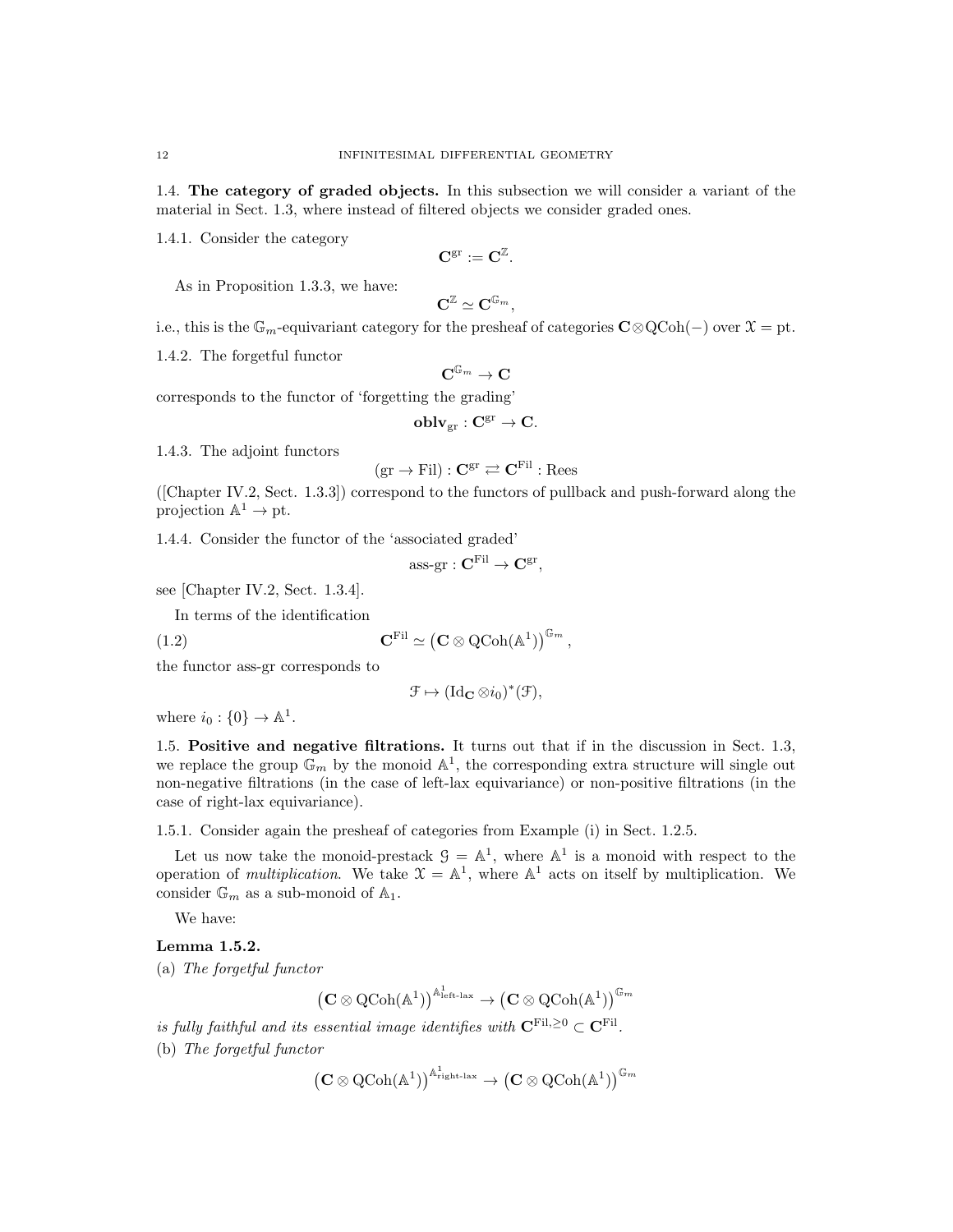## 1.4. The category of graded objects.

In this subsection we will consider a variant of the material in Sect. 1.3, where instead of filtered objects we consider graded ones.

1.4.1. Consider the category

$$\mathbf{C}^{\mathrm{gr}} := \mathbf{C}^{\mathbb{Z}}.$$

As in Proposition 1.3.3, we have:

$$\mathbf{C}^{\mathbb{Z}} \simeq \mathbf{C}^{\mathbb{G}_m},$$

i.e., this is the $\mathbb{G}_m$-equivariant category for the presheaf of categories $\mathbf{C} \otimes \mathrm{QCoh}(-)$ over $\mathcal{X} = \mathrm{pt}$.

1.4.2. The forgetful functor

$$\mathbf{C}^{\mathbb{G}_m} \to \mathbf{C}$$

corresponds to the functor of 'forgetting the grading'

$$\mathbf{oblv}_{\mathrm{gr}} : \mathbf{C}^{\mathrm{gr}} \to \mathbf{C}.$$

1.4.3. The adjoint functors

$$(\mathrm{gr} \to \mathrm{Fil}) : \mathbf{C}^{\mathrm{gr}} \rightleftarrows \mathbf{C}^{\mathrm{Fil}} : \mathrm{Rees}$$

([Chapter IV.2, Sect. 1.3.3]) correspond to the functors of pullback and push-forward along the projection $\mathbb{A}^1 \to \mathrm{pt}$.

1.4.4. Consider the functor of the 'associated graded'

$$\text{ass-gr} : \mathbf{C}^{\mathrm{Fil}} \to \mathbf{C}^{\mathrm{gr}},$$

see [Chapter IV.2, Sect. 1.3.4].

In terms of the identification

$$\mathbf{C}^{\mathrm{Fil}} \simeq \left(\mathbf{C} \otimes \mathrm{QCoh}(\mathbb{A}^1)\right)^{\mathbb{G}_m}, \tag{1.2}$$

the functor ass-gr corresponds to

$$\mathcal{F} \mapsto (\mathrm{Id}_{\mathbf{C}} \otimes i_0)^*(\mathcal{F}),$$

where $i_0 : \{0\} \to \mathbb{A}^1$.

## 1.5. Positive and negative filtrations.

It turns out that if in the discussion in Sect. 1.3, we replace the group $\mathbb{G}_m$ by the monoid $\mathbb{A}^1$, the corresponding extra structure will single out non-negative filtrations (in the case of left-lax equivariance) or non-positive filtrations (in the case of right-lax equivariance).

1.5.1. Consider again the presheaf of categories from Example (i) in Sect. 1.2.5.

Let us now take the monoid-prestack $\mathcal{G} = \mathbb{A}^1$, where $\mathbb{A}^1$ is a monoid with respect to the operation of *multiplication*. We take $\mathcal{X} = \mathbb{A}^1$, where $\mathbb{A}^1$ acts on itself by multiplication. We consider $\mathbb{G}_m$ as a sub-monoid of $\mathbb{A}_1$.

We have:

**Lemma 1.5.2.**
(a) *The forgetful functor*

$$\left(\mathbf{C} \otimes \mathrm{QCoh}(\mathbb{A}^1)\right)^{\mathbb{A}^1_{\text{left-lax}}} \to \left(\mathbf{C} \otimes \mathrm{QCoh}(\mathbb{A}^1)\right)^{\mathbb{G}_m}$$

*is fully faithful and its essential image identifies with* $\mathbf{C}^{\mathrm{Fil},\geq 0} \subset \mathbf{C}^{\mathrm{Fil}}$.

(b) *The forgetful functor*

$$\left(\mathbf{C} \otimes \mathrm{QCoh}(\mathbb{A}^1)\right)^{\mathbb{A}^1_{\text{right-lax}}} \to \left(\mathbf{C} \otimes \mathrm{QCoh}(\mathbb{A}^1)\right)^{\mathbb{G}_m}$$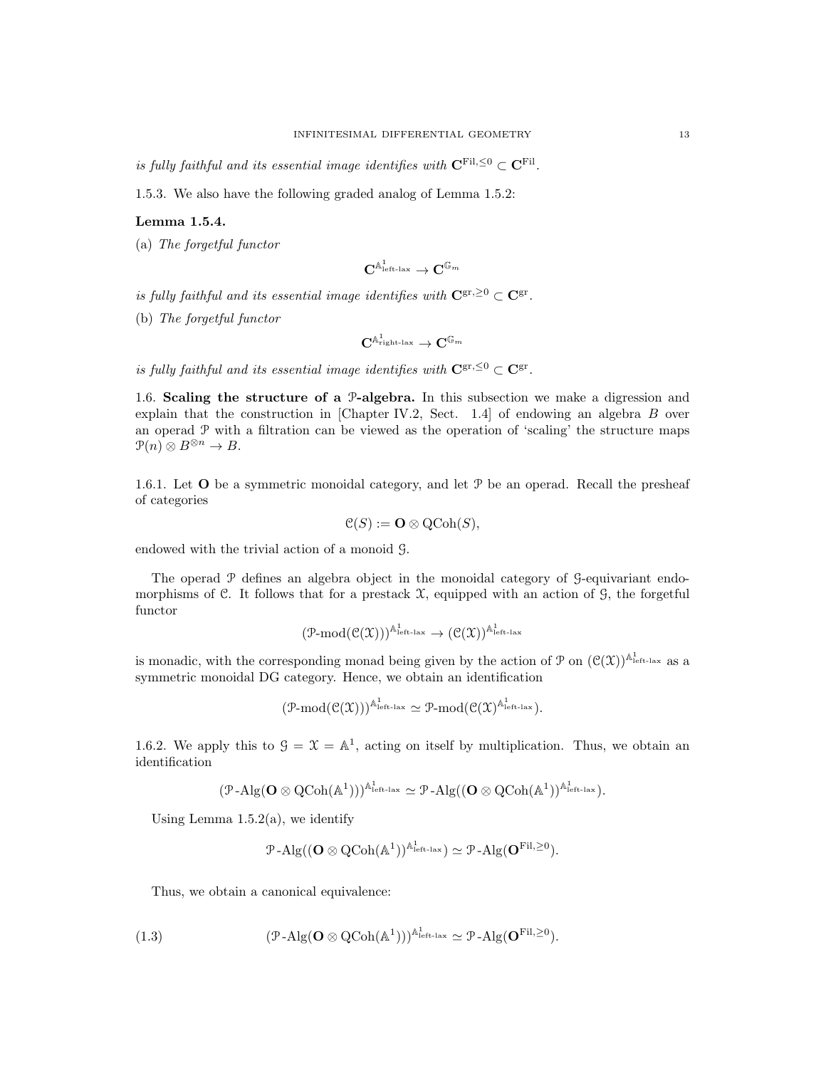*is fully faithful and its essential image identifies with* $\mathbf{C}^{\mathrm{Fil},\leq 0} \subset \mathbf{C}^{\mathrm{Fil}}$.

1.5.3. We also have the following graded analog of Lemma 1.5.2:

**Lemma 1.5.4.**

(a) *The forgetful functor*

$$\mathbf{C}^{\mathbb{A}^1_{\text{left-lax}}} \to \mathbf{C}^{\mathbb{G}_m}$$

*is fully faithful and its essential image identifies with* $\mathbf{C}^{\mathrm{gr},\geq 0} \subset \mathbf{C}^{\mathrm{gr}}$.

(b) *The forgetful functor*

$$\mathbf{C}^{\mathbb{A}^1_{\text{right-lax}}} \to \mathbf{C}^{\mathbb{G}_m}$$

*is fully faithful and its essential image identifies with* $\mathbf{C}^{\mathrm{gr},\leq 0} \subset \mathbf{C}^{\mathrm{gr}}$.

1.6. **Scaling the structure of a $\mathcal{P}$-algebra.** In this subsection we make a digression and explain that the construction in [Chapter IV.2, Sect. 1.4] of endowing an algebra $B$ over an operad $\mathcal{P}$ with a filtration can be viewed as the operation of 'scaling' the structure maps $\mathcal{P}(n) \otimes B^{\otimes n} \to B$.

1.6.1. Let $\mathbf{O}$ be a symmetric monoidal category, and let $\mathcal{P}$ be an operad. Recall the presheaf of categories

$$\mathcal{C}(S) := \mathbf{O} \otimes \mathrm{QCoh}(S),$$

endowed with the trivial action of a monoid $\mathcal{G}$.

The operad $\mathcal{P}$ defines an algebra object in the monoidal category of $\mathcal{G}$-equivariant endomorphisms of $\mathcal{C}$. It follows that for a prestack $\mathcal{X}$, equipped with an action of $\mathcal{G}$, the forgetful functor

$$(\mathcal{P}\text{-mod}(\mathcal{C}(\mathcal{X})))^{\mathbb{A}^1_{\text{left-lax}}} \to (\mathcal{C}(\mathcal{X}))^{\mathbb{A}^1_{\text{left-lax}}}$$

is monadic, with the corresponding monad being given by the action of $\mathcal{P}$ on $(\mathcal{C}(\mathcal{X}))^{\mathbb{A}^1_{\text{left-lax}}}$ as a symmetric monoidal DG category. Hence, we obtain an identification

$$(\mathcal{P}\text{-mod}(\mathcal{C}(\mathcal{X})))^{\mathbb{A}^1_{\text{left-lax}}} \simeq \mathcal{P}\text{-mod}(\mathcal{C}(\mathcal{X})^{\mathbb{A}^1_{\text{left-lax}}}).$$

1.6.2. We apply this to $\mathcal{G} = \mathcal{X} = \mathbb{A}^1$, acting on itself by multiplication. Thus, we obtain an identification

$$(\mathcal{P}\text{-Alg}(\mathbf{O} \otimes \mathrm{QCoh}(\mathbb{A}^1)))^{\mathbb{A}^1_{\text{left-lax}}} \simeq \mathcal{P}\text{-Alg}((\mathbf{O} \otimes \mathrm{QCoh}(\mathbb{A}^1))^{\mathbb{A}^1_{\text{left-lax}}}).$$

Using Lemma 1.5.2(a), we identify

$$\mathcal{P}\text{-Alg}((\mathbf{O} \otimes \mathrm{QCoh}(\mathbb{A}^1))^{\mathbb{A}^1_{\text{left-lax}}}) \simeq \mathcal{P}\text{-Alg}(\mathbf{O}^{\mathrm{Fil},\geq 0}).$$

Thus, we obtain a canonical equivalence:

$$(\mathcal{P}\text{-Alg}(\mathbf{O} \otimes \mathrm{QCoh}(\mathbb{A}^1)))^{\mathbb{A}^1_{\text{left-lax}}} \simeq \mathcal{P}\text{-Alg}(\mathbf{O}^{\mathrm{Fil},\geq 0}). \tag{1.3}$$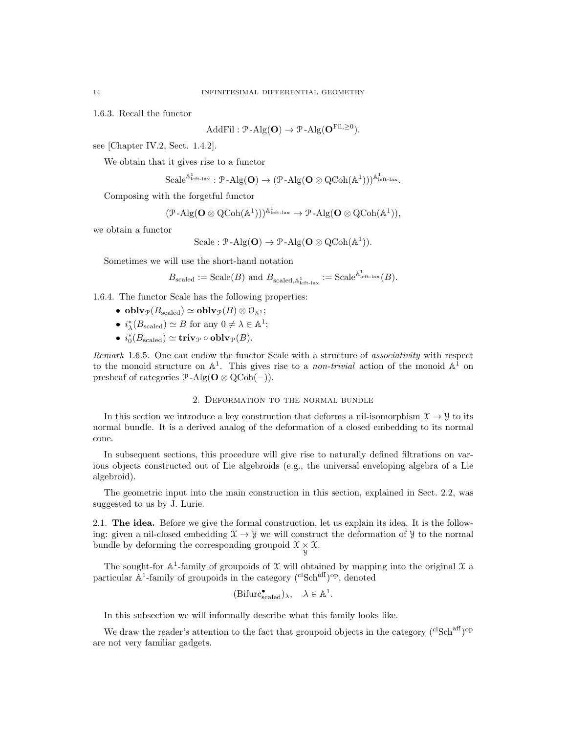1.6.3. Recall the functor

$$\text{AddFil} : \mathcal{P}\text{-Alg}(\mathbf{O}) \to \mathcal{P}\text{-Alg}(\mathbf{O}^{\text{Fil},\geq 0}).$$

see [Chapter IV.2, Sect. 1.4.2].

We obtain that it gives rise to a functor

$$\text{Scale}^{\mathbb{A}^1_{\text{left-lax}}} : \mathcal{P}\text{-Alg}(\mathbf{O}) \to (\mathcal{P}\text{-Alg}(\mathbf{O} \otimes \text{QCoh}(\mathbb{A}^1)))^{\mathbb{A}^1_{\text{left-lax}}}.$$

Composing with the forgetful functor

$$(\mathcal{P}\text{-Alg}(\mathbf{O} \otimes \text{QCoh}(\mathbb{A}^1)))^{\mathbb{A}^1_{\text{left-lax}}} \to \mathcal{P}\text{-Alg}(\mathbf{O} \otimes \text{QCoh}(\mathbb{A}^1)),$$

we obtain a functor

$$\text{Scale} : \mathcal{P}\text{-Alg}(\mathbf{O}) \to \mathcal{P}\text{-Alg}(\mathbf{O} \otimes \text{QCoh}(\mathbb{A}^1)).$$

Sometimes we will use the short-hand notation

$$B_{\text{scaled}} := \text{Scale}(B) \text{ and } B_{\text{scaled},\mathbb{A}^1_{\text{left-lax}}} := \text{Scale}^{\mathbb{A}^1_{\text{left-lax}}}(B).$$

1.6.4. The functor Scale has the following properties:

- $\mathbf{oblv}_{\mathcal{P}}(B_{\text{scaled}}) \simeq \mathbf{oblv}_{\mathcal{P}}(B) \otimes \mathcal{O}_{\mathbb{A}^1}$;
- $i^*_\lambda(B_{\text{scaled}}) \simeq B$ for any $0 \neq \lambda \in \mathbb{A}^1$;
- $i^*_0(B_{\text{scaled}}) \simeq \mathbf{triv}_{\mathcal{P}} \circ \mathbf{oblv}_{\mathcal{P}}(B)$.

*Remark* 1.6.5. One can endow the functor Scale with a structure of *associativity* with respect to the monoid structure on $\mathbb{A}^1$. This gives rise to a *non-trivial* action of the monoid $\mathbb{A}^1$ on presheaf of categories $\mathcal{P}\text{-Alg}(\mathbf{O} \otimes \text{QCoh}(-))$.

## 2. Deformation to the normal bundle

In this section we introduce a key construction that deforms a nil-isomorphism $\mathcal{X} \to \mathcal{Y}$ to its normal bundle. It is a derived analog of the deformation of a closed embedding to its normal cone.

In subsequent sections, this procedure will give rise to naturally defined filtrations on various objects constructed out of Lie algebroids (e.g., the universal enveloping algebra of a Lie algebroid).

The geometric input into the main construction in this section, explained in Sect. 2.2, was suggested to us by J. Lurie.

2.1. **The idea.** Before we give the formal construction, let us explain its idea. It is the following: given a nil-closed embedding $\mathcal{X} \to \mathcal{Y}$ we will construct the deformation of $\mathcal{Y}$ to the normal bundle by deforming the corresponding groupoid $\mathcal{X} \underset{\mathcal{Y}}{\times} \mathcal{X}$.

The sought-for $\mathbb{A}^1$-family of groupoids of $\mathcal{X}$ will obtained by mapping into the original $\mathcal{X}$ a particular $\mathbb{A}^1$-family of groupoids in the category $({}^{\text{cl}}\text{Sch}^{\text{aff}})^{\text{op}}$, denoted

$$(\text{Bifurc}^\bullet_{\text{scaled}})_\lambda, \quad \lambda \in \mathbb{A}^1.$$

In this subsection we will informally describe what this family looks like.

We draw the reader's attention to the fact that groupoid objects in the category $({}^{\text{cl}}\text{Sch}^{\text{aff}})^{\text{op}}$ are not very familiar gadgets.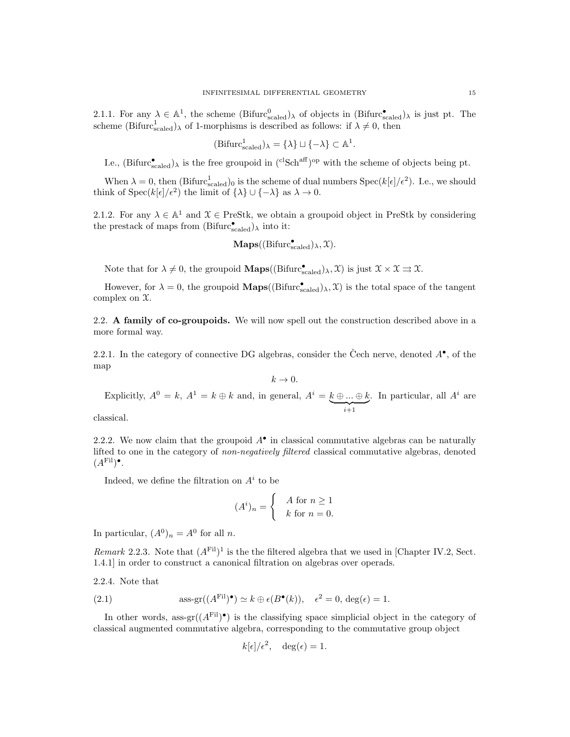2.1.1. For any $\lambda \in \mathbb{A}^1$, the scheme $(\text{Bifurc}^0_{\text{scaled}})_\lambda$ of objects in $(\text{Bifurc}^\bullet_{\text{scaled}})_\lambda$ is just pt. The scheme $(\text{Bifurc}^1_{\text{scaled}})_\lambda$ of 1-morphisms is described as follows: if $\lambda \neq 0$, then

$$(\text{Bifurc}^1_{\text{scaled}})_\lambda = \{\lambda\} \sqcup \{-\lambda\} \subset \mathbb{A}^1.$$

I.e., $(\text{Bifurc}^\bullet_{\text{scaled}})_\lambda$ is the free groupoid in $({}^{\text{cl}}\text{Sch}^{\text{aff}})^{\text{op}}$ with the scheme of objects being pt.

When $\lambda = 0$, then $(\text{Bifurc}^1_{\text{scaled}})_0$ is the scheme of dual numbers $\text{Spec}(k[\epsilon]/\epsilon^2)$. I.e., we should think of $\text{Spec}(k[\epsilon]/\epsilon^2)$ the limit of $\{\lambda\} \cup \{-\lambda\}$ as $\lambda \to 0$.

2.1.2. For any $\lambda \in \mathbb{A}^1$ and $\mathcal{X} \in \text{PreStk}$, we obtain a groupoid object in PreStk by considering the prestack of maps from $(\text{Bifurc}^\bullet_{\text{scaled}})_\lambda$ into it:

$$\mathbf{Maps}((\text{Bifurc}^\bullet_{\text{scaled}})_\lambda, \mathcal{X}).$$

Note that for $\lambda \neq 0$, the groupoid $\mathbf{Maps}((\text{Bifurc}^\bullet_{\text{scaled}})_\lambda, \mathcal{X})$ is just $\mathcal{X} \times \mathcal{X} \rightrightarrows \mathcal{X}$.

However, for $\lambda = 0$, the groupoid $\mathbf{Maps}((\text{Bifurc}^\bullet_{\text{scaled}})_\lambda, \mathcal{X})$ is the total space of the tangent complex on $\mathcal{X}$.

## 2.2. A family of co-groupoids.

We will now spell out the construction described above in a more formal way.

2.2.1. In the category of connective DG algebras, consider the Čech nerve, denoted $A^\bullet$, of the map

$$k \to 0.$$

Explicitly, $A^0 = k$, $A^1 = k \oplus k$ and, in general, $A^i = \underbrace{k \oplus ... \oplus k}_{i+1}$. In particular, all $A^i$ are classical.

2.2.2. We now claim that the groupoid $A^\bullet$ in classical commutative algebras can be naturally lifted to one in the category of *non-negatively filtered* classical commutative algebras, denoted $(A^{\text{Fil}})^\bullet$.

Indeed, we define the filtration on $A^i$ to be

$$(A^i)_n = \begin{cases} A \text{ for } n \geq 1 \\ k \text{ for } n = 0. \end{cases}$$

In particular, $(A^0)_n = A^0$ for all $n$.

*Remark* 2.2.3. Note that $(A^{\text{Fil}})^1$ is the the filtered algebra that we used in [Chapter IV.2, Sect. 1.4.1] in order to construct a canonical filtration on algebras over operads.

2.2.4. Note that

$$\text{ass-gr}((A^{\text{Fil}})^\bullet) \simeq k \oplus \epsilon(B^\bullet(k)), \quad \epsilon^2 = 0, \, \deg(\epsilon) = 1. \tag{2.1}$$

In other words, $\text{ass-gr}((A^{\text{Fil}})^\bullet)$ is the classifying space simplicial object in the category of classical augmented commutative algebra, corresponding to the commutative group object

$$k[\epsilon]/\epsilon^2, \quad \deg(\epsilon) = 1.$$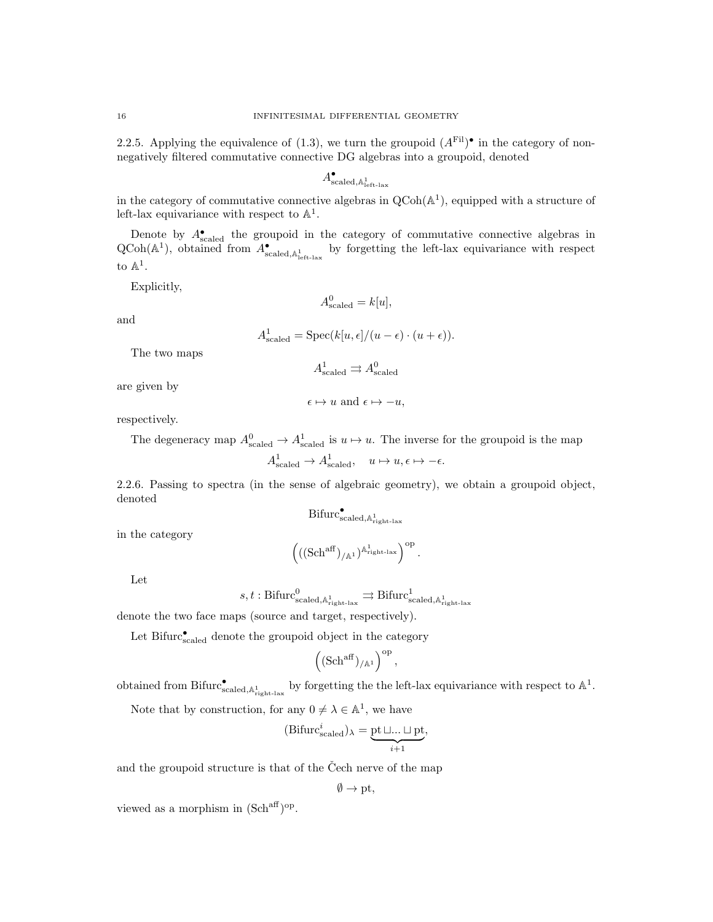2.2.5. Applying the equivalence of (1.3), we turn the groupoid $(A^{\text{Fil}})^\bullet$ in the category of non-negatively filtered commutative connective DG algebras into a groupoid, denoted

$$A^\bullet_{\text{scaled},\mathbb{A}^1_{\text{left-lax}}}$$

in the category of commutative connective algebras in $\text{QCoh}(\mathbb{A}^1)$, equipped with a structure of left-lax equivariance with respect to $\mathbb{A}^1$.

Denote by $A^\bullet_{\text{scaled}}$ the groupoid in the category of commutative connective algebras in $\text{QCoh}(\mathbb{A}^1)$, obtained from $A^\bullet_{\text{scaled},\mathbb{A}^1_{\text{left-lax}}}$ by forgetting the left-lax equivariance with respect to $\mathbb{A}^1$.

Explicitly,

$$A^0_{\text{scaled}} = k[u],$$

and

$$A^1_{\text{scaled}} = \text{Spec}(k[u,\epsilon]/(u-\epsilon)\cdot(u+\epsilon)).$$

The two maps

$$A^1_{\text{scaled}} \rightrightarrows A^0_{\text{scaled}}$$

are given by

$$\epsilon \mapsto u \text{ and } \epsilon \mapsto -u,$$

respectively.

The degeneracy map $A^0_{\text{scaled}} \to A^1_{\text{scaled}}$ is $u \mapsto u$. The inverse for the groupoid is the map

$$A^1_{\text{scaled}} \to A^1_{\text{scaled}}, \quad u \mapsto u, \epsilon \mapsto -\epsilon.$$

2.2.6. Passing to spectra (in the sense of algebraic geometry), we obtain a groupoid object, denoted

$$\text{Bifurc}^\bullet_{\text{scaled},\mathbb{A}^1_{\text{right-lax}}}$$

in the category

$$\left(((\text{Sch}^{\text{aff}})_{/\mathbb{A}^1})^{\mathbb{A}^1_{\text{right-lax}}}\right)^{\text{op}}.$$

Let

$$s,t : \text{Bifurc}^0_{\text{scaled},\mathbb{A}^1_{\text{right-lax}}} \rightrightarrows \text{Bifurc}^1_{\text{scaled},\mathbb{A}^1_{\text{right-lax}}}$$

denote the two face maps (source and target, respectively).

Let $\text{Bifurc}^\bullet_{\text{scaled}}$ denote the groupoid object in the category

$$\left((\text{Sch}^{\text{aff}})_{/\mathbb{A}^1}\right)^{\text{op}},$$

obtained from $\text{Bifurc}^\bullet_{\text{scaled},\mathbb{A}^1_{\text{right-lax}}}$ by forgetting the the left-lax equivariance with respect to $\mathbb{A}^1$.

Note that by construction, for any $0 \neq \lambda \in \mathbb{A}^1$, we have

$$(\text{Bifurc}^i_{\text{scaled}})_\lambda = \underbrace{\text{pt} \sqcup ... \sqcup \text{pt}}_{i+1},$$

and the groupoid structure is that of the Čech nerve of the map

$$\emptyset \to \text{pt},$$

viewed as a morphism in $(\text{Sch}^{\text{aff}})^{\text{op}}$.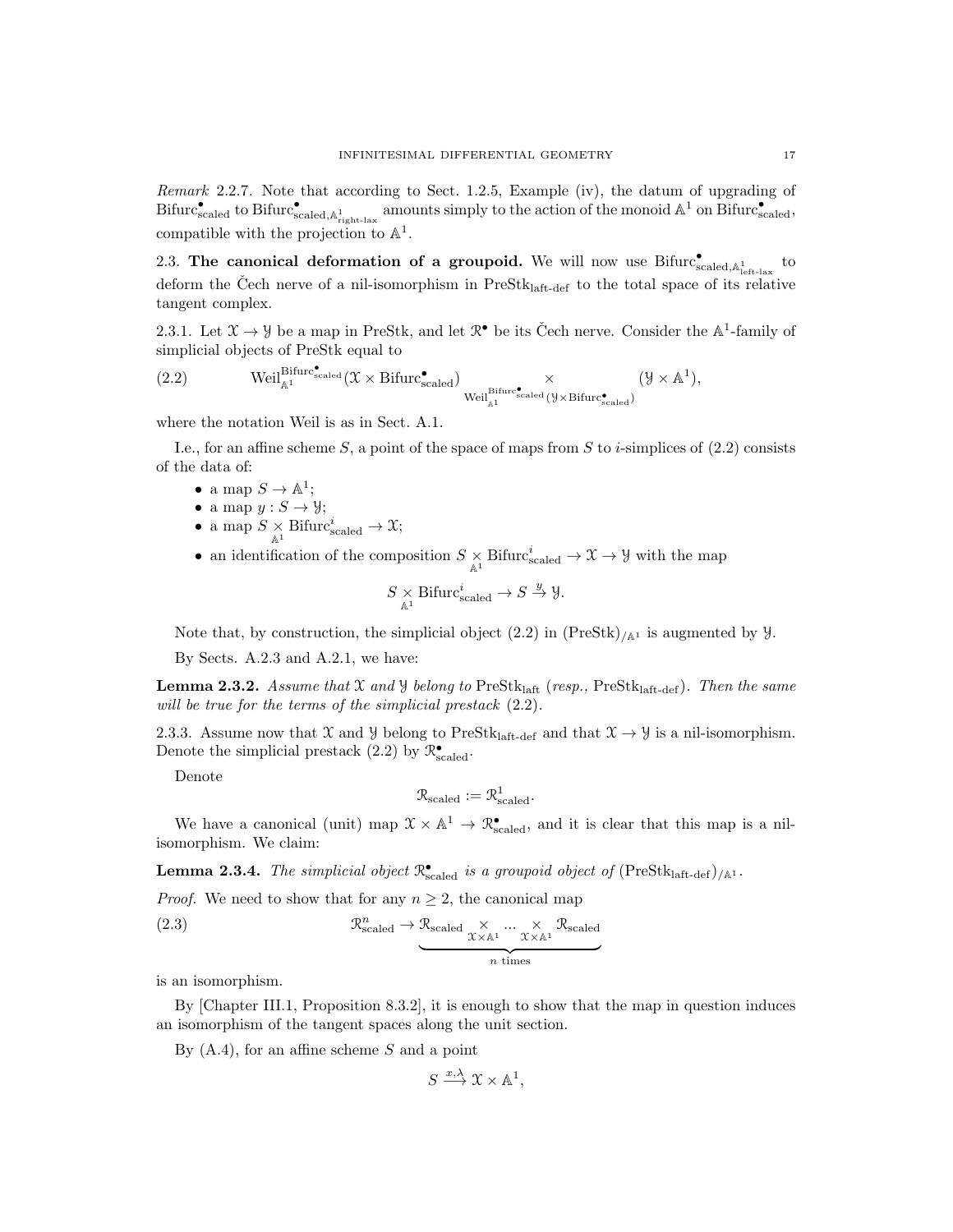*Remark* 2.2.7. Note that according to Sect. 1.2.5, Example (iv), the datum of upgrading of $\mathrm{Bifurc}^\bullet_{\mathrm{scaled}}$ to $\mathrm{Bifurc}^\bullet_{\mathrm{scaled},\mathbb{A}^1_{\mathrm{right\text{-}lax}}}$ amounts simply to the action of the monoid $\mathbb{A}^1$ on $\mathrm{Bifurc}^\bullet_{\mathrm{scaled}}$, compatible with the projection to $\mathbb{A}^1$.

2.3. **The canonical deformation of a groupoid.** We will now use $\mathrm{Bifurc}^\bullet_{\mathrm{scaled},\mathbb{A}^1_{\mathrm{left\text{-}lax}}}$ to deform the Čech nerve of a nil-isomorphism in $\mathrm{PreStk}_{\mathrm{laft\text{-}def}}$ to the total space of its relative tangent complex.

2.3.1. Let $\mathcal{X} \to \mathcal{Y}$ be a map in PreStk, and let $\mathcal{R}^\bullet$ be its Čech nerve. Consider the $\mathbb{A}^1$-family of simplicial objects of PreStk equal to

$$\mathrm{Weil}^{\mathrm{Bifurc}^\bullet_{\mathrm{scaled}}}_{\mathbb{A}^1}(\mathcal{X} \times \mathrm{Bifurc}^\bullet_{\mathrm{scaled}}) \underset{\mathrm{Weil}^{\mathrm{Bifurc}^\bullet_{\mathrm{scaled}}}_{\mathbb{A}^1}(\mathcal{Y}\times \mathrm{Bifurc}^\bullet_{\mathrm{scaled}})}{\times} (\mathcal{Y} \times \mathbb{A}^1), \tag{2.2}$$

where the notation Weil is as in Sect. A.1.

I.e., for an affine scheme $S$, a point of the space of maps from $S$ to $i$-simplices of (2.2) consists of the data of:

- a map $S \to \mathbb{A}^1$;
- a map $y : S \to \mathcal{Y}$;
- a map $S \underset{\mathbb{A}^1}{\times} \mathrm{Bifurc}^i_{\mathrm{scaled}} \to \mathcal{X}$;
- an identification of the composition $S \underset{\mathbb{A}^1}{\times} \mathrm{Bifurc}^i_{\mathrm{scaled}} \to \mathcal{X} \to \mathcal{Y}$ with the map
$$S \underset{\mathbb{A}^1}{\times} \mathrm{Bifurc}^i_{\mathrm{scaled}} \to S \overset{y}{\to} \mathcal{Y}.$$

Note that, by construction, the simplicial object (2.2) in $(\mathrm{PreStk})_{/\mathbb{A}^1}$ is augmented by $\mathcal{Y}$.

By Sects. A.2.3 and A.2.1, we have:

**Lemma 2.3.2.** *Assume that $\mathcal{X}$ and $\mathcal{Y}$ belong to* $\mathrm{PreStk}_{\mathrm{laft}}$ *(resp.,* $\mathrm{PreStk}_{\mathrm{laft\text{-}def}}$*). Then the same will be true for the terms of the simplicial prestack* (2.2)*.*

2.3.3. Assume now that $\mathcal{X}$ and $\mathcal{Y}$ belong to $\mathrm{PreStk}_{\mathrm{laft\text{-}def}}$ and that $\mathcal{X} \to \mathcal{Y}$ is a nil-isomorphism. Denote the simplicial prestack (2.2) by $\mathcal{R}^\bullet_{\mathrm{scaled}}$.

Denote

$$\mathcal{R}_{\mathrm{scaled}} := \mathcal{R}^1_{\mathrm{scaled}}.$$

We have a canonical (unit) map $\mathcal{X} \times \mathbb{A}^1 \to \mathcal{R}^\bullet_{\mathrm{scaled}}$, and it is clear that this map is a nil-isomorphism. We claim:

**Lemma 2.3.4.** *The simplicial object $\mathcal{R}^\bullet_{\mathrm{scaled}}$ is a groupoid object of* $(\mathrm{PreStk}_{\mathrm{laft\text{-}def}})_{/\mathbb{A}^1}$*.*

*Proof.* We need to show that for any $n \geq 2$, the canonical map

$$\mathcal{R}^n_{\mathrm{scaled}} \to \underbrace{\mathcal{R}_{\mathrm{scaled}} \underset{\mathcal{X}\times\mathbb{A}^1}{\times} \cdots \underset{\mathcal{X}\times\mathbb{A}^1}{\times} \mathcal{R}_{\mathrm{scaled}}}_{n \text{ times}} \tag{2.3}$$

is an isomorphism.

By [Chapter III.1, Proposition 8.3.2], it is enough to show that the map in question induces an isomorphism of the tangent spaces along the unit section.

By (A.4), for an affine scheme $S$ and a point

$$S \overset{x,\lambda}{\longrightarrow} \mathcal{X} \times \mathbb{A}^1,$$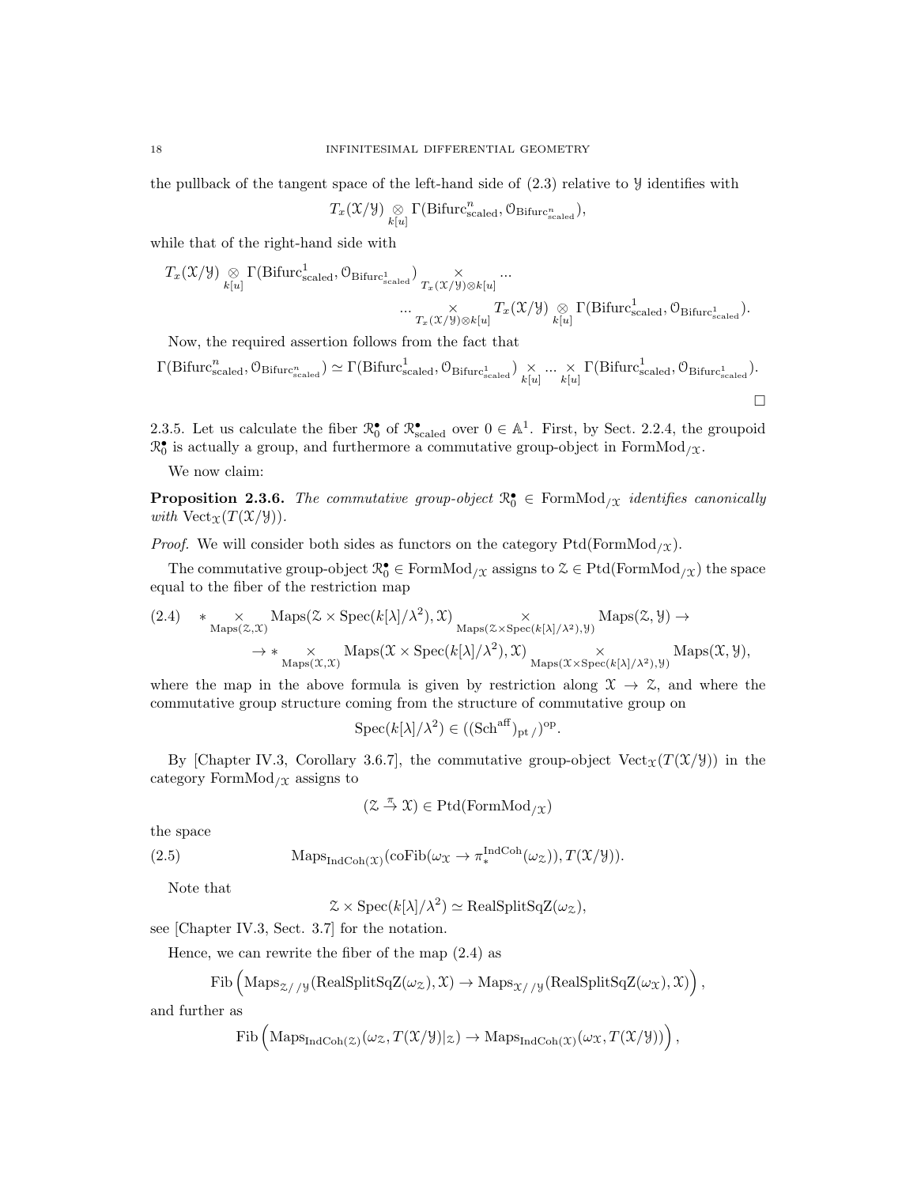the pullback of the tangent space of the left-hand side of (2.3) relative to $\mathcal{Y}$ identifies with

$$T_x(\mathcal{X}/\mathcal{Y}) \underset{k[u]}{\otimes} \Gamma(\text{Bifurc}^n_{\text{scaled}}, \mathcal{O}_{\text{Bifurc}^n_{\text{scaled}}}),$$

while that of the right-hand side with

$$T_x(\mathcal{X}/\mathcal{Y}) \underset{k[u]}{\otimes} \Gamma(\text{Bifurc}^1_{\text{scaled}}, \mathcal{O}_{\text{Bifurc}^1_{\text{scaled}}}) \underset{T_x(\mathcal{X}/\mathcal{Y})\otimes k[u]}{\times} \cdots$$
$$\cdots \underset{T_x(\mathcal{X}/\mathcal{Y})\otimes k[u]}{\times} T_x(\mathcal{X}/\mathcal{Y}) \underset{k[u]}{\otimes} \Gamma(\text{Bifurc}^1_{\text{scaled}}, \mathcal{O}_{\text{Bifurc}^1_{\text{scaled}}}).$$

Now, the required assertion follows from the fact that

$$\Gamma(\text{Bifurc}^n_{\text{scaled}}, \mathcal{O}_{\text{Bifurc}^n_{\text{scaled}}}) \simeq \Gamma(\text{Bifurc}^1_{\text{scaled}}, \mathcal{O}_{\text{Bifurc}^1_{\text{scaled}}}) \underset{k[u]}{\times} \cdots \underset{k[u]}{\times} \Gamma(\text{Bifurc}^1_{\text{scaled}}, \mathcal{O}_{\text{Bifurc}^1_{\text{scaled}}}).$$

□

2.3.5. Let us calculate the fiber $\mathcal{R}^\bullet_0$ of $\mathcal{R}^\bullet_{\text{scaled}}$ over $0 \in \mathbb{A}^1$. First, by Sect. 2.2.4, the groupoid $\mathcal{R}^\bullet_0$ is actually a group, and furthermore a commutative group-object in $\text{FormMod}_{/\mathcal{X}}$.

We now claim:

**Proposition 2.3.6.** *The commutative group-object $\mathcal{R}^\bullet_0 \in \text{FormMod}_{/\mathcal{X}}$ identifies canonically with $\text{Vect}_{\mathcal{X}}(T(\mathcal{X}/\mathcal{Y}))$.*

*Proof.* We will consider both sides as functors on the category $\text{Ptd}(\text{FormMod}_{/\mathcal{X}})$.

The commutative group-object $\mathcal{R}^\bullet_0 \in \text{FormMod}_{/\mathcal{X}}$ assigns to $\mathcal{Z} \in \text{Ptd}(\text{FormMod}_{/\mathcal{X}})$ the space equal to the fiber of the restriction map

$$(2.4) \quad * \underset{\text{Maps}(\mathcal{Z},\mathcal{X})}{\times} \text{Maps}(\mathcal{Z} \times \text{Spec}(k[\lambda]/\lambda^2), \mathcal{X}) \underset{\text{Maps}(\mathcal{Z}\times\text{Spec}(k[\lambda]/\lambda^2),\mathcal{Y})}{\times} \text{Maps}(\mathcal{Z}, \mathcal{Y}) \to$$
$$\to * \underset{\text{Maps}(\mathcal{X},\mathcal{X})}{\times} \text{Maps}(\mathcal{X} \times \text{Spec}(k[\lambda]/\lambda^2), \mathcal{X}) \underset{\text{Maps}(\mathcal{X}\times\text{Spec}(k[\lambda]/\lambda^2),\mathcal{Y})}{\times} \text{Maps}(\mathcal{X}, \mathcal{Y}),$$

where the map in the above formula is given by restriction along $\mathcal{X} \to \mathcal{Z}$, and where the commutative group structure coming from the structure of commutative group on

$$\text{Spec}(k[\lambda]/\lambda^2) \in ((\text{Sch}^{\text{aff}})_{\text{pt}\,/})^{\text{op}}.$$

By [Chapter IV.3, Corollary 3.6.7], the commutative group-object $\text{Vect}_{\mathcal{X}}(T(\mathcal{X}/\mathcal{Y}))$ in the category $\text{FormMod}_{/\mathcal{X}}$ assigns to

$$(\mathcal{Z} \overset{\pi}{\to} \mathcal{X}) \in \text{Ptd}(\text{FormMod}_{/\mathcal{X}})$$

the space

$$(2.5) \qquad \text{Maps}_{\text{IndCoh}(\mathcal{X})}(\text{coFib}(\omega_{\mathcal{X}} \to \pi^{\text{IndCoh}}_*(\omega_{\mathcal{Z}})), T(\mathcal{X}/\mathcal{Y})).$$

Note that

$$\mathcal{Z} \times \text{Spec}(k[\lambda]/\lambda^2) \simeq \text{RealSplitSqZ}(\omega_{\mathcal{Z}}),$$

see [Chapter IV.3, Sect. 3.7] for the notation.

Hence, we can rewrite the fiber of the map (2.4) as

$$\text{Fib}\left(\text{Maps}_{\mathcal{Z}/\,/\mathcal{Y}}(\text{RealSplitSqZ}(\omega_{\mathcal{Z}}), \mathcal{X}) \to \text{Maps}_{\mathcal{X}/\,/\mathcal{Y}}(\text{RealSplitSqZ}(\omega_{\mathcal{X}}), \mathcal{X})\right),$$

and further as

$$\text{Fib}\left(\text{Maps}_{\text{IndCoh}(\mathcal{Z})}(\omega_{\mathcal{Z}}, T(\mathcal{X}/\mathcal{Y})|_{\mathcal{Z}}) \to \text{Maps}_{\text{IndCoh}(\mathcal{X})}(\omega_{\mathcal{X}}, T(\mathcal{X}/\mathcal{Y}))\right),$$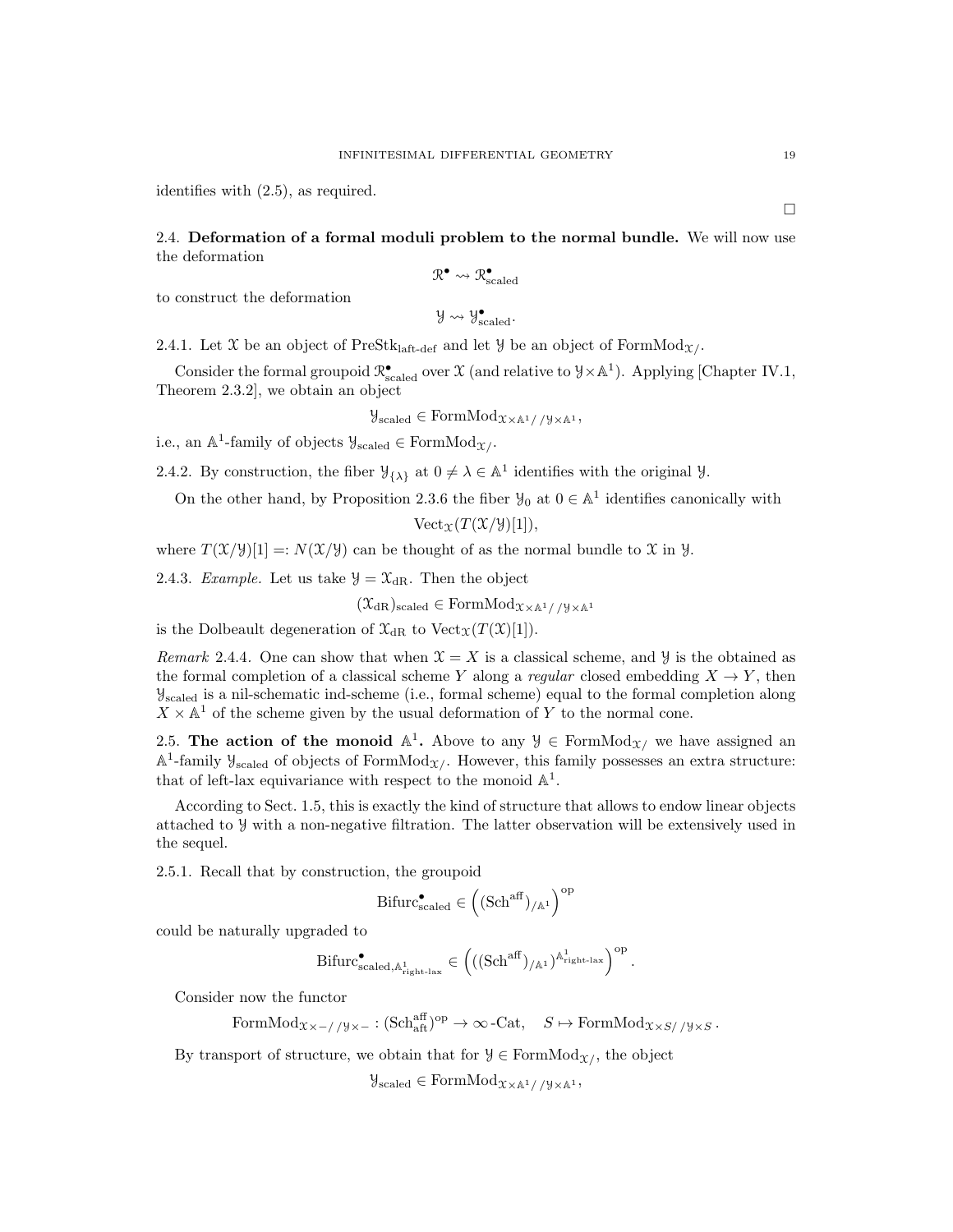identifies with (2.5), as required.

$\square$

### 2.4. Deformation of a formal moduli problem to the normal bundle.

**2.4. Deformation of a formal moduli problem to the normal bundle.** We will now use the deformation

$$\mathcal{R}^\bullet \rightsquigarrow \mathcal{R}^\bullet_{\text{scaled}}$$

to construct the deformation

$$\mathcal{Y} \rightsquigarrow \mathcal{Y}^\bullet_{\text{scaled}}.$$

2.4.1. Let $\mathcal{X}$ be an object of $\text{PreStk}_{\text{laft-def}}$ and let $\mathcal{Y}$ be an object of $\text{FormMod}_{\mathcal{X}/}$.

Consider the formal groupoid $\mathcal{R}^\bullet_{\text{scaled}}$ over $\mathcal{X}$ (and relative to $\mathcal{Y}\times\mathbb{A}^1$). Applying [Chapter IV.1, Theorem 2.3.2], we obtain an object

$$\mathcal{Y}_{\text{scaled}} \in \text{FormMod}_{\mathcal{X}\times\mathbb{A}^1//\mathcal{Y}\times\mathbb{A}^1},$$

i.e., an $\mathbb{A}^1$-family of objects $\mathcal{Y}_{\text{scaled}} \in \text{FormMod}_{\mathcal{X}/}$.

2.4.2. By construction, the fiber $\mathcal{Y}_{\{\lambda\}}$ at $0 \neq \lambda \in \mathbb{A}^1$ identifies with the original $\mathcal{Y}$.

On the other hand, by Proposition 2.3.6 the fiber $\mathcal{Y}_0$ at $0 \in \mathbb{A}^1$ identifies canonically with

$$\text{Vect}_{\mathcal{X}}(T(\mathcal{X}/\mathcal{Y})[1]),$$

where $T(\mathcal{X}/\mathcal{Y})[1] =: N(\mathcal{X}/\mathcal{Y})$ can be thought of as the normal bundle to $\mathcal{X}$ in $\mathcal{Y}$.

2.4.3. *Example.* Let us take $\mathcal{Y} = \mathcal{X}_{\text{dR}}$. Then the object

$$(\mathcal{X}_{\text{dR}})_{\text{scaled}} \in \text{FormMod}_{\mathcal{X}\times\mathbb{A}^1//\mathcal{Y}\times\mathbb{A}^1}$$

is the Dolbeault degeneration of $\mathcal{X}_{\text{dR}}$ to $\text{Vect}_{\mathcal{X}}(T(\mathcal{X})[1])$.

*Remark* 2.4.4. One can show that when $\mathcal{X} = X$ is a classical scheme, and $\mathcal{Y}$ is the obtained as the formal completion of a classical scheme $Y$ along a *regular* closed embedding $X \to Y$, then $\mathcal{Y}_{\text{scaled}}$ is a nil-schematic ind-scheme (i.e., formal scheme) equal to the formal completion along $X \times \mathbb{A}^1$ of the scheme given by the usual deformation of $Y$ to the normal cone.

**2.5. The action of the monoid $\mathbb{A}^1$.** Above to any $\mathcal{Y} \in \text{FormMod}_{\mathcal{X}/}$ we have assigned an $\mathbb{A}^1$-family $\mathcal{Y}_{\text{scaled}}$ of objects of $\text{FormMod}_{\mathcal{X}/}$. However, this family possesses an extra structure: that of left-lax equivariance with respect to the monoid $\mathbb{A}^1$.

According to Sect. 1.5, this is exactly the kind of structure that allows to endow linear objects attached to $\mathcal{Y}$ with a non-negative filtration. The latter observation will be extensively used in the sequel.

2.5.1. Recall that by construction, the groupoid

$$\text{Bifurc}^\bullet_{\text{scaled}} \in \left((\text{Sch}^{\text{aff}})_{/\mathbb{A}^1}\right)^{\text{op}}$$

could be naturally upgraded to

$$\text{Bifurc}^\bullet_{\text{scaled},\mathbb{A}^1_{\text{right-lax}}} \in \left(((\text{Sch}^{\text{aff}})_{/\mathbb{A}^1})^{\mathbb{A}^1_{\text{right-lax}}}\right)^{\text{op}}.$$

Consider now the functor

$$\text{FormMod}_{\mathcal{X}\times -//\mathcal{Y}\times -} : (\text{Sch}^{\text{aff}}_{\text{aft}})^{\text{op}} \to \infty\text{-Cat}, \quad S \mapsto \text{FormMod}_{\mathcal{X}\times S//\mathcal{Y}\times S}.$$

By transport of structure, we obtain that for $\mathcal{Y} \in \text{FormMod}_{\mathcal{X}/}$, the object

$$\mathcal{Y}_{\text{scaled}} \in \text{FormMod}_{\mathcal{X}\times\mathbb{A}^1//\mathcal{Y}\times\mathbb{A}^1},$$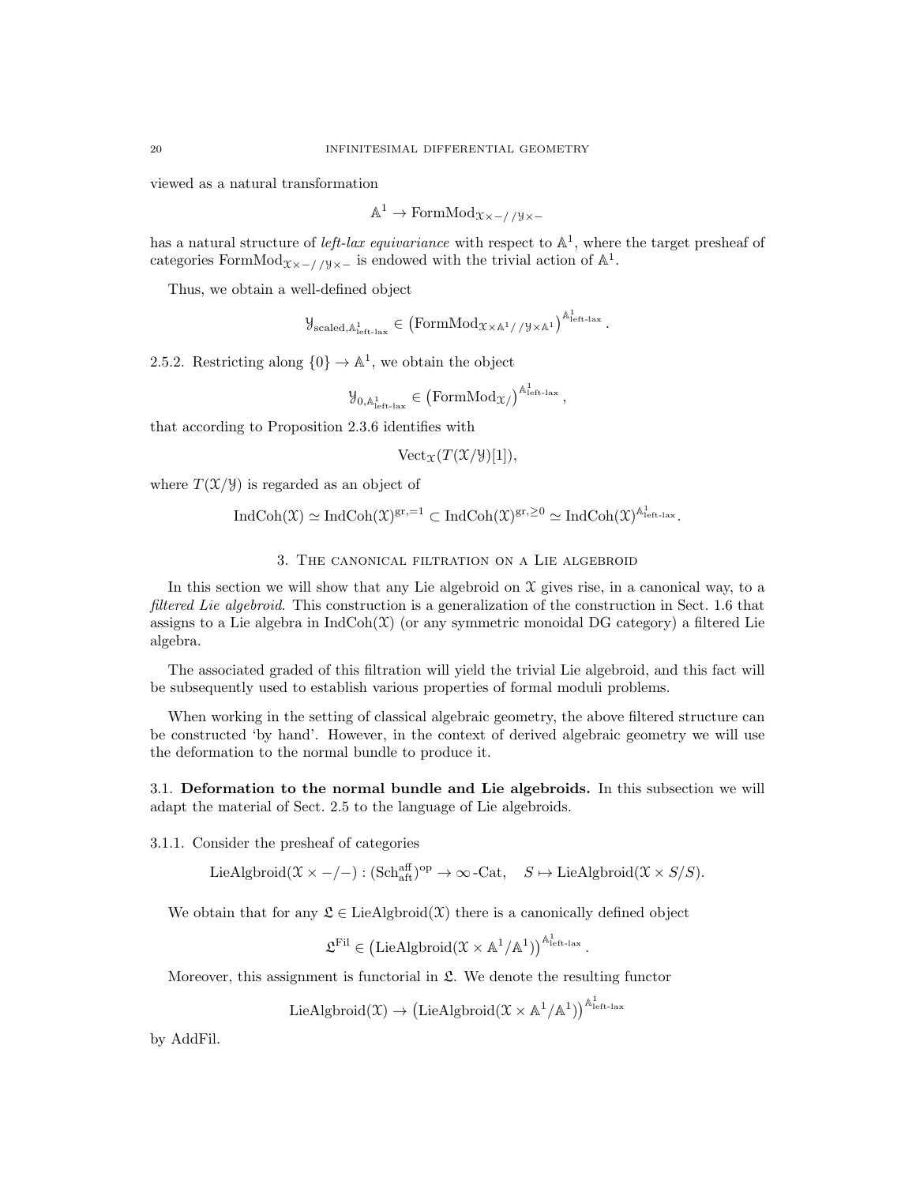viewed as a natural transformation

$$\mathbb{A}^1 \to \mathrm{FormMod}_{\mathcal{X}\times -//\mathcal{Y}\times -}$$

has a natural structure of *left-lax equivariance* with respect to $\mathbb{A}^1$, where the target presheaf of categories $\mathrm{FormMod}_{\mathcal{X}\times -//\mathcal{Y}\times -}$ is endowed with the trivial action of $\mathbb{A}^1$.

Thus, we obtain a well-defined object

$$\mathcal{Y}_{\mathrm{scaled},\mathbb{A}^1_{\text{left-lax}}} \in \left(\mathrm{FormMod}_{\mathcal{X}\times\mathbb{A}^1//\mathcal{Y}\times\mathbb{A}^1}\right)^{\mathbb{A}^1_{\text{left-lax}}}.$$

2.5.2. Restricting along $\{0\} \to \mathbb{A}^1$, we obtain the object

$$\mathcal{Y}_{0,\mathbb{A}^1_{\text{left-lax}}} \in \left(\mathrm{FormMod}_{\mathcal{X}/}\right)^{\mathbb{A}^1_{\text{left-lax}}},$$

that according to Proposition 2.3.6 identifies with

$$\mathrm{Vect}_{\mathcal{X}}(T(\mathcal{X}/\mathcal{Y})[1]),$$

where $T(\mathcal{X}/\mathcal{Y})$ is regarded as an object of

$$\mathrm{IndCoh}(\mathcal{X}) \simeq \mathrm{IndCoh}(\mathcal{X})^{\mathrm{gr},=1} \subset \mathrm{IndCoh}(\mathcal{X})^{\mathrm{gr},\geq 0} \simeq \mathrm{IndCoh}(\mathcal{X})^{\mathbb{A}^1_{\text{left-lax}}}.$$

## 3. The canonical filtration on a Lie algebroid

In this section we will show that any Lie algebroid on $\mathcal{X}$ gives rise, in a canonical way, to a *filtered Lie algebroid*. This construction is a generalization of the construction in Sect. 1.6 that assigns to a Lie algebra in $\mathrm{IndCoh}(\mathcal{X})$ (or any symmetric monoidal DG category) a filtered Lie algebra.

The associated graded of this filtration will yield the trivial Lie algebroid, and this fact will be subsequently used to establish various properties of formal moduli problems.

When working in the setting of classical algebraic geometry, the above filtered structure can be constructed 'by hand'. However, in the context of derived algebraic geometry we will use the deformation to the normal bundle to produce it.

### 3.1. Deformation to the normal bundle and Lie algebroids.

In this subsection we will adapt the material of Sect. 2.5 to the language of Lie algebroids.

3.1.1. Consider the presheaf of categories

$$\mathrm{LieAlgbroid}(\mathcal{X}\times -/-) : (\mathrm{Sch}^{\mathrm{aff}}_{\mathrm{aft}})^{\mathrm{op}} \to \infty\text{-}\mathrm{Cat}, \quad S \mapsto \mathrm{LieAlgbroid}(\mathcal{X}\times S/S).$$

We obtain that for any $\mathfrak{L} \in \mathrm{LieAlgbroid}(\mathcal{X})$ there is a canonically defined object

$$\mathfrak{L}^{\mathrm{Fil}} \in \left(\mathrm{LieAlgbroid}(\mathcal{X}\times\mathbb{A}^1/\mathbb{A}^1)\right)^{\mathbb{A}^1_{\text{left-lax}}}.$$

Moreover, this assignment is functorial in $\mathfrak{L}$. We denote the resulting functor

$$\mathrm{LieAlgbroid}(\mathcal{X}) \to \left(\mathrm{LieAlgbroid}(\mathcal{X}\times\mathbb{A}^1/\mathbb{A}^1)\right)^{\mathbb{A}^1_{\text{left-lax}}}$$

by AddFil.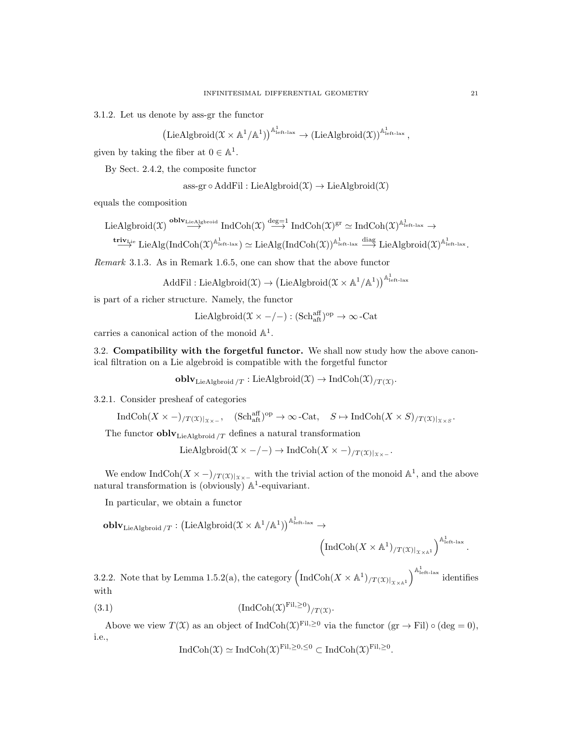3.1.2. Let us denote by ass-gr the functor

$$\left(\mathrm{LieAlgbroid}(\mathcal{X}\times\mathbb{A}^1/\mathbb{A}^1)\right)^{\mathbb{A}^1_{\text{left-lax}}}\to(\mathrm{LieAlgbroid}(\mathcal{X}))^{\mathbb{A}^1_{\text{left-lax}}},$$

given by taking the fiber at $0\in\mathbb{A}^1$.

By Sect. 2.4.2, the composite functor

$$\text{ass-gr}\circ\mathrm{AddFil}:\mathrm{LieAlgbroid}(\mathcal{X})\to\mathrm{LieAlgbroid}(\mathcal{X})$$

equals the composition

$$\mathrm{LieAlgbroid}(\mathcal{X})\overset{\mathbf{oblv}_{\mathrm{LieAlgbroid}}}{\longrightarrow}\mathrm{IndCoh}(\mathcal{X})\overset{\deg=1}{\longrightarrow}\mathrm{IndCoh}(\mathcal{X})^{\mathrm{gr}}\simeq\mathrm{IndCoh}(\mathcal{X})^{\mathbb{A}^1_{\text{left-lax}}}\to$$
$$\overset{\mathbf{triv}_{\mathrm{Lie}}}{\longrightarrow}\mathrm{LieAlg}(\mathrm{IndCoh}(\mathcal{X})^{\mathbb{A}^1_{\text{left-lax}}})\simeq\mathrm{LieAlg}(\mathrm{IndCoh}(\mathcal{X}))^{\mathbb{A}^1_{\text{left-lax}}}\overset{\mathrm{diag}}{\longrightarrow}\mathrm{LieAlgbroid}(\mathcal{X})^{\mathbb{A}^1_{\text{left-lax}}}.$$

*Remark* 3.1.3. As in Remark 1.6.5, one can show that the above functor

$$\mathrm{AddFil}:\mathrm{LieAlgbroid}(\mathcal{X})\to\left(\mathrm{LieAlgbroid}(\mathcal{X}\times\mathbb{A}^1/\mathbb{A}^1)\right)^{\mathbb{A}^1_{\text{left-lax}}}$$

is part of a richer structure. Namely, the functor

$$\mathrm{LieAlgbroid}(\mathcal{X}\times -/-):(\mathrm{Sch}^{\mathrm{aff}}_{\mathrm{aft}})^{\mathrm{op}}\to\infty\text{-Cat}$$

carries a canonical action of the monoid $\mathbb{A}^1$.

3.2. **Compatibility with the forgetful functor.** We shall now study how the above canonical filtration on a Lie algebroid is compatible with the forgetful functor

$$\mathbf{oblv}_{\mathrm{LieAlgbroid}\,/T}:\mathrm{LieAlgbroid}(\mathcal{X})\to\mathrm{IndCoh}(\mathcal{X})_{/T(\mathcal{X})}.$$

3.2.1. Consider presheaf of categories

$$\mathrm{IndCoh}(X\times -)_{/T(\mathcal{X})|_{\mathcal{X}\times -}},\quad(\mathrm{Sch}^{\mathrm{aff}}_{\mathrm{aft}})^{\mathrm{op}}\to\infty\text{-Cat},\quad S\mapsto\mathrm{IndCoh}(X\times S)_{/T(\mathcal{X})|_{\mathcal{X}\times S}}.$$

The functor $\mathbf{oblv}_{\mathrm{LieAlgbroid}\,/T}$ defines a natural transformation

$$\mathrm{LieAlgbroid}(\mathcal{X}\times -/-)\to\mathrm{IndCoh}(X\times -)_{/T(\mathcal{X})|_{\mathcal{X}\times -}}.$$

We endow $\mathrm{IndCoh}(X\times -)_{/T(\mathcal{X})|_{\mathcal{X}\times -}}$ with the trivial action of the monoid $\mathbb{A}^1$, and the above natural transformation is (obviously) $\mathbb{A}^1$-equivariant.

In particular, we obtain a functor

$$\mathbf{oblv}_{\mathrm{LieAlgbroid}\,/T}:\left(\mathrm{LieAlgbroid}(\mathcal{X}\times\mathbb{A}^1/\mathbb{A}^1)\right)^{\mathbb{A}^1_{\text{left-lax}}}\to\left(\mathrm{IndCoh}(X\times\mathbb{A}^1)_{/T(\mathcal{X})|_{\mathcal{X}\times\mathbb{A}^1}}\right)^{\mathbb{A}^1_{\text{left-lax}}}.$$

3.2.2. Note that by Lemma 1.5.2(a), the category $\left(\mathrm{IndCoh}(X\times\mathbb{A}^1)_{/T(\mathcal{X})|_{\mathcal{X}\times\mathbb{A}^1}}\right)^{\mathbb{A}^1_{\text{left-lax}}}$ identifies with

$$(\mathrm{IndCoh}(\mathcal{X})^{\mathrm{Fil},\geq 0})_{/T(\mathcal{X})}.\tag{3.1}$$

Above we view $T(\mathcal{X})$ as an object of $\mathrm{IndCoh}(\mathcal{X})^{\mathrm{Fil},\geq 0}$ via the functor $(\mathrm{gr}\to\mathrm{Fil})\circ(\deg=0)$, i.e.,

$$\mathrm{IndCoh}(\mathcal{X})\simeq\mathrm{IndCoh}(\mathcal{X})^{\mathrm{Fil},\geq 0,\leq 0}\subset\mathrm{IndCoh}(\mathcal{X})^{\mathrm{Fil},\geq 0}.$$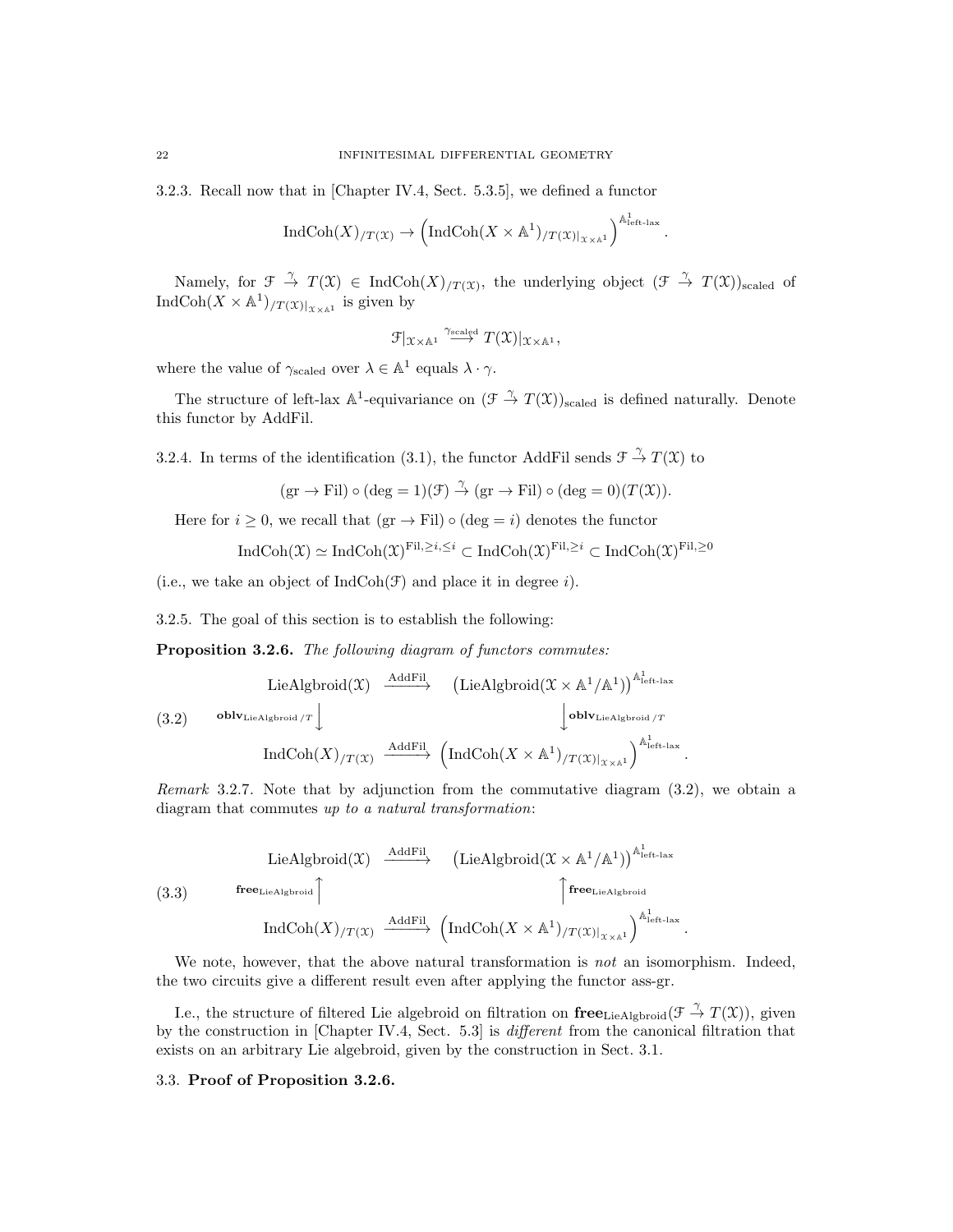3.2.3. Recall now that in [Chapter IV.4, Sect. 5.3.5], we defined a functor

$$\operatorname{IndCoh}(X)_{/T(\mathcal{X})} \to \left(\operatorname{IndCoh}(X \times \mathbb{A}^1)_{/T(\mathcal{X})|_{\mathcal{X}\times\mathbb{A}^1}}\right)^{\mathbb{A}^1_{\text{left-lax}}}.$$

Namely, for $\mathcal{F} \overset{\gamma}{\to} T(\mathcal{X}) \in \operatorname{IndCoh}(X)_{/T(\mathcal{X})}$, the underlying object $(\mathcal{F} \overset{\gamma}{\to} T(\mathcal{X}))_{\text{scaled}}$ of $\operatorname{IndCoh}(X \times \mathbb{A}^1)_{/T(\mathcal{X})|_{\mathcal{X}\times\mathbb{A}^1}}$ is given by

$$\mathcal{F}|_{\mathcal{X}\times\mathbb{A}^1} \overset{\gamma_{\text{scaled}}}{\longrightarrow} T(\mathcal{X})|_{\mathcal{X}\times\mathbb{A}^1},$$

where the value of $\gamma_{\text{scaled}}$ over $\lambda \in \mathbb{A}^1$ equals $\lambda \cdot \gamma$.

The structure of left-lax $\mathbb{A}^1$-equivariance on $(\mathcal{F} \overset{\gamma}{\to} T(\mathcal{X}))_{\text{scaled}}$ is defined naturally. Denote this functor by AddFil.

3.2.4. In terms of the identification (3.1), the functor AddFil sends $\mathcal{F} \overset{\gamma}{\to} T(\mathcal{X})$ to

$$(\text{gr} \to \text{Fil}) \circ (\deg = 1)(\mathcal{F}) \overset{\gamma}{\to} (\text{gr} \to \text{Fil}) \circ (\deg = 0)(T(\mathcal{X})).$$

Here for $i \geq 0$, we recall that $(\text{gr} \to \text{Fil}) \circ (\deg = i)$ denotes the functor

$$\operatorname{IndCoh}(\mathcal{X}) \simeq \operatorname{IndCoh}(\mathcal{X})^{\text{Fil},\geq i, \leq i} \subset \operatorname{IndCoh}(\mathcal{X})^{\text{Fil},\geq i} \subset \operatorname{IndCoh}(\mathcal{X})^{\text{Fil},\geq 0}$$

(i.e., we take an object of $\operatorname{IndCoh}(\mathcal{F})$ and place it in degree $i$).

3.2.5. The goal of this section is to establish the following:

**Proposition 3.2.6.** *The following diagram of functors commutes:*

$$\begin{array}{ccc}
\operatorname{LieAlgbroid}(\mathcal{X}) & \xrightarrow{\text{AddFil}} & \left(\operatorname{LieAlgbroid}(\mathcal{X} \times \mathbb{A}^1/\mathbb{A}^1)\right)^{\mathbb{A}^1_{\text{left-lax}}} \\
\Big\downarrow{\scriptstyle \mathbf{oblv}_{\operatorname{LieAlgbroid}/T}} & & \Big\downarrow{\scriptstyle \mathbf{oblv}_{\operatorname{LieAlgbroid}/T}} \\
\operatorname{IndCoh}(X)_{/T(\mathcal{X})} & \xrightarrow{\text{AddFil}} & \left(\operatorname{IndCoh}(X \times \mathbb{A}^1)_{/T(\mathcal{X})|_{\mathcal{X}\times\mathbb{A}^1}}\right)^{\mathbb{A}^1_{\text{left-lax}}}.
\end{array} \tag{3.2}$$

*Remark* 3.2.7. Note that by adjunction from the commutative diagram (3.2), we obtain a diagram that commutes *up to a natural transformation*:

$$\begin{array}{ccc}
\operatorname{LieAlgbroid}(\mathcal{X}) & \xrightarrow{\text{AddFil}} & \left(\operatorname{LieAlgbroid}(\mathcal{X} \times \mathbb{A}^1/\mathbb{A}^1)\right)^{\mathbb{A}^1_{\text{left-lax}}} \\
\Big\uparrow{\scriptstyle \mathbf{free}_{\operatorname{LieAlgbroid}}} & & \Big\uparrow{\scriptstyle \mathbf{free}_{\operatorname{LieAlgbroid}}} \\
\operatorname{IndCoh}(X)_{/T(\mathcal{X})} & \xrightarrow{\text{AddFil}} & \left(\operatorname{IndCoh}(X \times \mathbb{A}^1)_{/T(\mathcal{X})|_{\mathcal{X}\times\mathbb{A}^1}}\right)^{\mathbb{A}^1_{\text{left-lax}}}.
\end{array} \tag{3.3}$$

We note, however, that the above natural transformation is *not* an isomorphism. Indeed, the two circuits give a different result even after applying the functor ass-gr.

I.e., the structure of filtered Lie algebroid on filtration on $\mathbf{free}_{\operatorname{LieAlgbroid}}(\mathcal{F} \overset{\gamma}{\to} T(\mathcal{X}))$, given by the construction in [Chapter IV.4, Sect. 5.3] is *different* from the canonical filtration that exists on an arbitrary Lie algebroid, given by the construction in Sect. 3.1.

### 3.3. **Proof of Proposition 3.2.6.**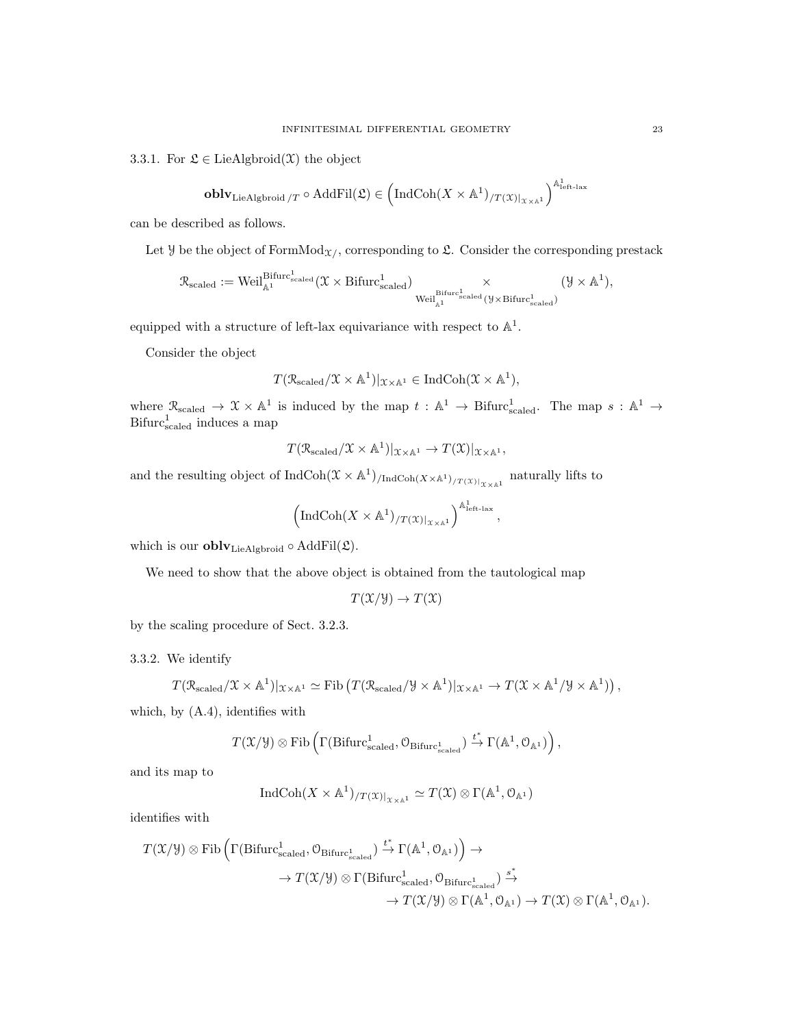3.3.1. For $\mathfrak{L} \in \operatorname{LieAlgbroid}(\mathcal{X})$ the object

$$\mathbf{oblv}_{\operatorname{LieAlgbroid}/T} \circ \operatorname{AddFil}(\mathfrak{L}) \in \left(\operatorname{IndCoh}(X \times \mathbb{A}^1)_{/T(\mathcal{X})|_{\mathcal{X}\times\mathbb{A}^1}}\right)^{\mathbb{A}^1_{\text{left-lax}}}$$

can be described as follows.

Let $\mathcal{Y}$ be the object of $\operatorname{FormMod}_{\mathcal{X}/}$, corresponding to $\mathfrak{L}$. Consider the corresponding prestack

$$\mathcal{R}_{\text{scaled}} := \operatorname{Weil}_{\mathbb{A}^1}^{\operatorname{Bifurc}^1_{\text{scaled}}}(\mathcal{X} \times \operatorname{Bifurc}^1_{\text{scaled}}) \underset{\operatorname{Weil}_{\mathbb{A}^1}^{\operatorname{Bifurc}^1_{\text{scaled}}}(\mathcal{Y}\times\operatorname{Bifurc}^1_{\text{scaled}})}{\times} (\mathcal{Y} \times \mathbb{A}^1),$$

equipped with a structure of left-lax equivariance with respect to $\mathbb{A}^1$.

Consider the object

$$T(\mathcal{R}_{\text{scaled}}/\mathcal{X} \times \mathbb{A}^1)|_{\mathcal{X}\times\mathbb{A}^1} \in \operatorname{IndCoh}(\mathcal{X} \times \mathbb{A}^1),$$

where $\mathcal{R}_{\text{scaled}} \to \mathcal{X} \times \mathbb{A}^1$ is induced by the map $t : \mathbb{A}^1 \to \operatorname{Bifurc}^1_{\text{scaled}}$. The map $s : \mathbb{A}^1 \to \operatorname{Bifurc}^1_{\text{scaled}}$ induces a map

$$T(\mathcal{R}_{\text{scaled}}/\mathcal{X} \times \mathbb{A}^1)|_{\mathcal{X}\times\mathbb{A}^1} \to T(\mathcal{X})|_{\mathcal{X}\times\mathbb{A}^1},$$

and the resulting object of $\operatorname{IndCoh}(\mathcal{X} \times \mathbb{A}^1)_{/\operatorname{IndCoh}(X\times\mathbb{A}^1)_{/T(\mathcal{X})|_{\mathcal{X}\times\mathbb{A}^1}}}$ naturally lifts to

$$\left(\operatorname{IndCoh}(X \times \mathbb{A}^1)_{/T(\mathcal{X})|_{\mathcal{X}\times\mathbb{A}^1}}\right)^{\mathbb{A}^1_{\text{left-lax}}},$$

which is our $\mathbf{oblv}_{\operatorname{LieAlgbroid}} \circ \operatorname{AddFil}(\mathfrak{L})$.

We need to show that the above object is obtained from the tautological map

$$T(\mathcal{X}/\mathcal{Y}) \to T(\mathcal{X})$$

by the scaling procedure of Sect. 3.2.3.

3.3.2. We identify

$$T(\mathcal{R}_{\text{scaled}}/\mathcal{X} \times \mathbb{A}^1)|_{\mathcal{X}\times\mathbb{A}^1} \simeq \operatorname{Fib}\left(T(\mathcal{R}_{\text{scaled}}/\mathcal{Y} \times \mathbb{A}^1)|_{\mathcal{X}\times\mathbb{A}^1} \to T(\mathcal{X} \times \mathbb{A}^1/\mathcal{Y} \times \mathbb{A}^1)\right),$$

which, by (A.4), identifies with

$$T(\mathcal{X}/\mathcal{Y}) \otimes \operatorname{Fib}\left(\Gamma(\operatorname{Bifurc}^1_{\text{scaled}}, \mathcal{O}_{\operatorname{Bifurc}^1_{\text{scaled}}}) \overset{t^*}{\to} \Gamma(\mathbb{A}^1, \mathcal{O}_{\mathbb{A}^1})\right),$$

and its map to

$$\operatorname{IndCoh}(X \times \mathbb{A}^1)_{/T(\mathcal{X})|_{\mathcal{X}\times\mathbb{A}^1}} \simeq T(\mathcal{X}) \otimes \Gamma(\mathbb{A}^1, \mathcal{O}_{\mathbb{A}^1})$$

identifies with

$$\begin{aligned} T(\mathcal{X}/\mathcal{Y}) \otimes \operatorname{Fib}\left(\Gamma(\operatorname{Bifurc}^1_{\text{scaled}}, \mathcal{O}_{\operatorname{Bifurc}^1_{\text{scaled}}}) \overset{t^*}{\to} \Gamma(\mathbb{A}^1, \mathcal{O}_{\mathbb{A}^1})\right) \to \\ \to T(\mathcal{X}/\mathcal{Y}) \otimes \Gamma(\operatorname{Bifurc}^1_{\text{scaled}}, \mathcal{O}_{\operatorname{Bifurc}^1_{\text{scaled}}}) \overset{s^*}{\to} \\ \to T(\mathcal{X}/\mathcal{Y}) \otimes \Gamma(\mathbb{A}^1, \mathcal{O}_{\mathbb{A}^1}) \to T(\mathcal{X}) \otimes \Gamma(\mathbb{A}^1, \mathcal{O}_{\mathbb{A}^1}). \end{aligned}$$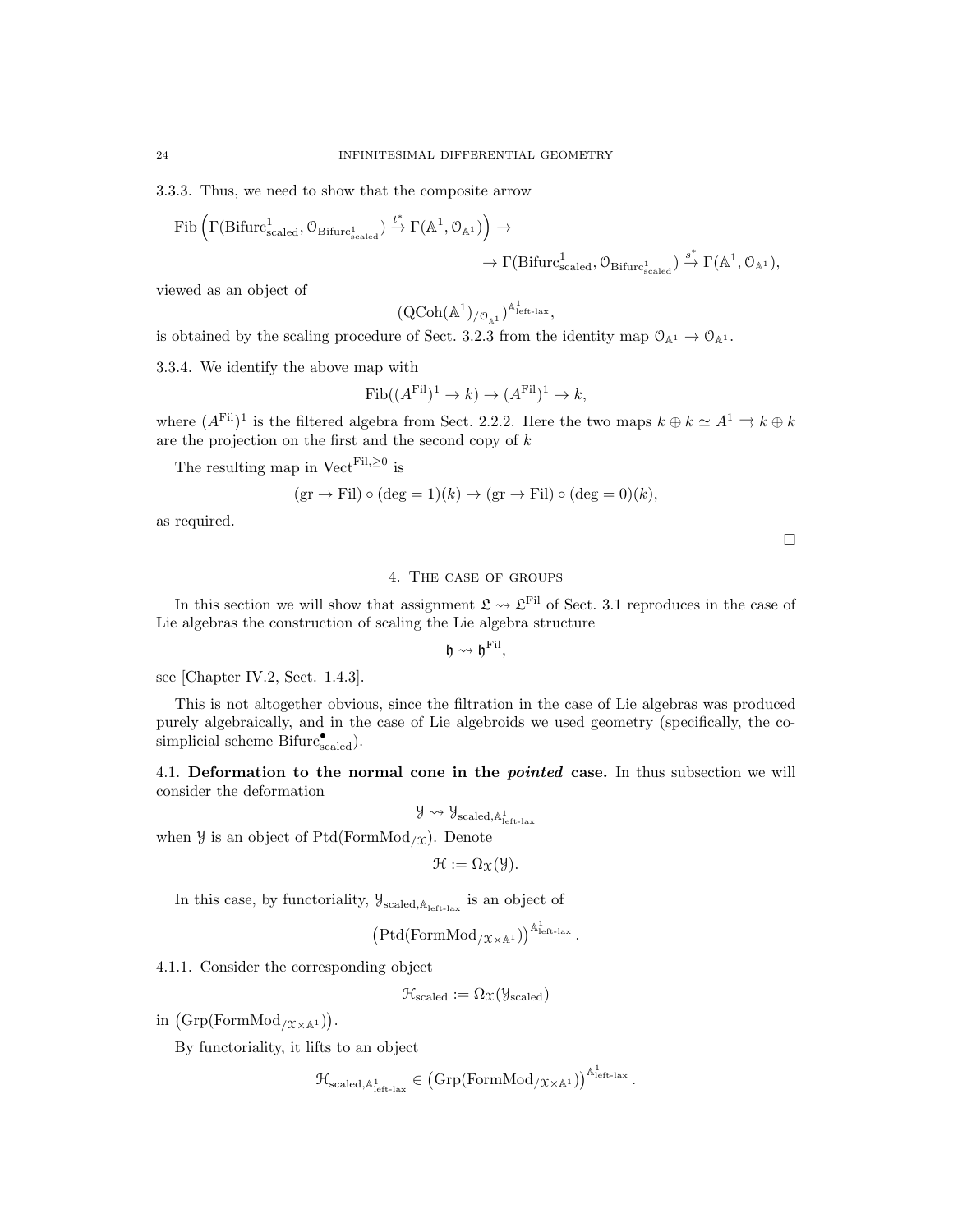3.3.3. Thus, we need to show that the composite arrow

$$\mathrm{Fib}\left(\Gamma(\mathrm{Bifurc}^1_{\mathrm{scaled}}, \mathcal{O}_{\mathrm{Bifurc}^1_{\mathrm{scaled}}}) \overset{t^*}{\to} \Gamma(\mathbb{A}^1, \mathcal{O}_{\mathbb{A}^1})\right) \to$$
$$\to \Gamma(\mathrm{Bifurc}^1_{\mathrm{scaled}}, \mathcal{O}_{\mathrm{Bifurc}^1_{\mathrm{scaled}}}) \overset{s^*}{\to} \Gamma(\mathbb{A}^1, \mathcal{O}_{\mathbb{A}^1}),$$

viewed as an object of

$$(\mathrm{QCoh}(\mathbb{A}^1)_{/\mathcal{O}_{\mathbb{A}^1}})^{\mathbb{A}^1_{\text{left-lax}}},$$

is obtained by the scaling procedure of Sect. 3.2.3 from the identity map $\mathcal{O}_{\mathbb{A}^1} \to \mathcal{O}_{\mathbb{A}^1}$.

3.3.4. We identify the above map with

$$\mathrm{Fib}((A^{\mathrm{Fil}})^1 \to k) \to (A^{\mathrm{Fil}})^1 \to k,$$

where $(A^{\mathrm{Fil}})^1$ is the filtered algebra from Sect. 2.2.2. Here the two maps $k \oplus k \simeq A^1 \rightrightarrows k \oplus k$ are the projection on the first and the second copy of $k$

The resulting map in $\mathrm{Vect}^{\mathrm{Fil}, \geq 0}$ is

$$(\mathrm{gr} \to \mathrm{Fil}) \circ (\deg = 1)(k) \to (\mathrm{gr} \to \mathrm{Fil}) \circ (\deg = 0)(k),$$

as required.

□

## 4. The case of groups

In this section we will show that assignment $\mathfrak{L} \rightsquigarrow \mathfrak{L}^{\mathrm{Fil}}$ of Sect. 3.1 reproduces in the case of Lie algebras the construction of scaling the Lie algebra structure

$$\mathfrak{h} \rightsquigarrow \mathfrak{h}^{\mathrm{Fil}},$$

see [Chapter IV.2, Sect. 1.4.3].

This is not altogether obvious, since the filtration in the case of Lie algebras was produced purely algebraically, and in the case of Lie algebroids we used geometry (specifically, the co-simplicial scheme $\mathrm{Bifurc}^{\bullet}_{\mathrm{scaled}}$).

4.1. **Deformation to the normal cone in the *pointed* case.** In thus subsection we will consider the deformation

$$\mathcal{Y} \rightsquigarrow \mathcal{Y}_{\mathrm{scaled}, \mathbb{A}^1_{\text{left-lax}}}$$

when $\mathcal{Y}$ is an object of $\mathrm{Ptd}(\mathrm{FormMod}_{/\mathcal{X}})$. Denote

$$\mathcal{H} := \Omega_{\mathcal{X}}(\mathcal{Y}).$$

In this case, by functoriality, $\mathcal{Y}_{\mathrm{scaled}, \mathbb{A}^1_{\text{left-lax}}}$ is an object of

$$\left(\mathrm{Ptd}(\mathrm{FormMod}_{/\mathcal{X} \times \mathbb{A}^1})\right)^{\mathbb{A}^1_{\text{left-lax}}}.$$

4.1.1. Consider the corresponding object

$$\mathcal{H}_{\mathrm{scaled}} := \Omega_{\mathcal{X}}(\mathcal{Y}_{\mathrm{scaled}})$$

in $\left(\mathrm{Grp}(\mathrm{FormMod}_{/\mathcal{X} \times \mathbb{A}^1})\right)$.

By functoriality, it lifts to an object

$$\mathcal{H}_{\mathrm{scaled}, \mathbb{A}^1_{\text{left-lax}}} \in \left(\mathrm{Grp}(\mathrm{FormMod}_{/\mathcal{X} \times \mathbb{A}^1})\right)^{\mathbb{A}^1_{\text{left-lax}}}.$$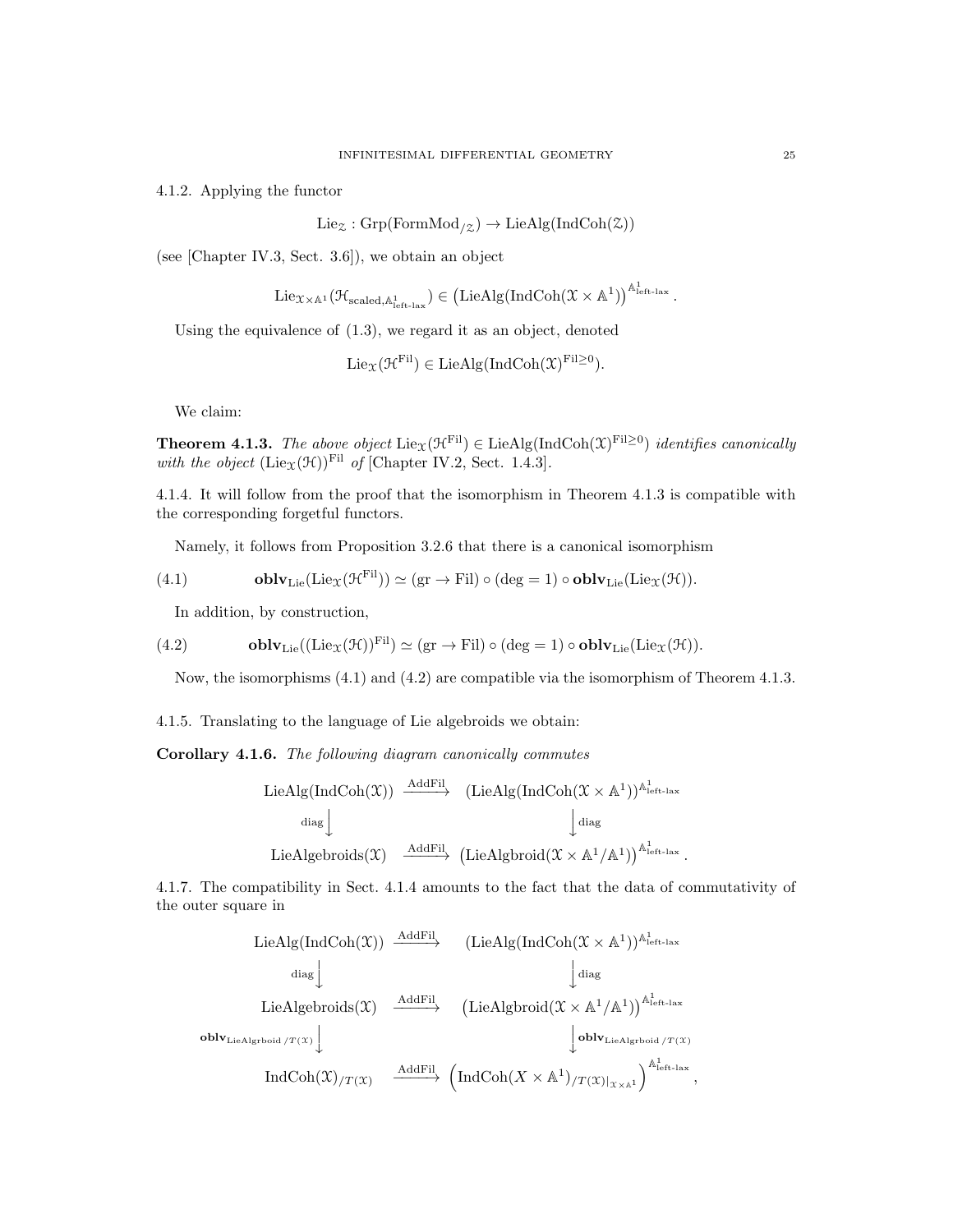4.1.2. Applying the functor

$$\mathrm{Lie}_{\mathcal{Z}} : \mathrm{Grp}(\mathrm{FormMod}_{/\mathcal{Z}}) \to \mathrm{LieAlg}(\mathrm{IndCoh}(\mathcal{Z}))$$

(see [Chapter IV.3, Sect. 3.6]), we obtain an object

$$\mathrm{Lie}_{\mathcal{X}\times\mathbb{A}^1}(\mathcal{H}_{\mathrm{scaled},\mathbb{A}^1_{\text{left-lax}}}) \in \left(\mathrm{LieAlg}(\mathrm{IndCoh}(\mathcal{X}\times\mathbb{A}^1)\right)^{\mathbb{A}^1_{\text{left-lax}}}.$$

Using the equivalence of (1.3), we regard it as an object, denoted

$$\mathrm{Lie}_{\mathcal{X}}(\mathcal{H}^{\mathrm{Fil}}) \in \mathrm{LieAlg}(\mathrm{IndCoh}(\mathcal{X})^{\mathrm{Fil}\geq 0}).$$

We claim:

**Theorem 4.1.3.** *The above object $\mathrm{Lie}_{\mathcal{X}}(\mathcal{H}^{\mathrm{Fil}}) \in \mathrm{LieAlg}(\mathrm{IndCoh}(\mathcal{X})^{\mathrm{Fil}\geq 0})$ identifies canonically with the object $(\mathrm{Lie}_{\mathcal{X}}(\mathcal{H}))^{\mathrm{Fil}}$ of* [Chapter IV.2, Sect. 1.4.3].

4.1.4. It will follow from the proof that the isomorphism in Theorem 4.1.3 is compatible with the corresponding forgetful functors.

Namely, it follows from Proposition 3.2.6 that there is a canonical isomorphism

$$\mathbf{oblv}_{\mathrm{Lie}}(\mathrm{Lie}_{\mathcal{X}}(\mathcal{H}^{\mathrm{Fil}})) \simeq (\mathrm{gr}\to\mathrm{Fil})\circ(\deg=1)\circ\mathbf{oblv}_{\mathrm{Lie}}(\mathrm{Lie}_{\mathcal{X}}(\mathcal{H})). \tag{4.1}$$

In addition, by construction,

$$\mathbf{oblv}_{\mathrm{Lie}}((\mathrm{Lie}_{\mathcal{X}}(\mathcal{H}))^{\mathrm{Fil}}) \simeq (\mathrm{gr}\to\mathrm{Fil})\circ(\deg=1)\circ\mathbf{oblv}_{\mathrm{Lie}}(\mathrm{Lie}_{\mathcal{X}}(\mathcal{H})). \tag{4.2}$$

Now, the isomorphisms (4.1) and (4.2) are compatible via the isomorphism of Theorem 4.1.3.

4.1.5. Translating to the language of Lie algebroids we obtain:

**Corollary 4.1.6.** *The following diagram canonically commutes*

$$\begin{array}{ccc}
\mathrm{LieAlg}(\mathrm{IndCoh}(\mathcal{X})) & \xrightarrow{\mathrm{AddFil}} & (\mathrm{LieAlg}(\mathrm{IndCoh}(\mathcal{X}\times\mathbb{A}^1))^{\mathbb{A}^1_{\text{left-lax}}} \\
{\scriptstyle\mathrm{diag}}\downarrow & & \downarrow{\scriptstyle\mathrm{diag}} \\
\mathrm{LieAlgebroids}(\mathcal{X}) & \xrightarrow{\mathrm{AddFil}} & \left(\mathrm{LieAlgbroid}(\mathcal{X}\times\mathbb{A}^1/\mathbb{A}^1)\right)^{\mathbb{A}^1_{\text{left-lax}}}.
\end{array}$$

4.1.7. The compatibility in Sect. 4.1.4 amounts to the fact that the data of commutativity of the outer square in

$$\begin{array}{ccc}
\mathrm{LieAlg}(\mathrm{IndCoh}(\mathcal{X})) & \xrightarrow{\mathrm{AddFil}} & (\mathrm{LieAlg}(\mathrm{IndCoh}(\mathcal{X}\times\mathbb{A}^1))^{\mathbb{A}^1_{\text{left-lax}}} \\
{\scriptstyle\mathrm{diag}}\downarrow & & \downarrow{\scriptstyle\mathrm{diag}} \\
\mathrm{LieAlgebroids}(\mathcal{X}) & \xrightarrow{\mathrm{AddFil}} & \left(\mathrm{LieAlgbroid}(\mathcal{X}\times\mathbb{A}^1/\mathbb{A}^1)\right)^{\mathbb{A}^1_{\text{left-lax}}} \\
{\scriptstyle\mathbf{oblv}_{\mathrm{LieAlgrboid}\,/T(\mathcal{X})}}\downarrow & & \downarrow{\scriptstyle\mathbf{oblv}_{\mathrm{LieAlgrboid}\,/T(\mathcal{X})}} \\
\mathrm{IndCoh}(\mathcal{X})_{/T(\mathcal{X})} & \xrightarrow{\mathrm{AddFil}} & \left(\mathrm{IndCoh}(X\times\mathbb{A}^1)_{/T(\mathcal{X})|_{\mathcal{X}\times\mathbb{A}^1}}\right)^{\mathbb{A}^1_{\text{left-lax}}},
\end{array}$$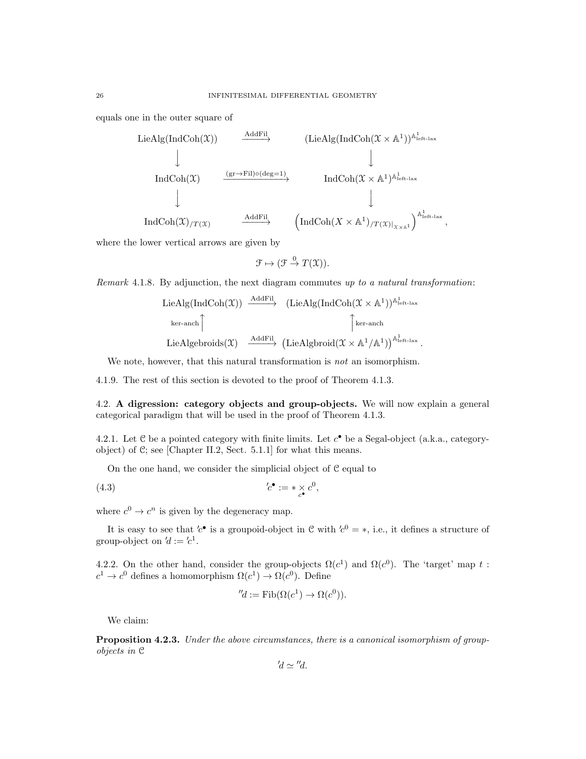equals one in the outer square of

$$
\begin{array}{ccc}
\mathrm{LieAlg}(\mathrm{IndCoh}(\mathcal{X})) & \xrightarrow{\mathrm{AddFil}} & (\mathrm{LieAlg}(\mathrm{IndCoh}(\mathcal{X}\times\mathbb{A}^1))^{\mathbb{A}^1_{\text{left-lax}}} \\
\downarrow & & \downarrow \\
\mathrm{IndCoh}(\mathcal{X}) & \xrightarrow{(\mathrm{gr}\to\mathrm{Fil})\circ(\deg=1)} & \mathrm{IndCoh}(\mathcal{X}\times\mathbb{A}^1)^{\mathbb{A}^1_{\text{left-lax}}} \\
\downarrow & & \downarrow \\
\mathrm{IndCoh}(\mathcal{X})_{/T(\mathcal{X})} & \xrightarrow{\mathrm{AddFil}} & \left(\mathrm{IndCoh}(X\times\mathbb{A}^1)_{/T(\mathcal{X})|_{\mathcal{X}\times\mathbb{A}^1}}\right)^{\mathbb{A}^1_{\text{left-lax}}},
\end{array}
$$

where the lower vertical arrows are given by

$$
\mathcal{F}\mapsto(\mathcal{F}\overset{0}{\to}T(\mathcal{X})).
$$

*Remark* 4.1.8. By adjunction, the next diagram commutes *up to a natural transformation*:

$$
\begin{array}{ccc}
\mathrm{LieAlg}(\mathrm{IndCoh}(\mathcal{X})) & \xrightarrow{\mathrm{AddFil}} & (\mathrm{LieAlg}(\mathrm{IndCoh}(\mathcal{X}\times\mathbb{A}^1))^{\mathbb{A}^1_{\text{left-lax}}} \\
{\scriptstyle\text{ker-anch}}\uparrow & & \uparrow{\scriptstyle\text{ker-anch}} \\
\mathrm{LieAlgebroids}(\mathcal{X}) & \xrightarrow{\mathrm{AddFil}} & \left(\mathrm{LieAlgbroid}(\mathcal{X}\times\mathbb{A}^1/\mathbb{A}^1)\right)^{\mathbb{A}^1_{\text{left-lax}}}.
\end{array}
$$

We note, however, that this natural transformation is *not* an isomorphism.

4.1.9. The rest of this section is devoted to the proof of Theorem 4.1.3.

## 4.2. A digression: category objects and group-objects.

We will now explain a general categorical paradigm that will be used in the proof of Theorem 4.1.3.

4.2.1. Let $\mathcal{C}$ be a pointed category with finite limits. Let $c^\bullet$ be a Segal-object (a.k.a., category-object) of $\mathcal{C}$; see [Chapter II.2, Sect. 5.1.1] for what this means.

On the one hand, we consider the simplicial object of $\mathcal{C}$ equal to

$$
'c^\bullet := * \underset{c^\bullet}{\times} c^0, \tag{4.3}
$$

where $c^0\to c^n$ is given by the degeneracy map.

It is easy to see that $'c^\bullet$ is a groupoid-object in $\mathcal{C}$ with $'c^0=*$, i.e., it defines a structure of group-object on $'d:={}'c^1$.

4.2.2. On the other hand, consider the group-objects $\Omega(c^1)$ and $\Omega(c^0)$. The 'target' map $t: c^1\to c^0$ defines a homomorphism $\Omega(c^1)\to\Omega(c^0)$. Define

$$
''d:=\mathrm{Fib}(\Omega(c^1)\to\Omega(c^0)).
$$

We claim:

**Proposition 4.2.3.** *Under the above circumstances, there is a canonical isomorphism of group-objects in* $\mathcal{C}$

$$
'd\simeq{}''d.
$$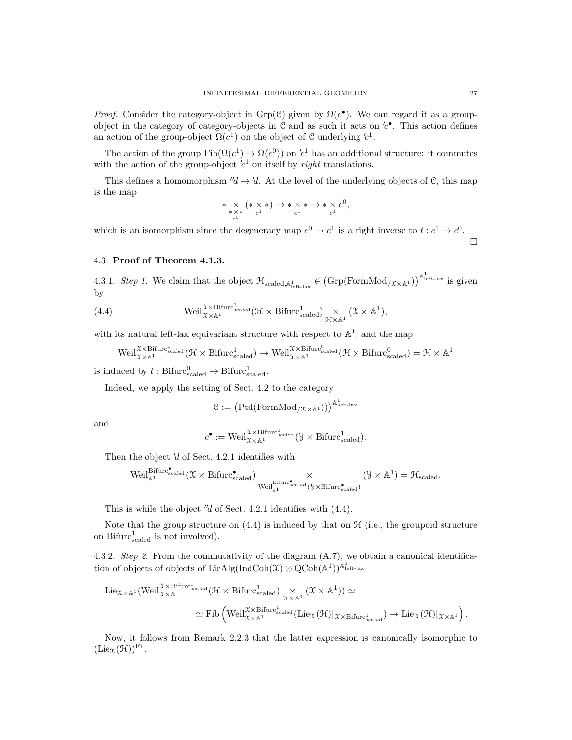*Proof.* Consider the category-object in $\mathrm{Grp}(\mathcal{C})$ given by $\Omega(c^\bullet)$. We can regard it as a group-object in the category of category-objects in $\mathcal{C}$ and as such it acts on $'c^\bullet$. This action defines an action of the group-object $\Omega(c^1)$ on the object of $\mathcal{C}$ underlying $'c^1$.

The action of the group $\mathrm{Fib}(\Omega(c^1) \to \Omega(c^0))$ on $'c^1$ has an additional structure: it commutes with the action of the group-object $'c^1$ on itself by *right* translations.

This defines a homomorphism $''d \to 'd$. At the level of the underlying objects of $\mathcal{C}$, this map is the map

$$* \underset{\underset{c^0}{* \times *}}{\times} (* \underset{c^1}{\times} *) \to * \underset{c^1}{\times} * \to * \underset{c^1}{\times} c^0,$$

which is an isomorphism since the degeneracy map $c^0 \to c^1$ is a right inverse to $t : c^1 \to c^0$. $\square$

### 4.3. Proof of Theorem 4.1.3.

4.3.1. *Step 1.* We claim that the object $\mathcal{H}_{\mathrm{scaled},\mathbb{A}^1_{\text{left-lax}}} \in \left(\mathrm{Grp}(\mathrm{FormMod}_{/\mathcal{X}\times\mathbb{A}^1})\right)^{\mathbb{A}^1_{\text{left-lax}}}$ is given by

$$\mathrm{Weil}^{\mathcal{X}\times\mathrm{Bifurc}^1_{\mathrm{scaled}}}_{\mathcal{X}\times\mathbb{A}^1}(\mathcal{H}\times\mathrm{Bifurc}^1_{\mathrm{scaled}}) \underset{\mathcal{H}\times\mathbb{A}^1}{\times} (\mathcal{X}\times\mathbb{A}^1), \tag{4.4}$$

with its natural left-lax equivariant structure with respect to $\mathbb{A}^1$, and the map

$$\mathrm{Weil}^{\mathcal{X}\times\mathrm{Bifurc}^1_{\mathrm{scaled}}}_{\mathcal{X}\times\mathbb{A}^1}(\mathcal{H}\times\mathrm{Bifurc}^1_{\mathrm{scaled}}) \to \mathrm{Weil}^{\mathcal{X}\times\mathrm{Bifurc}^0_{\mathrm{scaled}}}_{\mathcal{X}\times\mathbb{A}^1}(\mathcal{H}\times\mathrm{Bifurc}^0_{\mathrm{scaled}}) = \mathcal{H}\times\mathbb{A}^1$$

is induced by $t : \mathrm{Bifurc}^0_{\mathrm{scaled}} \to \mathrm{Bifurc}^1_{\mathrm{scaled}}$.

Indeed, we apply the setting of Sect. 4.2 to the category

$$\mathcal{C} := \left(\mathrm{Ptd}(\mathrm{FormMod}_{/\mathcal{X}\times\mathbb{A}^1})\right)^{\mathbb{A}^1_{\text{left-lax}}}$$

and

$$c^\bullet := \mathrm{Weil}^{\mathcal{X}\times\mathrm{Bifurc}^1_{\mathrm{scaled}}}_{\mathcal{X}\times\mathbb{A}^1}(\mathcal{Y}\times\mathrm{Bifurc}^1_{\mathrm{scaled}}).$$

Then the object $'d$ of Sect. 4.2.1 identifies with

$$\mathrm{Weil}^{\mathrm{Bifurc}^\bullet_{\mathrm{scaled}}}_{\mathbb{A}^1}(\mathcal{X}\times\mathrm{Bifurc}^\bullet_{\mathrm{scaled}}) \underset{\mathrm{Weil}^{\mathrm{Bifurc}^\bullet_{\mathrm{scaled}}}_{\mathbb{A}^1}(\mathcal{Y}\times\mathrm{Bifurc}^\bullet_{\mathrm{scaled}})}{\times} (\mathcal{Y}\times\mathbb{A}^1) = \mathcal{H}_{\mathrm{scaled}}.$$

This is while the object $''d$ of Sect. 4.2.1 identifies with (4.4).

Note that the group structure on (4.4) is induced by that on $\mathcal{H}$ (i.e., the groupoid structure on $\mathrm{Bifurc}^1_{\mathrm{scaled}}$ is not involved).

4.3.2. *Step 2.* From the commutativity of the diagram (A.7), we obtain a canonical identification of objects of objects of $\mathrm{LieAlg}(\mathrm{IndCoh}(\mathcal{X})\otimes\mathrm{QCoh}(\mathbb{A}^1))^{\mathbb{A}^1_{\text{left-lax}}}$

$$\mathrm{Lie}_{\mathcal{X}\times\mathbb{A}^1}(\mathrm{Weil}^{\mathcal{X}\times\mathrm{Bifurc}^1_{\mathrm{scaled}}}_{\mathcal{X}\times\mathbb{A}^1}(\mathcal{H}\times\mathrm{Bifurc}^1_{\mathrm{scaled}}) \underset{\mathcal{H}\times\mathbb{A}^1}{\times} (\mathcal{X}\times\mathbb{A}^1)) \simeq$$
$$\simeq \mathrm{Fib}\left(\mathrm{Weil}^{\mathcal{X}\times\mathrm{Bifurc}^1_{\mathrm{scaled}}}_{\mathcal{X}\times\mathbb{A}^1}(\mathrm{Lie}_{\mathcal{X}}(\mathcal{H})|_{\mathcal{X}\times\mathrm{Bifurc}^1_{\mathrm{scaled}}}) \to \mathrm{Lie}_{\mathcal{X}}(\mathcal{H})|_{\mathcal{X}\times\mathbb{A}^1}\right).$$

Now, it follows from Remark 2.2.3 that the latter expression is canonically isomorphic to $(\mathrm{Lie}_{\mathcal{X}}(\mathcal{H}))^{\mathrm{Fil}}$.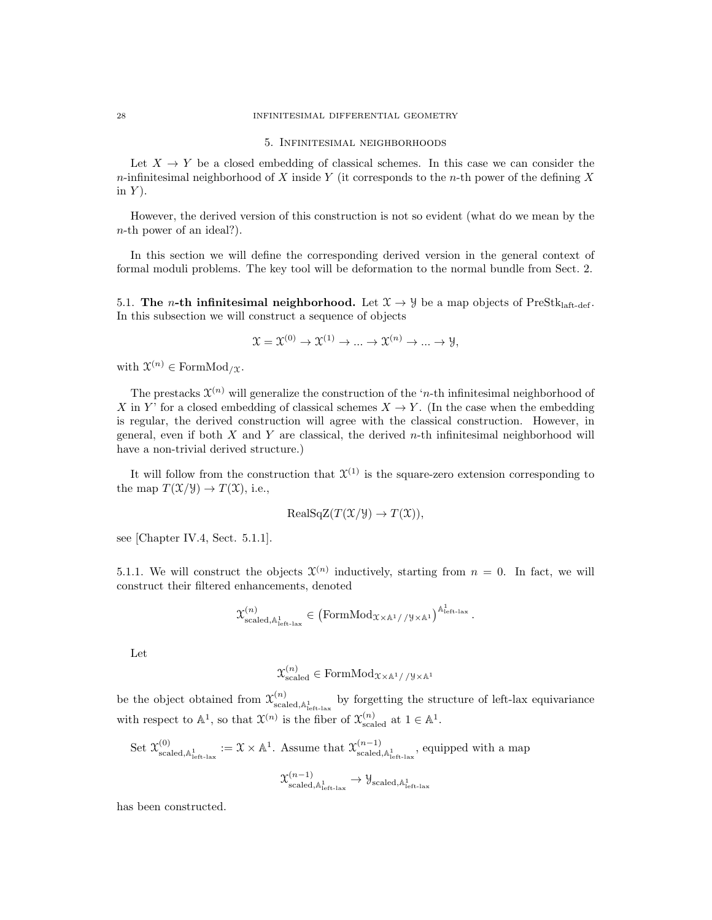## 5. Infinitesimal neighborhoods

Let $X \to Y$ be a closed embedding of classical schemes. In this case we can consider the $n$-infinitesimal neighborhood of $X$ inside $Y$ (it corresponds to the $n$-th power of the defining $X$ in $Y$).

However, the derived version of this construction is not so evident (what do we mean by the $n$-th power of an ideal?).

In this section we will define the corresponding derived version in the general context of formal moduli problems. The key tool will be deformation to the normal bundle from Sect. 2.

### 5.1. The $n$-th infinitesimal neighborhood.

**5.1. The $n$-th infinitesimal neighborhood.** Let $\mathcal{X} \to \mathcal{Y}$ be a map objects of $\text{PreStk}_{\text{laft-def}}$. In this subsection we will construct a sequence of objects

$$\mathcal{X} = \mathcal{X}^{(0)} \to \mathcal{X}^{(1)} \to ... \to \mathcal{X}^{(n)} \to ... \to \mathcal{Y},$$

with $\mathcal{X}^{(n)} \in \text{FormMod}_{/\mathcal{X}}$.

The prestacks $\mathcal{X}^{(n)}$ will generalize the construction of the '$n$-th infinitesimal neighborhood of $X$ in $Y$' for a closed embedding of classical schemes $X \to Y$. (In the case when the embedding is regular, the derived construction will agree with the classical construction. However, in general, even if both $X$ and $Y$ are classical, the derived $n$-th infinitesimal neighborhood will have a non-trivial derived structure.)

It will follow from the construction that $\mathcal{X}^{(1)}$ is the square-zero extension corresponding to the map $T(\mathcal{X}/\mathcal{Y}) \to T(\mathcal{X})$, i.e.,

$$\text{RealSqZ}(T(\mathcal{X}/\mathcal{Y}) \to T(\mathcal{X})),$$

see [Chapter IV.4, Sect. 5.1.1].

5.1.1. We will construct the objects $\mathcal{X}^{(n)}$ inductively, starting from $n = 0$. In fact, we will construct their filtered enhancements, denoted

$$\mathcal{X}^{(n)}_{\text{scaled},\mathbb{A}^1_{\text{left-lax}}} \in \left(\text{FormMod}_{\mathcal{X}\times\mathbb{A}^1//\mathcal{Y}\times\mathbb{A}^1}\right)^{\mathbb{A}^1_{\text{left-lax}}}.$$

Let

$$\mathcal{X}^{(n)}_{\text{scaled}} \in \text{FormMod}_{\mathcal{X}\times\mathbb{A}^1//\mathcal{Y}\times\mathbb{A}^1}$$

be the object obtained from $\mathcal{X}^{(n)}_{\text{scaled},\mathbb{A}^1_{\text{left-lax}}}$ by forgetting the structure of left-lax equivariance with respect to $\mathbb{A}^1$, so that $\mathcal{X}^{(n)}$ is the fiber of $\mathcal{X}^{(n)}_{\text{scaled}}$ at $1 \in \mathbb{A}^1$.

Set $\mathcal{X}^{(0)}_{\text{scaled},\mathbb{A}^1_{\text{left-lax}}} := \mathcal{X} \times \mathbb{A}^1$. Assume that $\mathcal{X}^{(n-1)}_{\text{scaled},\mathbb{A}^1_{\text{left-lax}}}$, equipped with a map

$$\mathcal{X}^{(n-1)}_{\text{scaled},\mathbb{A}^1_{\text{left-lax}}} \to \mathcal{Y}_{\text{scaled},\mathbb{A}^1_{\text{left-lax}}}$$

has been constructed.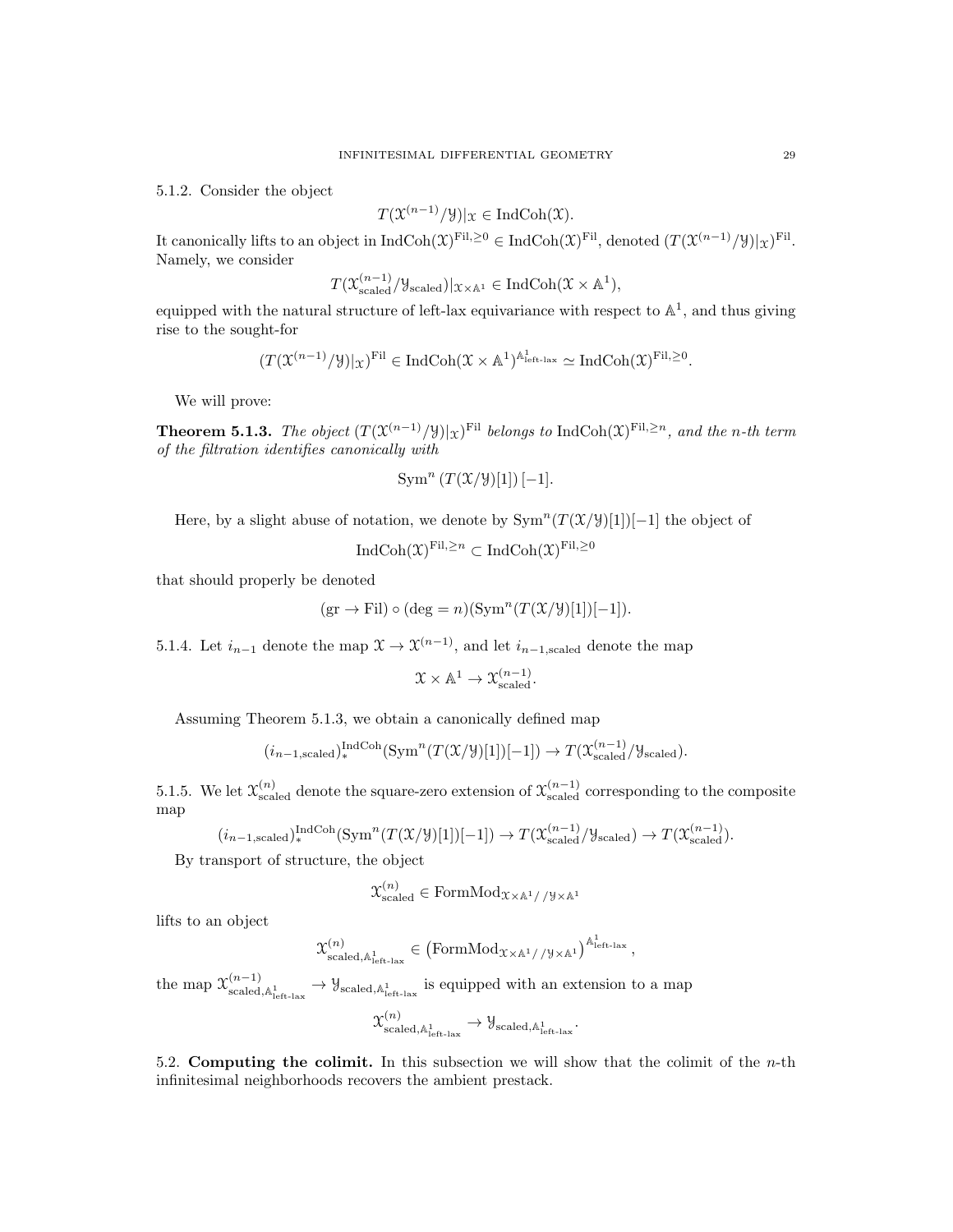5.1.2. Consider the object

$$T(\mathcal{X}^{(n-1)}/\mathcal{Y})|_{\mathcal{X}} \in \operatorname{IndCoh}(\mathcal{X}).$$

It canonically lifts to an object in $\operatorname{IndCoh}(\mathcal{X})^{\mathrm{Fil},\geq 0} \in \operatorname{IndCoh}(\mathcal{X})^{\mathrm{Fil}}$, denoted $(T(\mathcal{X}^{(n-1)}/\mathcal{Y})|_{\mathcal{X}})^{\mathrm{Fil}}$. Namely, we consider

$$T(\mathcal{X}^{(n-1)}_{\mathrm{scaled}}/\mathcal{Y}_{\mathrm{scaled}})|_{\mathcal{X}\times\mathbb{A}^1} \in \operatorname{IndCoh}(\mathcal{X}\times\mathbb{A}^1),$$

equipped with the natural structure of left-lax equivariance with respect to $\mathbb{A}^1$, and thus giving rise to the sought-for

$$(T(\mathcal{X}^{(n-1)}/\mathcal{Y})|_{\mathcal{X}})^{\mathrm{Fil}} \in \operatorname{IndCoh}(\mathcal{X}\times\mathbb{A}^1)^{\mathbb{A}^1_{\text{left-lax}}} \simeq \operatorname{IndCoh}(\mathcal{X})^{\mathrm{Fil},\geq 0}.$$

We will prove:

**Theorem 5.1.3.** *The object $(T(\mathcal{X}^{(n-1)}/\mathcal{Y})|_{\mathcal{X}})^{\mathrm{Fil}}$ belongs to $\operatorname{IndCoh}(\mathcal{X})^{\mathrm{Fil},\geq n}$, and the $n$-th term of the filtration identifies canonically with*

$$\operatorname{Sym}^n\left(T(\mathcal{X}/\mathcal{Y})[1]\right)[-1].$$

Here, by a slight abuse of notation, we denote by $\operatorname{Sym}^n(T(\mathcal{X}/\mathcal{Y})[1])[-1]$ the object of

$$\operatorname{IndCoh}(\mathcal{X})^{\mathrm{Fil},\geq n} \subset \operatorname{IndCoh}(\mathcal{X})^{\mathrm{Fil},\geq 0}$$

that should properly be denoted

$$(\mathrm{gr}\to\mathrm{Fil})\circ(\deg = n)(\operatorname{Sym}^n(T(\mathcal{X}/\mathcal{Y})[1])[-1]).$$

5.1.4. Let $i_{n-1}$ denote the map $\mathcal{X}\to\mathcal{X}^{(n-1)}$, and let $i_{n-1,\mathrm{scaled}}$ denote the map

$$\mathcal{X}\times\mathbb{A}^1 \to \mathcal{X}^{(n-1)}_{\mathrm{scaled}}.$$

Assuming Theorem 5.1.3, we obtain a canonically defined map

$$(i_{n-1,\mathrm{scaled}})^{\mathrm{IndCoh}}_*(\operatorname{Sym}^n(T(\mathcal{X}/\mathcal{Y})[1])[-1]) \to T(\mathcal{X}^{(n-1)}_{\mathrm{scaled}}/\mathcal{Y}_{\mathrm{scaled}}).$$

5.1.5. We let $\mathcal{X}^{(n)}_{\mathrm{scaled}}$ denote the square-zero extension of $\mathcal{X}^{(n-1)}_{\mathrm{scaled}}$ corresponding to the composite map

$$(i_{n-1,\mathrm{scaled}})^{\mathrm{IndCoh}}_*(\operatorname{Sym}^n(T(\mathcal{X}/\mathcal{Y})[1])[-1]) \to T(\mathcal{X}^{(n-1)}_{\mathrm{scaled}}/\mathcal{Y}_{\mathrm{scaled}}) \to T(\mathcal{X}^{(n-1)}_{\mathrm{scaled}}).$$

By transport of structure, the object

$$\mathcal{X}^{(n)}_{\mathrm{scaled}} \in \operatorname{FormMod}_{\mathcal{X}\times\mathbb{A}^1//\mathcal{Y}\times\mathbb{A}^1}$$

lifts to an object

$$\mathcal{X}^{(n)}_{\mathrm{scaled},\mathbb{A}^1_{\text{left-lax}}} \in \left(\operatorname{FormMod}_{\mathcal{X}\times\mathbb{A}^1//\mathcal{Y}\times\mathbb{A}^1}\right)^{\mathbb{A}^1_{\text{left-lax}}},$$

the map $\mathcal{X}^{(n-1)}_{\mathrm{scaled},\mathbb{A}^1_{\text{left-lax}}} \to \mathcal{Y}_{\mathrm{scaled},\mathbb{A}^1_{\text{left-lax}}}$ is equipped with an extension to a map

$$\mathcal{X}^{(n)}_{\mathrm{scaled},\mathbb{A}^1_{\text{left-lax}}} \to \mathcal{Y}_{\mathrm{scaled},\mathbb{A}^1_{\text{left-lax}}}.$$

## 5.2. Computing the colimit.

In this subsection we will show that the colimit of the $n$-th infinitesimal neighborhoods recovers the ambient prestack.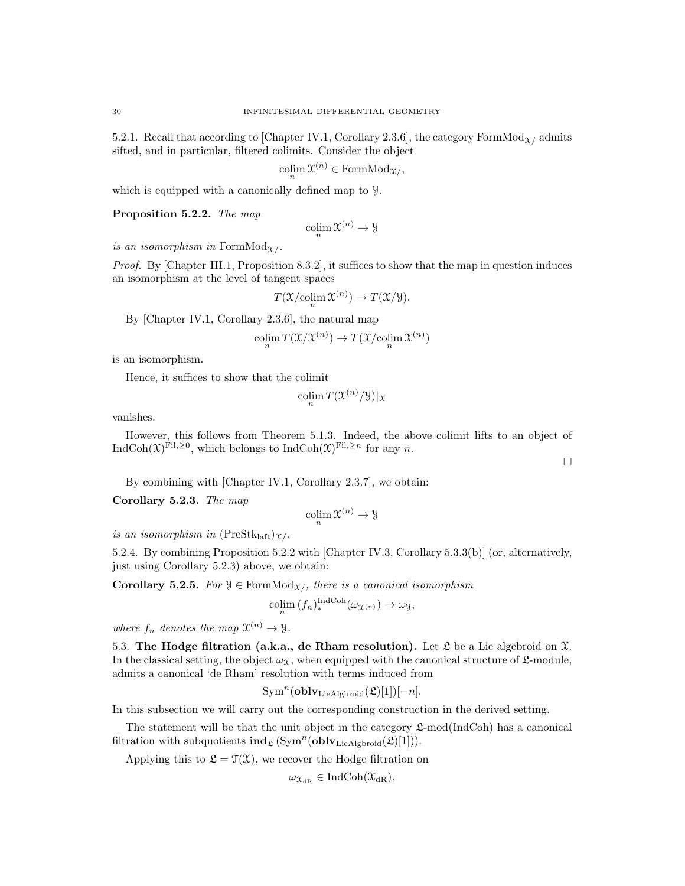5.2.1. Recall that according to [Chapter IV.1, Corollary 2.3.6], the category $\mathrm{FormMod}_{\mathcal{X}/}$ admits sifted, and in particular, filtered colimits. Consider the object

$$\underset{n}{\mathrm{colim}}\, \mathcal{X}^{(n)} \in \mathrm{FormMod}_{\mathcal{X}/},$$

which is equipped with a canonically defined map to $\mathcal{Y}$.

**Proposition 5.2.2.** *The map*

$$\underset{n}{\mathrm{colim}}\, \mathcal{X}^{(n)} \to \mathcal{Y}$$

*is an isomorphism in* $\mathrm{FormMod}_{\mathcal{X}/}$.

*Proof.* By [Chapter III.1, Proposition 8.3.2], it suffices to show that the map in question induces an isomorphism at the level of tangent spaces

$$T(\mathcal{X}/\underset{n}{\mathrm{colim}}\, \mathcal{X}^{(n)}) \to T(\mathcal{X}/\mathcal{Y}).$$

By [Chapter IV.1, Corollary 2.3.6], the natural map

$$\underset{n}{\mathrm{colim}}\, T(\mathcal{X}/\mathcal{X}^{(n)}) \to T(\mathcal{X}/\underset{n}{\mathrm{colim}}\, \mathcal{X}^{(n)})$$

is an isomorphism.

Hence, it suffices to show that the colimit

$$\underset{n}{\mathrm{colim}}\, T(\mathcal{X}^{(n)}/\mathcal{Y})|_{\mathcal{X}}$$

vanishes.

However, this follows from Theorem 5.1.3. Indeed, the above colimit lifts to an object of $\mathrm{IndCoh}(\mathcal{X})^{\mathrm{Fil}, \geq 0}$, which belongs to $\mathrm{IndCoh}(\mathcal{X})^{\mathrm{Fil}, \geq n}$ for any $n$.

□

By combining with [Chapter IV.1, Corollary 2.3.7], we obtain:

**Corollary 5.2.3.** *The map*

$$\underset{n}{\mathrm{colim}}\, \mathcal{X}^{(n)} \to \mathcal{Y}$$

*is an isomorphism in* $(\mathrm{PreStk}_{\mathrm{laft}})_{\mathcal{X}/}$.

5.2.4. By combining Proposition 5.2.2 with [Chapter IV.3, Corollary 5.3.3(b)] (or, alternatively, just using Corollary 5.2.3) above, we obtain:

**Corollary 5.2.5.** *For* $\mathcal{Y} \in \mathrm{FormMod}_{\mathcal{X}/}$*, there is a canonical isomorphism*

$$\underset{n}{\mathrm{colim}}\, (f_n)_*^{\mathrm{IndCoh}}(\omega_{\mathcal{X}^{(n)}}) \to \omega_{\mathcal{Y}},$$

*where* $f_n$ *denotes the map* $\mathcal{X}^{(n)} \to \mathcal{Y}$.

5.3. **The Hodge filtration (a.k.a., de Rham resolution).** Let $\mathfrak{L}$ be a Lie algebroid on $\mathcal{X}$. In the classical setting, the object $\omega_{\mathcal{X}}$, when equipped with the canonical structure of $\mathfrak{L}$-module, admits a canonical 'de Rham' resolution with terms induced from

$$\mathrm{Sym}^n(\mathbf{oblv}_{\mathrm{LieAlgbroid}}(\mathfrak{L})[1])[-n].$$

In this subsection we will carry out the corresponding construction in the derived setting.

The statement will be that the unit object in the category $\mathfrak{L}\text{-mod}(\mathrm{IndCoh})$ has a canonical filtration with subquotients $\mathbf{ind}_{\mathfrak{L}}\left(\mathrm{Sym}^n(\mathbf{oblv}_{\mathrm{LieAlgbroid}}(\mathfrak{L})[1])\right)$.

Applying this to $\mathfrak{L} = \mathcal{T}(\mathcal{X})$, we recover the Hodge filtration on

$$\omega_{\mathcal{X}_{\mathrm{dR}}} \in \mathrm{IndCoh}(\mathcal{X}_{\mathrm{dR}}).$$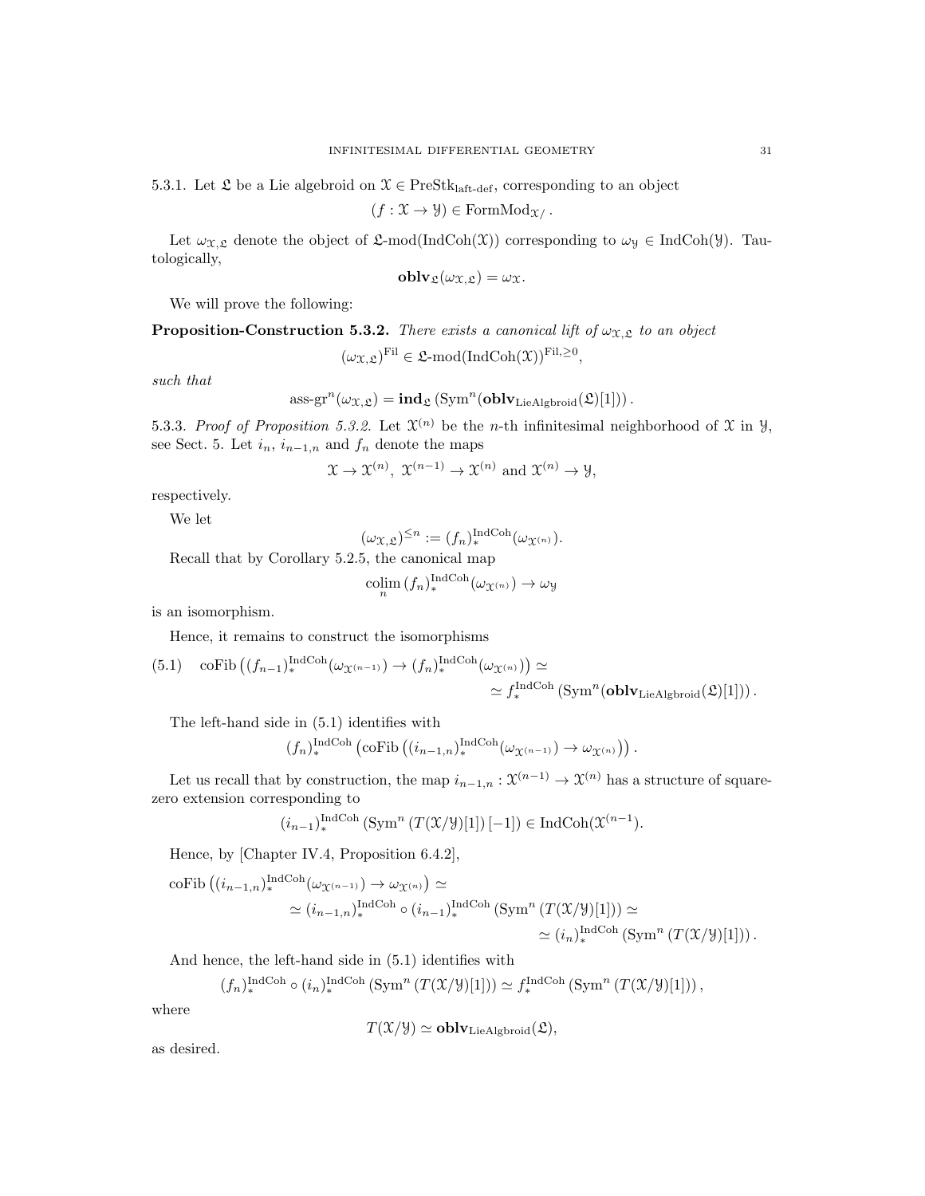5.3.1. Let $\mathfrak{L}$ be a Lie algebroid on $\mathcal{X} \in \text{PreStk}_{\text{laft-def}}$, corresponding to an object

$$(f : \mathcal{X} \to \mathcal{Y}) \in \text{FormMod}_{\mathcal{X}/}.$$

Let $\omega_{\mathcal{X},\mathfrak{L}}$ denote the object of $\mathfrak{L}\text{-mod}(\text{IndCoh}(\mathcal{X}))$ corresponding to $\omega_{\mathcal{Y}} \in \text{IndCoh}(\mathcal{Y})$. Tautologically,

$$\mathbf{oblv}_{\mathfrak{L}}(\omega_{\mathcal{X},\mathfrak{L}}) = \omega_{\mathcal{X}}.$$

We will prove the following:

**Proposition-Construction 5.3.2.** *There exists a canonical lift of $\omega_{\mathcal{X},\mathfrak{L}}$ to an object*

$$(\omega_{\mathcal{X},\mathfrak{L}})^{\text{Fil}} \in \mathfrak{L}\text{-mod}(\text{IndCoh}(\mathcal{X}))^{\text{Fil},\geq 0},$$

*such that*

$$\text{ass-gr}^n(\omega_{\mathcal{X},\mathfrak{L}}) = \mathbf{ind}_{\mathfrak{L}}\left(\text{Sym}^n(\mathbf{oblv}_{\text{LieAlgbroid}}(\mathfrak{L})[1])\right).$$

5.3.3. *Proof of Proposition 5.3.2.* Let $\mathcal{X}^{(n)}$ be the $n$-th infinitesimal neighborhood of $\mathcal{X}$ in $\mathcal{Y}$, see Sect. 5. Let $i_n$, $i_{n-1,n}$ and $f_n$ denote the maps

$$\mathcal{X} \to \mathcal{X}^{(n)},\ \mathcal{X}^{(n-1)} \to \mathcal{X}^{(n)} \text{ and } \mathcal{X}^{(n)} \to \mathcal{Y},$$

respectively.

We let

$$(\omega_{\mathcal{X},\mathfrak{L}})^{\leq n} := (f_n)_*^{\text{IndCoh}}(\omega_{\mathcal{X}^{(n)}}).$$

Recall that by Corollary 5.2.5, the canonical map

$$\underset{n}{\text{colim}}\, (f_n)_*^{\text{IndCoh}}(\omega_{\mathcal{X}^{(n)}}) \to \omega_{\mathcal{Y}}$$

is an isomorphism.

Hence, it remains to construct the isomorphisms

$$\text{coFib}\left((f_{n-1})_*^{\text{IndCoh}}(\omega_{\mathcal{X}^{(n-1)}}) \to (f_n)_*^{\text{IndCoh}}(\omega_{\mathcal{X}^{(n)}})\right) \simeq \simeq f_*^{\text{IndCoh}}\left(\text{Sym}^n(\mathbf{oblv}_{\text{LieAlgbroid}}(\mathfrak{L})[1])\right). \tag{5.1}$$

The left-hand side in (5.1) identifies with

$$(f_n)_*^{\text{IndCoh}}\left(\text{coFib}\left((i_{n-1,n})_*^{\text{IndCoh}}(\omega_{\mathcal{X}^{(n-1)}}) \to \omega_{\mathcal{X}^{(n)}}\right)\right).$$

Let us recall that by construction, the map $i_{n-1,n} : \mathcal{X}^{(n-1)} \to \mathcal{X}^{(n)}$ has a structure of square-zero extension corresponding to

$$(i_{n-1})_*^{\text{IndCoh}}\left(\text{Sym}^n\left(T(\mathcal{X}/\mathcal{Y})[1]\right)[-1]\right) \in \text{IndCoh}(\mathcal{X}^{(n-1)}).$$

Hence, by [Chapter IV.4, Proposition 6.4.2],

$$\begin{aligned}
\text{coFib}\left((i_{n-1,n})_*^{\text{IndCoh}}(\omega_{\mathcal{X}^{(n-1)}}) \to \omega_{\mathcal{X}^{(n)}}\right) &\simeq \\
&\simeq (i_{n-1,n})_*^{\text{IndCoh}} \circ (i_{n-1})_*^{\text{IndCoh}}\left(\text{Sym}^n\left(T(\mathcal{X}/\mathcal{Y})[1]\right)\right) \simeq \\
&\simeq (i_n)_*^{\text{IndCoh}}\left(\text{Sym}^n\left(T(\mathcal{X}/\mathcal{Y})[1]\right)\right).
\end{aligned}$$

And hence, the left-hand side in (5.1) identifies with

$$(f_n)_*^{\text{IndCoh}} \circ (i_n)_*^{\text{IndCoh}}\left(\text{Sym}^n\left(T(\mathcal{X}/\mathcal{Y})[1]\right)\right) \simeq f_*^{\text{IndCoh}}\left(\text{Sym}^n\left(T(\mathcal{X}/\mathcal{Y})[1]\right)\right),$$

where

$$T(\mathcal{X}/\mathcal{Y}) \simeq \mathbf{oblv}_{\text{LieAlgbroid}}(\mathfrak{L}),$$

as desired.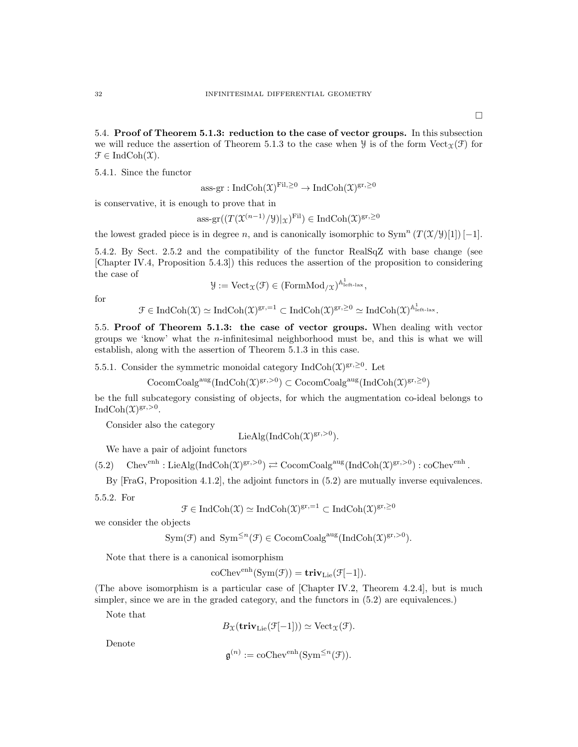□

**5.4. Proof of Theorem 5.1.3: reduction to the case of vector groups.** In this subsection we will reduce the assertion of Theorem 5.1.3 to the case when $\mathcal{Y}$ is of the form $\mathrm{Vect}_{\mathcal{X}}(\mathcal{F})$ for $\mathcal{F} \in \mathrm{IndCoh}(\mathcal{X})$.

5.4.1. Since the functor

$$\text{ass-gr} : \mathrm{IndCoh}(\mathcal{X})^{\mathrm{Fil},\geq 0} \to \mathrm{IndCoh}(\mathcal{X})^{\mathrm{gr},\geq 0}$$

is conservative, it is enough to prove that in

$$\text{ass-gr}((T(\mathcal{X}^{(n-1)}/\mathcal{Y})|_{\mathcal{X}})^{\mathrm{Fil}}) \in \mathrm{IndCoh}(\mathcal{X})^{\mathrm{gr},\geq 0}$$

the lowest graded piece is in degree $n$, and is canonically isomorphic to $\mathrm{Sym}^n\left(T(\mathcal{X}/\mathcal{Y})[1]\right)[-1]$.

5.4.2. By Sect. 2.5.2 and the compatibility of the functor RealSqZ with base change (see [Chapter IV.4, Proposition 5.4.3]) this reduces the assertion of the proposition to considering the case of

$$\mathcal{Y} := \mathrm{Vect}_{\mathcal{X}}(\mathcal{F}) \in (\mathrm{FormMod}_{/\mathcal{X}})^{\mathbb{A}^1_{\text{left-lax}}},$$

for

$$\mathcal{F} \in \mathrm{IndCoh}(\mathcal{X}) \simeq \mathrm{IndCoh}(\mathcal{X})^{\mathrm{gr},=1} \subset \mathrm{IndCoh}(\mathcal{X})^{\mathrm{gr},\geq 0} \simeq \mathrm{IndCoh}(\mathcal{X})^{\mathbb{A}^1_{\text{left-lax}}}.$$

**5.5. Proof of Theorem 5.1.3: the case of vector groups.** When dealing with vector groups we 'know' what the $n$-infinitesimal neighborhood must be, and this is what we will establish, along with the assertion of Theorem 5.1.3 in this case.

5.5.1. Consider the symmetric monoidal category $\mathrm{IndCoh}(\mathcal{X})^{\mathrm{gr},\geq 0}$. Let

$$\mathrm{CocomCoalg}^{\mathrm{aug}}(\mathrm{IndCoh}(\mathcal{X})^{\mathrm{gr},>0}) \subset \mathrm{CocomCoalg}^{\mathrm{aug}}(\mathrm{IndCoh}(\mathcal{X})^{\mathrm{gr},\geq 0})$$

be the full subcategory consisting of objects, for which the augmentation co-ideal belongs to $\mathrm{IndCoh}(\mathcal{X})^{\mathrm{gr},>0}$.

Consider also the category

$$\mathrm{LieAlg}(\mathrm{IndCoh}(\mathcal{X})^{\mathrm{gr},>0}).$$

We have a pair of adjoint functors

$$\mathrm{Chev}^{\mathrm{enh}} : \mathrm{LieAlg}(\mathrm{IndCoh}(\mathcal{X})^{\mathrm{gr},>0}) \rightleftarrows \mathrm{CocomCoalg}^{\mathrm{aug}}(\mathrm{IndCoh}(\mathcal{X})^{\mathrm{gr},>0}) : \mathrm{coChev}^{\mathrm{enh}}. \tag{5.2}$$

By [FraG, Proposition 4.1.2], the adjoint functors in (5.2) are mutually inverse equivalences.

5.5.2. For

$$\mathcal{F} \in \mathrm{IndCoh}(\mathcal{X}) \simeq \mathrm{IndCoh}(\mathcal{X})^{\mathrm{gr},=1} \subset \mathrm{IndCoh}(\mathcal{X})^{\mathrm{gr},\geq 0}$$

we consider the objects

$$\mathrm{Sym}(\mathcal{F}) \text{ and } \mathrm{Sym}^{\leq n}(\mathcal{F}) \in \mathrm{CocomCoalg}^{\mathrm{aug}}(\mathrm{IndCoh}(\mathcal{X})^{\mathrm{gr},>0}).$$

Note that there is a canonical isomorphism

$$\mathrm{coChev}^{\mathrm{enh}}(\mathrm{Sym}(\mathcal{F})) = \mathbf{triv}_{\mathrm{Lie}}(\mathcal{F}[-1]).$$

(The above isomorphism is a particular case of [Chapter IV.2, Theorem 4.2.4], but is much simpler, since we are in the graded category, and the functors in (5.2) are equivalences.)

Note that

$$B_{\mathcal{X}}(\mathbf{triv}_{\mathrm{Lie}}(\mathcal{F}[-1])) \simeq \mathrm{Vect}_{\mathcal{X}}(\mathcal{F}).$$

Denote

$$\mathfrak{g}^{(n)} := \mathrm{coChev}^{\mathrm{enh}}(\mathrm{Sym}^{\leq n}(\mathcal{F})).$$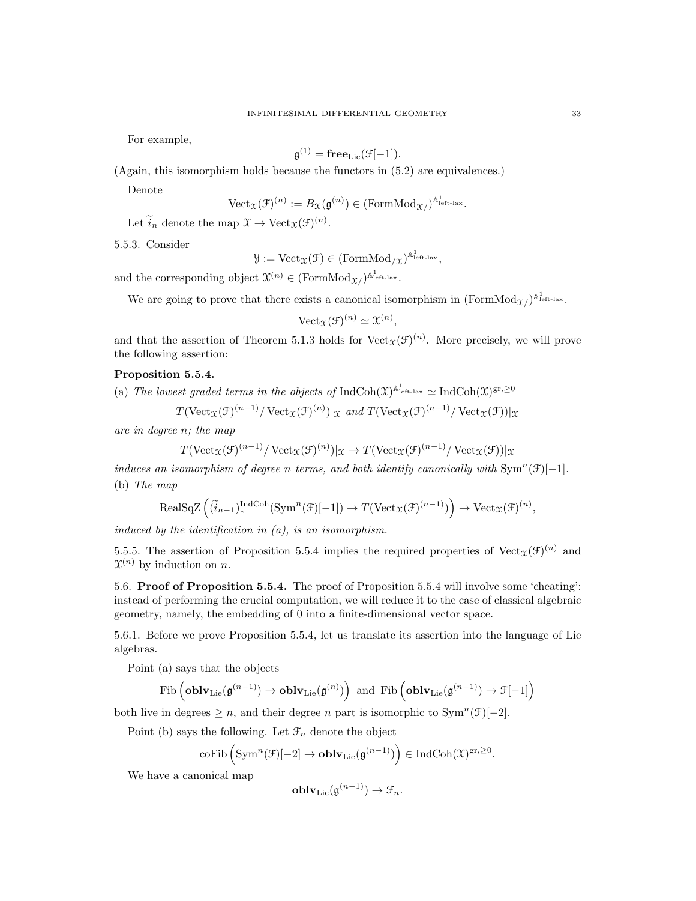For example,

$$\mathfrak{g}^{(1)} = \mathbf{free}_{\mathrm{Lie}}(\mathcal{F}[-1]).$$

(Again, this isomorphism holds because the functors in (5.2) are equivalences.)

Denote

$$\mathrm{Vect}_{\mathcal{X}}(\mathcal{F})^{(n)} := B_{\mathcal{X}}(\mathfrak{g}^{(n)}) \in (\mathrm{FormMod}_{\mathcal{X}/})^{\mathbb{A}^1_{\text{left-lax}}}.$$

Let $\widetilde{i}_n$ denote the map $\mathcal{X} \to \mathrm{Vect}_{\mathcal{X}}(\mathcal{F})^{(n)}$.

5.5.3. Consider

$$\mathcal{Y} := \mathrm{Vect}_{\mathcal{X}}(\mathcal{F}) \in (\mathrm{FormMod}_{/\mathcal{X}})^{\mathbb{A}^1_{\text{left-lax}}},$$

and the corresponding object $\mathcal{X}^{(n)} \in (\mathrm{FormMod}_{\mathcal{X}/})^{\mathbb{A}^1_{\text{left-lax}}}$.

We are going to prove that there exists a canonical isomorphism in $(\mathrm{FormMod}_{\mathcal{X}/})^{\mathbb{A}^1_{\text{left-lax}}}$.

$$\mathrm{Vect}_{\mathcal{X}}(\mathcal{F})^{(n)} \simeq \mathcal{X}^{(n)},$$

and that the assertion of Theorem 5.1.3 holds for $\mathrm{Vect}_{\mathcal{X}}(\mathcal{F})^{(n)}$. More precisely, we will prove the following assertion:

**Proposition 5.5.4.**

(a) *The lowest graded terms in the objects of* $\mathrm{IndCoh}(\mathcal{X})^{\mathbb{A}^1_{\text{left-lax}}} \simeq \mathrm{IndCoh}(\mathcal{X})^{\mathrm{gr},\geq 0}$

$$T(\mathrm{Vect}_{\mathcal{X}}(\mathcal{F})^{(n-1)}/\,\mathrm{Vect}_{\mathcal{X}}(\mathcal{F})^{(n)})|_{\mathcal{X}} \text{ and } T(\mathrm{Vect}_{\mathcal{X}}(\mathcal{F})^{(n-1)}/\,\mathrm{Vect}_{\mathcal{X}}(\mathcal{F}))|_{\mathcal{X}}$$

*are in degree $n$; the map*

$$T(\mathrm{Vect}_{\mathcal{X}}(\mathcal{F})^{(n-1)}/\,\mathrm{Vect}_{\mathcal{X}}(\mathcal{F})^{(n)})|_{\mathcal{X}} \to T(\mathrm{Vect}_{\mathcal{X}}(\mathcal{F})^{(n-1)}/\,\mathrm{Vect}_{\mathcal{X}}(\mathcal{F}))|_{\mathcal{X}}$$

*induces an isomorphism of degree $n$ terms, and both identify canonically with* $\mathrm{Sym}^n(\mathcal{F})[-1]$.

(b) *The map*

$$\mathrm{RealSqZ}\left((\widetilde{i}_{n-1})^{\mathrm{IndCoh}}_*(\mathrm{Sym}^n(\mathcal{F})[-1]) \to T(\mathrm{Vect}_{\mathcal{X}}(\mathcal{F})^{(n-1)})\right) \to \mathrm{Vect}_{\mathcal{X}}(\mathcal{F})^{(n)},$$

*induced by the identification in (a), is an isomorphism.*

5.5.5. The assertion of Proposition 5.5.4 implies the required properties of $\mathrm{Vect}_{\mathcal{X}}(\mathcal{F})^{(n)}$ and $\mathcal{X}^{(n)}$ by induction on $n$.

5.6. **Proof of Proposition 5.5.4.** The proof of Proposition 5.5.4 will involve some 'cheating': instead of performing the crucial computation, we will reduce it to the case of classical algebraic geometry, namely, the embedding of 0 into a finite-dimensional vector space.

5.6.1. Before we prove Proposition 5.5.4, let us translate its assertion into the language of Lie algebras.

Point (a) says that the objects

$$\mathrm{Fib}\left(\mathbf{oblv}_{\mathrm{Lie}}(\mathfrak{g}^{(n-1)}) \to \mathbf{oblv}_{\mathrm{Lie}}(\mathfrak{g}^{(n)})\right) \text{ and } \mathrm{Fib}\left(\mathbf{oblv}_{\mathrm{Lie}}(\mathfrak{g}^{(n-1)}) \to \mathcal{F}[-1]\right)$$

both live in degrees $\geq n$, and their degree $n$ part is isomorphic to $\mathrm{Sym}^n(\mathcal{F})[-2]$.

Point (b) says the following. Let $\mathcal{F}_n$ denote the object

$$\mathrm{coFib}\left(\mathrm{Sym}^n(\mathcal{F})[-2] \to \mathbf{oblv}_{\mathrm{Lie}}(\mathfrak{g}^{(n-1)})\right) \in \mathrm{IndCoh}(\mathcal{X})^{\mathrm{gr},\geq 0}.$$

We have a canonical map

$$\mathbf{oblv}_{\mathrm{Lie}}(\mathfrak{g}^{(n-1)}) \to \mathcal{F}_n.$$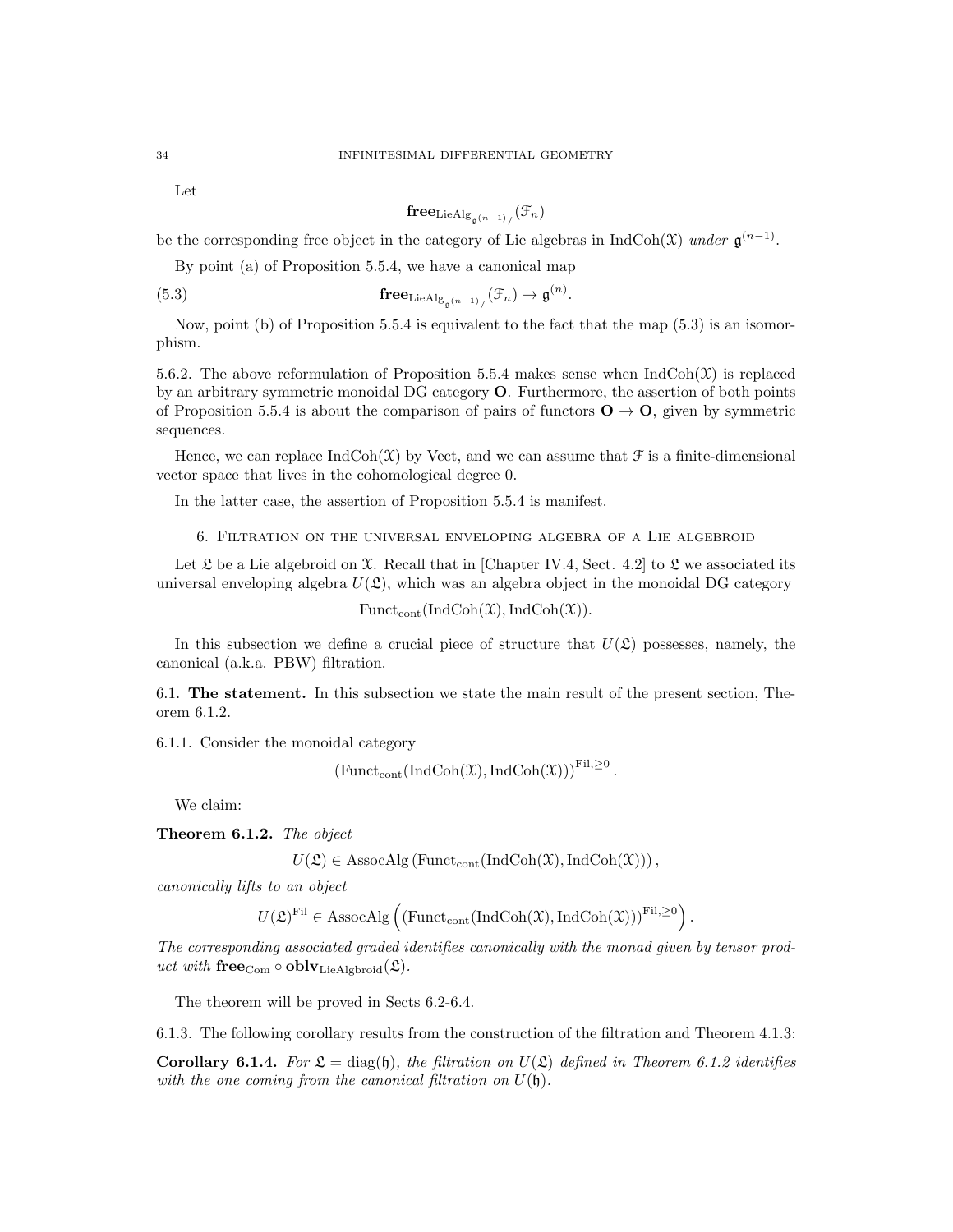Let

$$\mathbf{free}_{\mathrm{LieAlg}_{\mathfrak{g}^{(n-1)}/}}(\mathcal{F}_n)$$

be the corresponding free object in the category of Lie algebras in $\mathrm{IndCoh}(\mathcal{X})$ *under* $\mathfrak{g}^{(n-1)}$.

By point (a) of Proposition 5.5.4, we have a canonical map

$$\mathbf{free}_{\mathrm{LieAlg}_{\mathfrak{g}^{(n-1)}/}}(\mathcal{F}_n) \to \mathfrak{g}^{(n)}. \tag{5.3}$$

Now, point (b) of Proposition 5.5.4 is equivalent to the fact that the map (5.3) is an isomorphism.

5.6.2. The above reformulation of Proposition 5.5.4 makes sense when $\mathrm{IndCoh}(\mathcal{X})$ is replaced by an arbitrary symmetric monoidal DG category $\mathbf{O}$. Furthermore, the assertion of both points of Proposition 5.5.4 is about the comparison of pairs of functors $\mathbf{O} \to \mathbf{O}$, given by symmetric sequences.

Hence, we can replace $\mathrm{IndCoh}(\mathcal{X})$ by Vect, and we can assume that $\mathcal{F}$ is a finite-dimensional vector space that lives in the cohomological degree 0.

In the latter case, the assertion of Proposition 5.5.4 is manifest.

## 6. Filtration on the universal enveloping algebra of a Lie algebroid

Let $\mathfrak{L}$ be a Lie algebroid on $\mathcal{X}$. Recall that in [Chapter IV.4, Sect. 4.2] to $\mathfrak{L}$ we associated its universal enveloping algebra $U(\mathfrak{L})$, which was an algebra object in the monoidal DG category

$$\mathrm{Funct}_{\mathrm{cont}}(\mathrm{IndCoh}(\mathcal{X}), \mathrm{IndCoh}(\mathcal{X})).$$

In this subsection we define a crucial piece of structure that $U(\mathfrak{L})$ possesses, namely, the canonical (a.k.a. PBW) filtration.

### 6.1. The statement.

In this subsection we state the main result of the present section, Theorem 6.1.2.

6.1.1. Consider the monoidal category

$$(\mathrm{Funct}_{\mathrm{cont}}(\mathrm{IndCoh}(\mathcal{X}), \mathrm{IndCoh}(\mathcal{X})))^{\mathrm{Fil}, \geq 0}.$$

We claim:

**Theorem 6.1.2.** *The object*

$$U(\mathfrak{L}) \in \mathrm{AssocAlg}\left(\mathrm{Funct}_{\mathrm{cont}}(\mathrm{IndCoh}(\mathcal{X}), \mathrm{IndCoh}(\mathcal{X}))\right),$$

*canonically lifts to an object*

$$U(\mathfrak{L})^{\mathrm{Fil}} \in \mathrm{AssocAlg}\left((\mathrm{Funct}_{\mathrm{cont}}(\mathrm{IndCoh}(\mathcal{X}), \mathrm{IndCoh}(\mathcal{X})))^{\mathrm{Fil}, \geq 0}\right).$$

*The corresponding associated graded identifies canonically with the monad given by tensor product with* $\mathbf{free}_{\mathrm{Com}} \circ \mathbf{oblv}_{\mathrm{LieAlgbroid}}(\mathfrak{L})$.

The theorem will be proved in Sects 6.2-6.4.

6.1.3. The following corollary results from the construction of the filtration and Theorem 4.1.3:

**Corollary 6.1.4.** *For* $\mathfrak{L} = \mathrm{diag}(\mathfrak{h})$*, the filtration on* $U(\mathfrak{L})$ *defined in Theorem 6.1.2 identifies with the one coming from the canonical filtration on* $U(\mathfrak{h})$.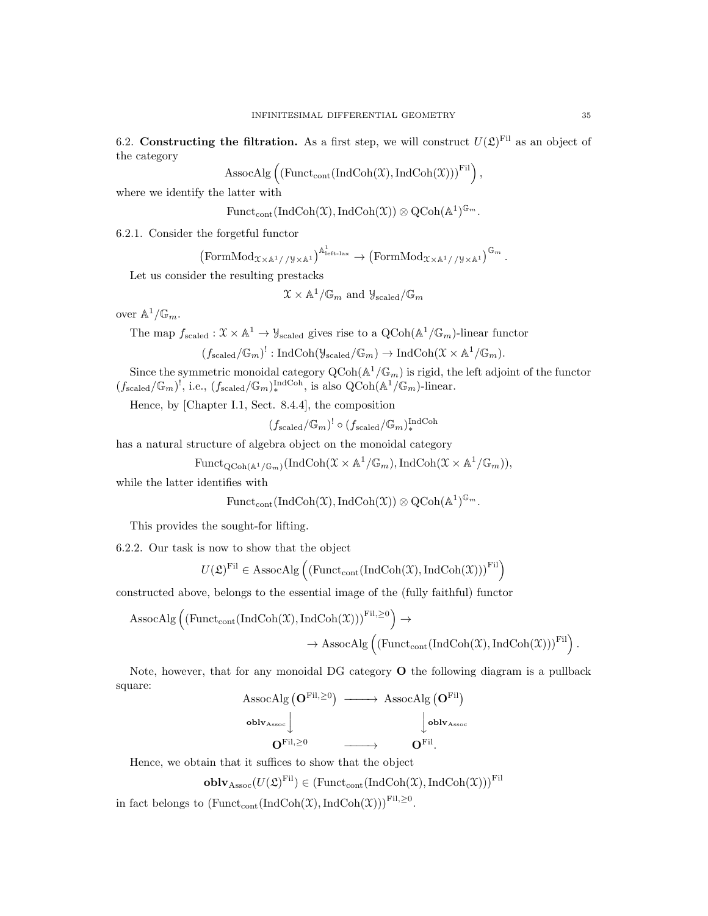6.2. **Constructing the filtration.** As a first step, we will construct $U(\mathfrak{L})^{\mathrm{Fil}}$ as an object of the category

$$\mathrm{AssocAlg}\left((\mathrm{Funct}_{\mathrm{cont}}(\mathrm{IndCoh}(\mathcal{X}),\mathrm{IndCoh}(\mathcal{X})))^{\mathrm{Fil}}\right),$$

where we identify the latter with

$$\mathrm{Funct}_{\mathrm{cont}}(\mathrm{IndCoh}(\mathcal{X}),\mathrm{IndCoh}(\mathcal{X}))\otimes \mathrm{QCoh}(\mathbb{A}^1)^{\mathbb{G}_m}.$$

6.2.1. Consider the forgetful functor

$$\left(\mathrm{FormMod}_{\mathcal{X}\times\mathbb{A}^1//\mathcal{Y}\times\mathbb{A}^1}\right)^{\mathbb{A}^1_{\text{left-lax}}}\to\left(\mathrm{FormMod}_{\mathcal{X}\times\mathbb{A}^1//\mathcal{Y}\times\mathbb{A}^1}\right)^{\mathbb{G}_m}.$$

Let us consider the resulting prestacks

$$\mathcal{X}\times\mathbb{A}^1/\mathbb{G}_m \text{ and } \mathcal{Y}_{\mathrm{scaled}}/\mathbb{G}_m$$

over $\mathbb{A}^1/\mathbb{G}_m$.

The map $f_{\mathrm{scaled}}:\mathcal{X}\times\mathbb{A}^1\to\mathcal{Y}_{\mathrm{scaled}}$ gives rise to a $\mathrm{QCoh}(\mathbb{A}^1/\mathbb{G}_m)$-linear functor

$$(f_{\mathrm{scaled}}/\mathbb{G}_m)^!:\mathrm{IndCoh}(\mathcal{Y}_{\mathrm{scaled}}/\mathbb{G}_m)\to\mathrm{IndCoh}(\mathcal{X}\times\mathbb{A}^1/\mathbb{G}_m).$$

Since the symmetric monoidal category $\mathrm{QCoh}(\mathbb{A}^1/\mathbb{G}_m)$ is rigid, the left adjoint of the functor $(f_{\mathrm{scaled}}/\mathbb{G}_m)^!$, i.e., $(f_{\mathrm{scaled}}/\mathbb{G}_m)_*^{\mathrm{IndCoh}}$, is also $\mathrm{QCoh}(\mathbb{A}^1/\mathbb{G}_m)$-linear.

Hence, by [Chapter I.1, Sect. 8.4.4], the composition

$$(f_{\mathrm{scaled}}/\mathbb{G}_m)^!\circ(f_{\mathrm{scaled}}/\mathbb{G}_m)_*^{\mathrm{IndCoh}}$$

has a natural structure of algebra object on the monoidal category

$$\mathrm{Funct}_{\mathrm{QCoh}(\mathbb{A}^1/\mathbb{G}_m)}(\mathrm{IndCoh}(\mathcal{X}\times\mathbb{A}^1/\mathbb{G}_m),\mathrm{IndCoh}(\mathcal{X}\times\mathbb{A}^1/\mathbb{G}_m)),$$

while the latter identifies with

$$\mathrm{Funct}_{\mathrm{cont}}(\mathrm{IndCoh}(\mathcal{X}),\mathrm{IndCoh}(\mathcal{X}))\otimes \mathrm{QCoh}(\mathbb{A}^1)^{\mathbb{G}_m}.$$

This provides the sought-for lifting.

6.2.2. Our task is now to show that the object

$$U(\mathfrak{L})^{\mathrm{Fil}}\in \mathrm{AssocAlg}\left((\mathrm{Funct}_{\mathrm{cont}}(\mathrm{IndCoh}(\mathcal{X}),\mathrm{IndCoh}(\mathcal{X})))^{\mathrm{Fil}}\right)$$

constructed above, belongs to the essential image of the (fully faithful) functor

$$\mathrm{AssocAlg}\left((\mathrm{Funct}_{\mathrm{cont}}(\mathrm{IndCoh}(\mathcal{X}),\mathrm{IndCoh}(\mathcal{X})))^{\mathrm{Fil},\geq 0}\right)\to$$
$$\to \mathrm{AssocAlg}\left((\mathrm{Funct}_{\mathrm{cont}}(\mathrm{IndCoh}(\mathcal{X}),\mathrm{IndCoh}(\mathcal{X})))^{\mathrm{Fil}}\right).$$

Note, however, that for any monoidal DG category $\mathbf{O}$ the following diagram is a pullback square:

$$\begin{array}{ccc}\mathrm{AssocAlg}\left(\mathbf{O}^{\mathrm{Fil},\geq 0}\right) & \longrightarrow & \mathrm{AssocAlg}\left(\mathbf{O}^{\mathrm{Fil}}\right)\\ {\scriptstyle \mathbf{oblv}_{\mathrm{Assoc}}}\big\downarrow & & \big\downarrow{\scriptstyle \mathbf{oblv}_{\mathrm{Assoc}}}\\ \mathbf{O}^{\mathrm{Fil},\geq 0} & \longrightarrow & \mathbf{O}^{\mathrm{Fil}}.\end{array}$$

Hence, we obtain that it suffices to show that the object

$$\mathbf{oblv}_{\mathrm{Assoc}}(U(\mathfrak{L})^{\mathrm{Fil}})\in(\mathrm{Funct}_{\mathrm{cont}}(\mathrm{IndCoh}(\mathcal{X}),\mathrm{IndCoh}(\mathcal{X})))^{\mathrm{Fil}}$$

in fact belongs to $(\mathrm{Funct}_{\mathrm{cont}}(\mathrm{IndCoh}(\mathcal{X}),\mathrm{IndCoh}(\mathcal{X})))^{\mathrm{Fil},\geq 0}$.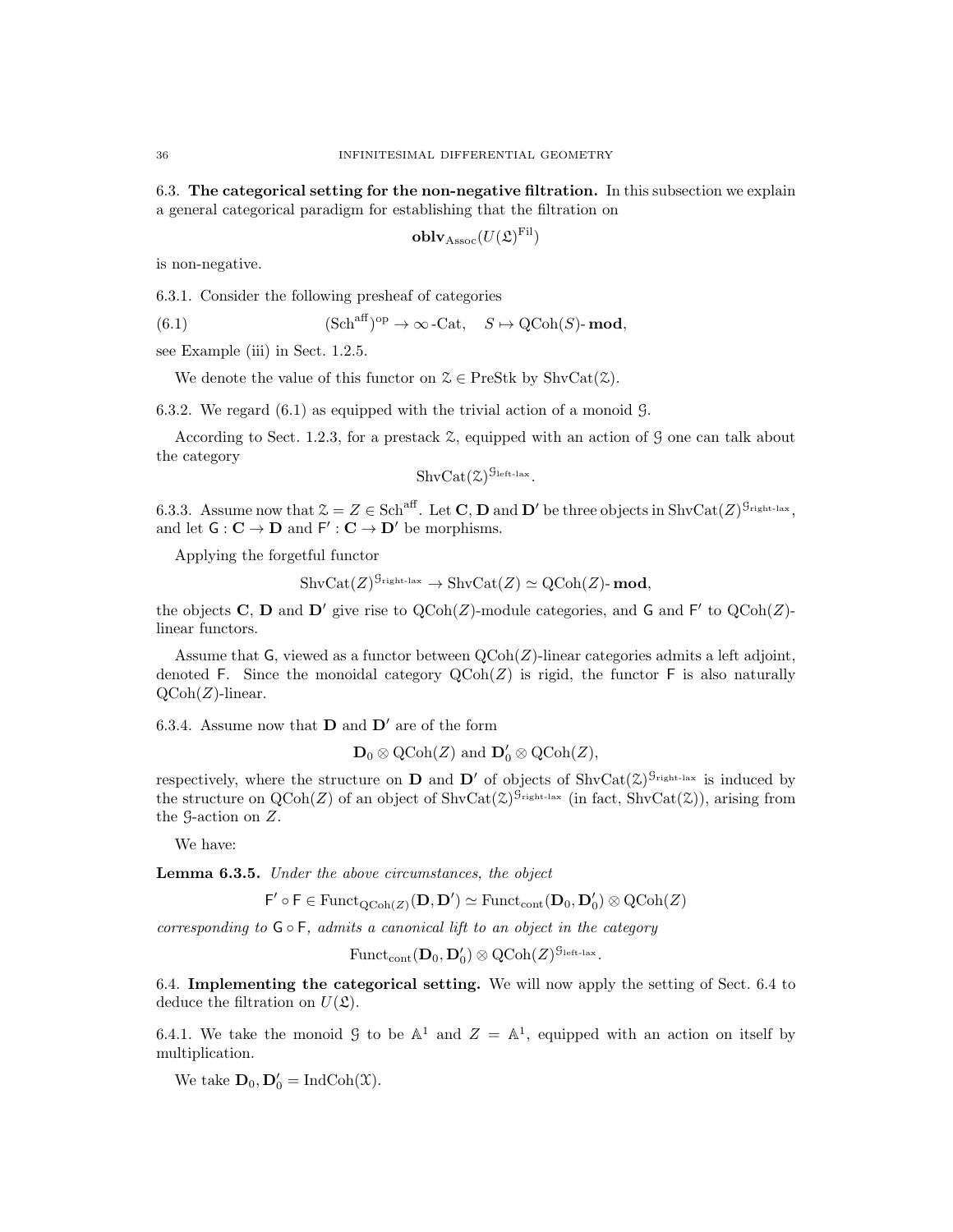## 6.3. The categorical setting for the non-negative filtration.

In this subsection we explain a general categorical paradigm for establishing that the filtration on

$$\mathbf{oblv}_{\mathrm{Assoc}}(U(\mathfrak{L})^{\mathrm{Fil}})$$

is non-negative.

6.3.1. Consider the following presheaf of categories

$$(\mathrm{Sch}^{\mathrm{aff}})^{\mathrm{op}} \to \infty\text{-Cat}, \quad S \mapsto \mathrm{QCoh}(S)\text{-}\mathbf{mod}, \tag{6.1}$$

see Example (iii) in Sect. 1.2.5.

We denote the value of this functor on $\mathcal{Z} \in \mathrm{PreStk}$ by $\mathrm{ShvCat}(\mathcal{Z})$.

6.3.2. We regard (6.1) as equipped with the trivial action of a monoid $\mathcal{G}$.

According to Sect. 1.2.3, for a prestack $\mathcal{Z}$, equipped with an action of $\mathcal{G}$ one can talk about the category

$$\mathrm{ShvCat}(\mathcal{Z})^{\mathcal{G}_{\text{left-lax}}}.$$

6.3.3. Assume now that $\mathcal{Z} = Z \in \mathrm{Sch}^{\mathrm{aff}}$. Let $\mathbf{C}$, $\mathbf{D}$ and $\mathbf{D}'$ be three objects in $\mathrm{ShvCat}(Z)^{\mathcal{G}_{\text{right-lax}}}$, and let $\mathsf{G} : \mathbf{C} \to \mathbf{D}$ and $\mathsf{F}' : \mathbf{C} \to \mathbf{D}'$ be morphisms.

Applying the forgetful functor

$$\mathrm{ShvCat}(Z)^{\mathcal{G}_{\text{right-lax}}} \to \mathrm{ShvCat}(Z) \simeq \mathrm{QCoh}(Z)\text{-}\mathbf{mod},$$

the objects $\mathbf{C}$, $\mathbf{D}$ and $\mathbf{D}'$ give rise to $\mathrm{QCoh}(Z)$-module categories, and $\mathsf{G}$ and $\mathsf{F}'$ to $\mathrm{QCoh}(Z)$-linear functors.

Assume that $\mathsf{G}$, viewed as a functor between $\mathrm{QCoh}(Z)$-linear categories admits a left adjoint, denoted $\mathsf{F}$. Since the monoidal category $\mathrm{QCoh}(Z)$ is rigid, the functor $\mathsf{F}$ is also naturally $\mathrm{QCoh}(Z)$-linear.

6.3.4. Assume now that $\mathbf{D}$ and $\mathbf{D}'$ are of the form

$$\mathbf{D}_0 \otimes \mathrm{QCoh}(Z) \text{ and } \mathbf{D}'_0 \otimes \mathrm{QCoh}(Z),$$

respectively, where the structure on $\mathbf{D}$ and $\mathbf{D}'$ of objects of $\mathrm{ShvCat}(\mathcal{Z})^{\mathcal{G}_{\text{right-lax}}}$ is induced by the structure on $\mathrm{QCoh}(Z)$ of an object of $\mathrm{ShvCat}(\mathcal{Z})^{\mathcal{G}_{\text{right-lax}}}$ (in fact, $\mathrm{ShvCat}(\mathcal{Z})$), arising from the $\mathcal{G}$-action on $Z$.

We have:

**Lemma 6.3.5.** *Under the above circumstances, the object*

$$\mathsf{F}' \circ \mathsf{F} \in \mathrm{Funct}_{\mathrm{QCoh}(Z)}(\mathbf{D}, \mathbf{D}') \simeq \mathrm{Funct}_{\mathrm{cont}}(\mathbf{D}_0, \mathbf{D}'_0) \otimes \mathrm{QCoh}(Z)$$

*corresponding to $\mathsf{G} \circ \mathsf{F}$, admits a canonical lift to an object in the category*

$$\mathrm{Funct}_{\mathrm{cont}}(\mathbf{D}_0, \mathbf{D}'_0) \otimes \mathrm{QCoh}(Z)^{\mathcal{G}_{\text{left-lax}}}.$$

## 6.4. Implementing the categorical setting.

We will now apply the setting of Sect. 6.4 to deduce the filtration on $U(\mathfrak{L})$.

6.4.1. We take the monoid $\mathcal{G}$ to be $\mathbb{A}^1$ and $Z = \mathbb{A}^1$, equipped with an action on itself by multiplication.

We take $\mathbf{D}_0, \mathbf{D}'_0 = \mathrm{IndCoh}(\mathcal{X})$.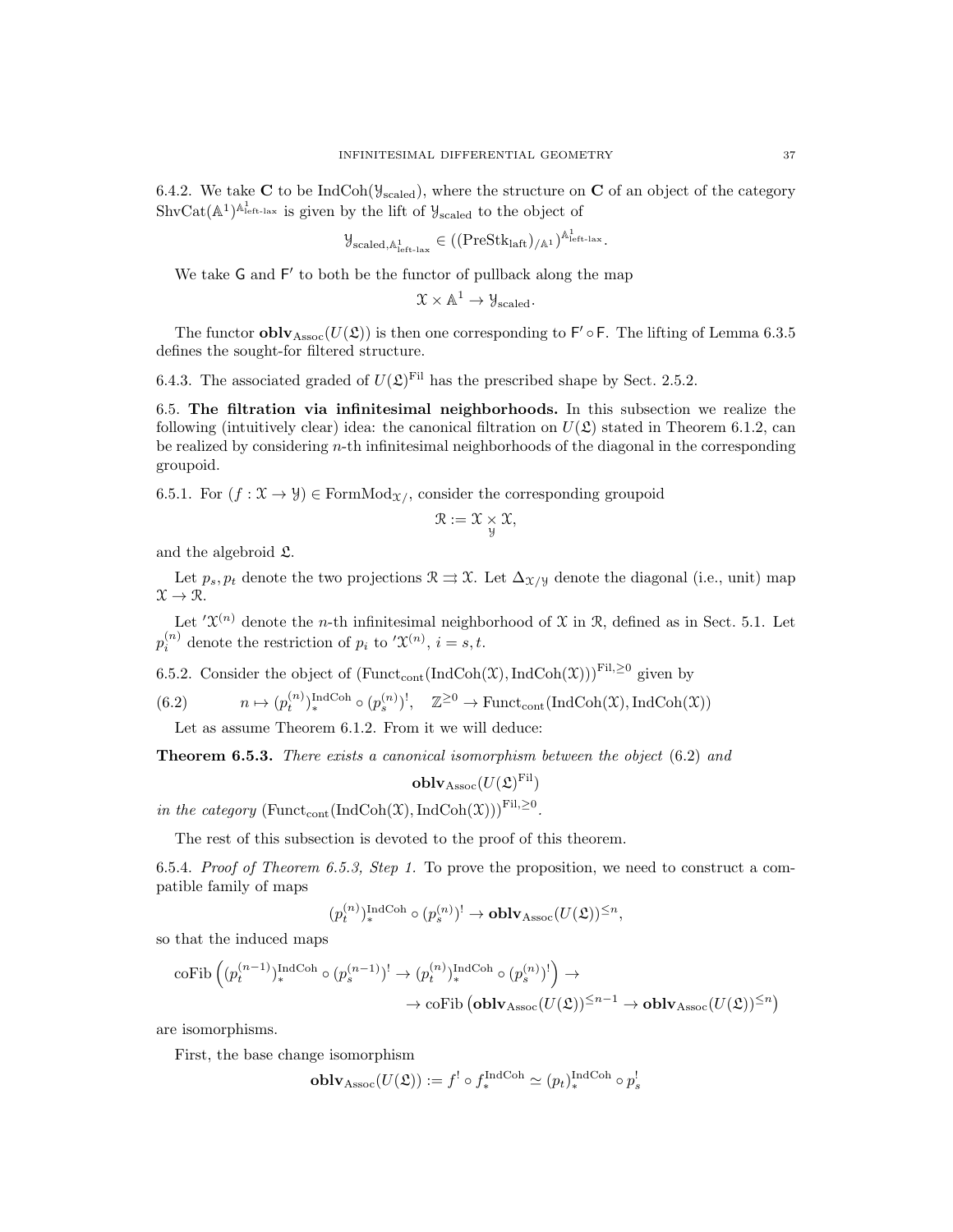6.4.2. We take $\mathbf{C}$ to be $\text{IndCoh}(\mathcal{Y}_{\text{scaled}})$, where the structure on $\mathbf{C}$ of an object of the category $\text{ShvCat}(\mathbb{A}^1)^{\mathbb{A}^1_{\text{left-lax}}}$ is given by the lift of $\mathcal{Y}_{\text{scaled}}$ to the object of

$$\mathcal{Y}_{\text{scaled},\mathbb{A}^1_{\text{left-lax}}} \in ((\text{PreStk}_{\text{laft}})_{/\mathbb{A}^1})^{\mathbb{A}^1_{\text{left-lax}}}.$$

We take $\mathsf{G}$ and $\mathsf{F}'$ to both be the functor of pullback along the map

$$\mathcal{X} \times \mathbb{A}^1 \to \mathcal{Y}_{\text{scaled}}.$$

The functor $\mathbf{oblv}_{\text{Assoc}}(U(\mathfrak{L}))$ is then one corresponding to $\mathsf{F}' \circ \mathsf{F}$. The lifting of Lemma 6.3.5 defines the sought-for filtered structure.

6.4.3. The associated graded of $U(\mathfrak{L})^{\text{Fil}}$ has the prescribed shape by Sect. 2.5.2.

**6.5. The filtration via infinitesimal neighborhoods.** In this subsection we realize the following (intuitively clear) idea: the canonical filtration on $U(\mathfrak{L})$ stated in Theorem 6.1.2, can be realized by considering $n$-th infinitesimal neighborhoods of the diagonal in the corresponding groupoid.

6.5.1. For $(f : \mathcal{X} \to \mathcal{Y}) \in \text{FormMod}_{\mathcal{X}/}$, consider the corresponding groupoid

$$\mathcal{R} := \mathcal{X} \underset{\mathcal{Y}}{\times} \mathcal{X},$$

and the algebroid $\mathfrak{L}$.

Let $p_s, p_t$ denote the two projections $\mathcal{R} \rightrightarrows \mathcal{X}$. Let $\Delta_{\mathcal{X}/\mathcal{Y}}$ denote the diagonal (i.e., unit) map $\mathcal{X} \to \mathcal{R}$.

Let $'\mathcal{X}^{(n)}$ denote the $n$-th infinitesimal neighborhood of $\mathcal{X}$ in $\mathcal{R}$, defined as in Sect. 5.1. Let $p_i^{(n)}$ denote the restriction of $p_i$ to $'\mathcal{X}^{(n)}$, $i = s, t$.

6.5.2. Consider the object of $(\text{Funct}_{\text{cont}}(\text{IndCoh}(\mathcal{X}), \text{IndCoh}(\mathcal{X})))^{\text{Fil},\geq 0}$ given by

$$n \mapsto (p_t^{(n)})_*^{\text{IndCoh}} \circ (p_s^{(n)})^!, \quad \mathbb{Z}^{\geq 0} \to \text{Funct}_{\text{cont}}(\text{IndCoh}(\mathcal{X}), \text{IndCoh}(\mathcal{X})) \tag{6.2}$$

Let as assume Theorem 6.1.2. From it we will deduce:

**Theorem 6.5.3.** *There exists a canonical isomorphism between the object* (6.2) *and*

$$\mathbf{oblv}_{\text{Assoc}}(U(\mathfrak{L})^{\text{Fil}})$$

*in the category* $(\text{Funct}_{\text{cont}}(\text{IndCoh}(\mathcal{X}), \text{IndCoh}(\mathcal{X})))^{\text{Fil},\geq 0}$.

The rest of this subsection is devoted to the proof of this theorem.

6.5.4. *Proof of Theorem 6.5.3, Step 1.* To prove the proposition, we need to construct a compatible family of maps

$$(p_t^{(n)})_*^{\text{IndCoh}} \circ (p_s^{(n)})^! \to \mathbf{oblv}_{\text{Assoc}}(U(\mathfrak{L}))^{\leq n},$$

so that the induced maps

$$\text{coFib}\left((p_t^{(n-1)})_*^{\text{IndCoh}} \circ (p_s^{(n-1)})^! \to (p_t^{(n)})_*^{\text{IndCoh}} \circ (p_s^{(n)})^!\right) \to$$
$$\to \text{coFib}\left(\mathbf{oblv}_{\text{Assoc}}(U(\mathfrak{L}))^{\leq n-1} \to \mathbf{oblv}_{\text{Assoc}}(U(\mathfrak{L}))^{\leq n}\right)$$

are isomorphisms.

First, the base change isomorphism

$$\mathbf{oblv}_{\text{Assoc}}(U(\mathfrak{L})) := f^! \circ f_*^{\text{IndCoh}} \simeq (p_t)_*^{\text{IndCoh}} \circ p_s^!$$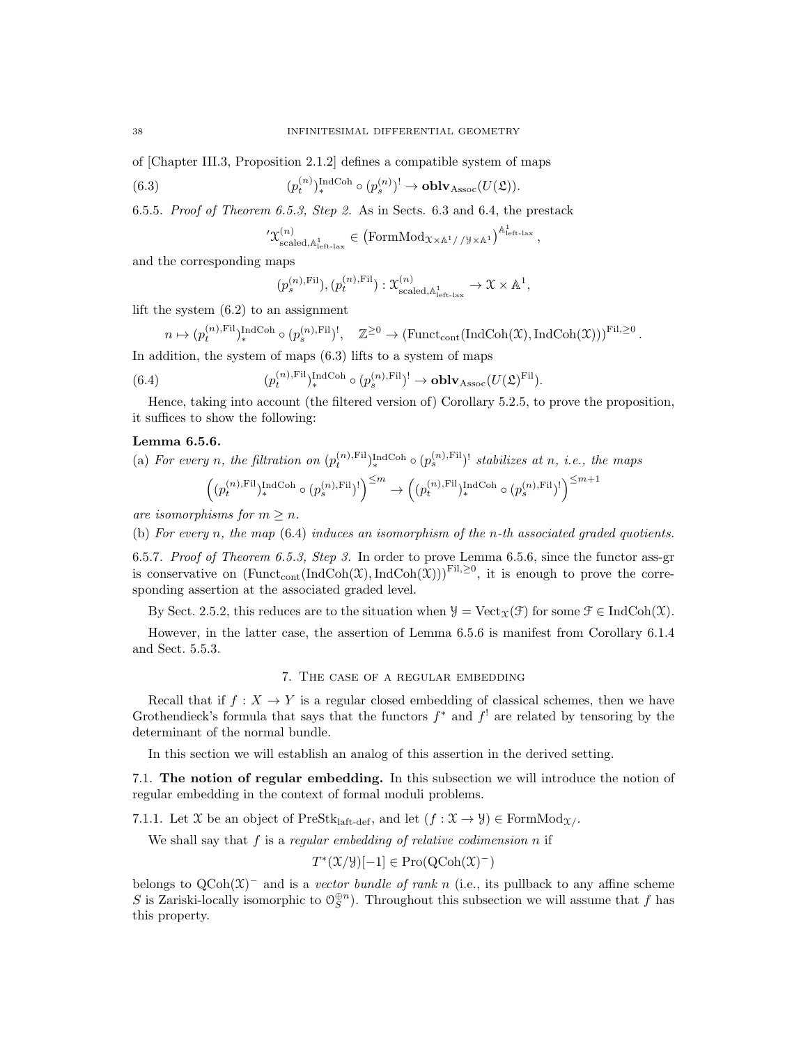of [Chapter III.3, Proposition 2.1.2] defines a compatible system of maps

$$(p_t^{(n)})_*^{\mathrm{IndCoh}} \circ (p_s^{(n)})^! \to \mathbf{oblv}_{\mathrm{Assoc}}(U(\mathfrak{L})). \tag{6.3}$$

6.5.5. *Proof of Theorem 6.5.3, Step 2.* As in Sects. 6.3 and 6.4, the prestack

$$'\mathcal{X}^{(n)}_{\mathrm{scaled},\mathbb{A}^1_{\mathrm{left\text{-}lax}}} \in \left(\mathrm{FormMod}_{\mathcal{X}\times\mathbb{A}^1//\mathcal{Y}\times\mathbb{A}^1}\right)^{\mathbb{A}^1_{\mathrm{left\text{-}lax}}},$$

and the corresponding maps

$$(p_s^{(n),\mathrm{Fil}}), (p_t^{(n),\mathrm{Fil}}) : \mathcal{X}^{(n)}_{\mathrm{scaled},\mathbb{A}^1_{\mathrm{left\text{-}lax}}} \to \mathcal{X}\times\mathbb{A}^1,$$

lift the system (6.2) to an assignment

$$n \mapsto (p_t^{(n),\mathrm{Fil}})_*^{\mathrm{IndCoh}} \circ (p_s^{(n),\mathrm{Fil}})^!, \quad \mathbb{Z}^{\geq 0} \to (\mathrm{Funct}_{\mathrm{cont}}(\mathrm{IndCoh}(\mathcal{X}), \mathrm{IndCoh}(\mathcal{X})))^{\mathrm{Fil},\geq 0}.$$

In addition, the system of maps (6.3) lifts to a system of maps

$$(p_t^{(n),\mathrm{Fil}})_*^{\mathrm{IndCoh}} \circ (p_s^{(n),\mathrm{Fil}})^! \to \mathbf{oblv}_{\mathrm{Assoc}}(U(\mathfrak{L})^{\mathrm{Fil}}). \tag{6.4}$$

Hence, taking into account (the filtered version of) Corollary 5.2.5, to prove the proposition, it suffices to show the following:

**Lemma 6.5.6.**
(a) *For every $n$, the filtration on $(p_t^{(n),\mathrm{Fil}})_*^{\mathrm{IndCoh}} \circ (p_s^{(n),\mathrm{Fil}})^!$ stabilizes at $n$, i.e., the maps*

$$\left((p_t^{(n),\mathrm{Fil}})_*^{\mathrm{IndCoh}} \circ (p_s^{(n),\mathrm{Fil}})^!\right)^{\leq m} \to \left((p_t^{(n),\mathrm{Fil}})_*^{\mathrm{IndCoh}} \circ (p_s^{(n),\mathrm{Fil}})^!\right)^{\leq m+1}$$

*are isomorphisms for $m \geq n$.*

(b) *For every $n$, the map (6.4) induces an isomorphism of the $n$-th associated graded quotients.*

6.5.7. *Proof of Theorem 6.5.3, Step 3.* In order to prove Lemma 6.5.6, since the functor ass-gr is conservative on $(\mathrm{Funct}_{\mathrm{cont}}(\mathrm{IndCoh}(\mathcal{X}), \mathrm{IndCoh}(\mathcal{X})))^{\mathrm{Fil},\geq 0}$, it is enough to prove the corresponding assertion at the associated graded level.

By Sect. 2.5.2, this reduces are to the situation when $\mathcal{Y} = \mathrm{Vect}_{\mathcal{X}}(\mathcal{F})$ for some $\mathcal{F} \in \mathrm{IndCoh}(\mathcal{X})$.

However, in the latter case, the assertion of Lemma 6.5.6 is manifest from Corollary 6.1.4 and Sect. 5.5.3.

## 7. The case of a regular embedding

Recall that if $f : X \to Y$ is a regular closed embedding of classical schemes, then we have Grothendieck's formula that says that the functors $f^*$ and $f^!$ are related by tensoring by the determinant of the normal bundle.

In this section we will establish an analog of this assertion in the derived setting.

### 7.1. The notion of regular embedding.

In this subsection we will introduce the notion of regular embedding in the context of formal moduli problems.

7.1.1. Let $\mathcal{X}$ be an object of $\mathrm{PreStk}_{\mathrm{laft\text{-}def}}$, and let $(f : \mathcal{X} \to \mathcal{Y}) \in \mathrm{FormMod}_{\mathcal{X}/}$.

We shall say that $f$ is a *regular embedding of relative codimension $n$* if

$$T^*(\mathcal{X}/\mathcal{Y})[-1] \in \mathrm{Pro}(\mathrm{QCoh}(\mathcal{X})^-)$$

belongs to $\mathrm{QCoh}(\mathcal{X})^-$ and is a *vector bundle of rank $n$* (i.e., its pullback to any affine scheme $S$ is Zariski-locally isomorphic to $\mathcal{O}_S^{\oplus n}$). Throughout this subsection we will assume that $f$ has this property.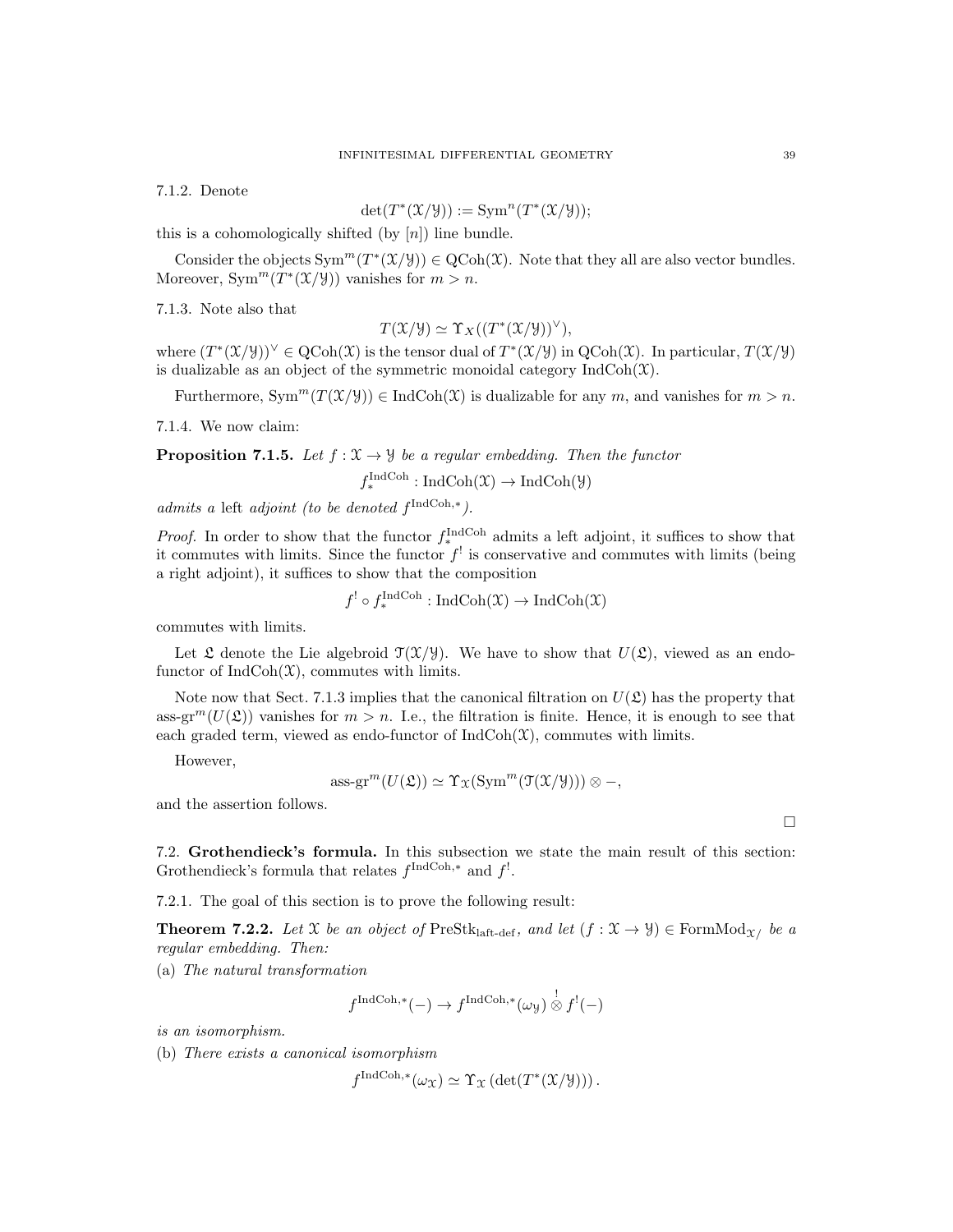7.1.2. Denote

$$\det(T^*(\mathcal{X}/\mathcal{Y})) := \mathrm{Sym}^n(T^*(\mathcal{X}/\mathcal{Y}));$$

this is a cohomologically shifted (by $[n]$) line bundle.

Consider the objects $\mathrm{Sym}^m(T^*(\mathcal{X}/\mathcal{Y})) \in \mathrm{QCoh}(\mathcal{X})$. Note that they all are also vector bundles. Moreover, $\mathrm{Sym}^m(T^*(\mathcal{X}/\mathcal{Y}))$ vanishes for $m > n$.

7.1.3. Note also that

$$T(\mathcal{X}/\mathcal{Y}) \simeq \Upsilon_X((T^*(\mathcal{X}/\mathcal{Y}))^\vee),$$

where $(T^*(\mathcal{X}/\mathcal{Y}))^\vee \in \mathrm{QCoh}(\mathcal{X})$ is the tensor dual of $T^*(\mathcal{X}/\mathcal{Y})$ in $\mathrm{QCoh}(\mathcal{X})$. In particular, $T(\mathcal{X}/\mathcal{Y})$ is dualizable as an object of the symmetric monoidal category $\mathrm{IndCoh}(\mathcal{X})$.

Furthermore, $\mathrm{Sym}^m(T(\mathcal{X}/\mathcal{Y})) \in \mathrm{IndCoh}(\mathcal{X})$ is dualizable for any $m$, and vanishes for $m > n$.

7.1.4. We now claim:

**Proposition 7.1.5.** *Let $f : \mathcal{X} \to \mathcal{Y}$ be a regular embedding. Then the functor*

$$f_*^{\mathrm{IndCoh}} : \mathrm{IndCoh}(\mathcal{X}) \to \mathrm{IndCoh}(\mathcal{Y})$$

*admits a* left *adjoint (to be denoted $f^{\mathrm{IndCoh},*}$).*

*Proof.* In order to show that the functor $f_*^{\mathrm{IndCoh}}$ admits a left adjoint, it suffices to show that it commutes with limits. Since the functor $f^!$ is conservative and commutes with limits (being a right adjoint), it suffices to show that the composition

$$f^! \circ f_*^{\mathrm{IndCoh}} : \mathrm{IndCoh}(\mathcal{X}) \to \mathrm{IndCoh}(\mathcal{X})$$

commutes with limits.

Let $\mathfrak{L}$ denote the Lie algebroid $\mathcal{T}(\mathcal{X}/\mathcal{Y})$. We have to show that $U(\mathfrak{L})$, viewed as an endo-functor of $\mathrm{IndCoh}(\mathcal{X})$, commutes with limits.

Note now that Sect. 7.1.3 implies that the canonical filtration on $U(\mathfrak{L})$ has the property that $\text{ass-gr}^m(U(\mathfrak{L}))$ vanishes for $m > n$. I.e., the filtration is finite. Hence, it is enough to see that each graded term, viewed as endo-functor of $\mathrm{IndCoh}(\mathcal{X})$, commutes with limits.

However,

$$\text{ass-gr}^m(U(\mathfrak{L})) \simeq \Upsilon_{\mathcal{X}}(\mathrm{Sym}^m(\mathcal{T}(\mathcal{X}/\mathcal{Y}))) \otimes -,$$

and the assertion follows.

□

## 7.2. Grothendieck's formula.

In this subsection we state the main result of this section: Grothendieck's formula that relates $f^{\mathrm{IndCoh},*}$ and $f^!$.

7.2.1. The goal of this section is to prove the following result:

**Theorem 7.2.2.** *Let $\mathcal{X}$ be an object of $\mathrm{PreStk}_{\text{laft-def}}$, and let $(f : \mathcal{X} \to \mathcal{Y}) \in \mathrm{FormMod}_{\mathcal{X}/}$ be a regular embedding. Then:*

(a) *The natural transformation*

$$f^{\mathrm{IndCoh},*}(-) \to f^{\mathrm{IndCoh},*}(\omega_{\mathcal{Y}}) \overset{!}{\otimes} f^!(-)$$

*is an isomorphism.*

(b) *There exists a canonical isomorphism*

$$f^{\mathrm{IndCoh},*}(\omega_{\mathcal{X}}) \simeq \Upsilon_{\mathcal{X}}\left(\det(T^*(\mathcal{X}/\mathcal{Y}))\right).$$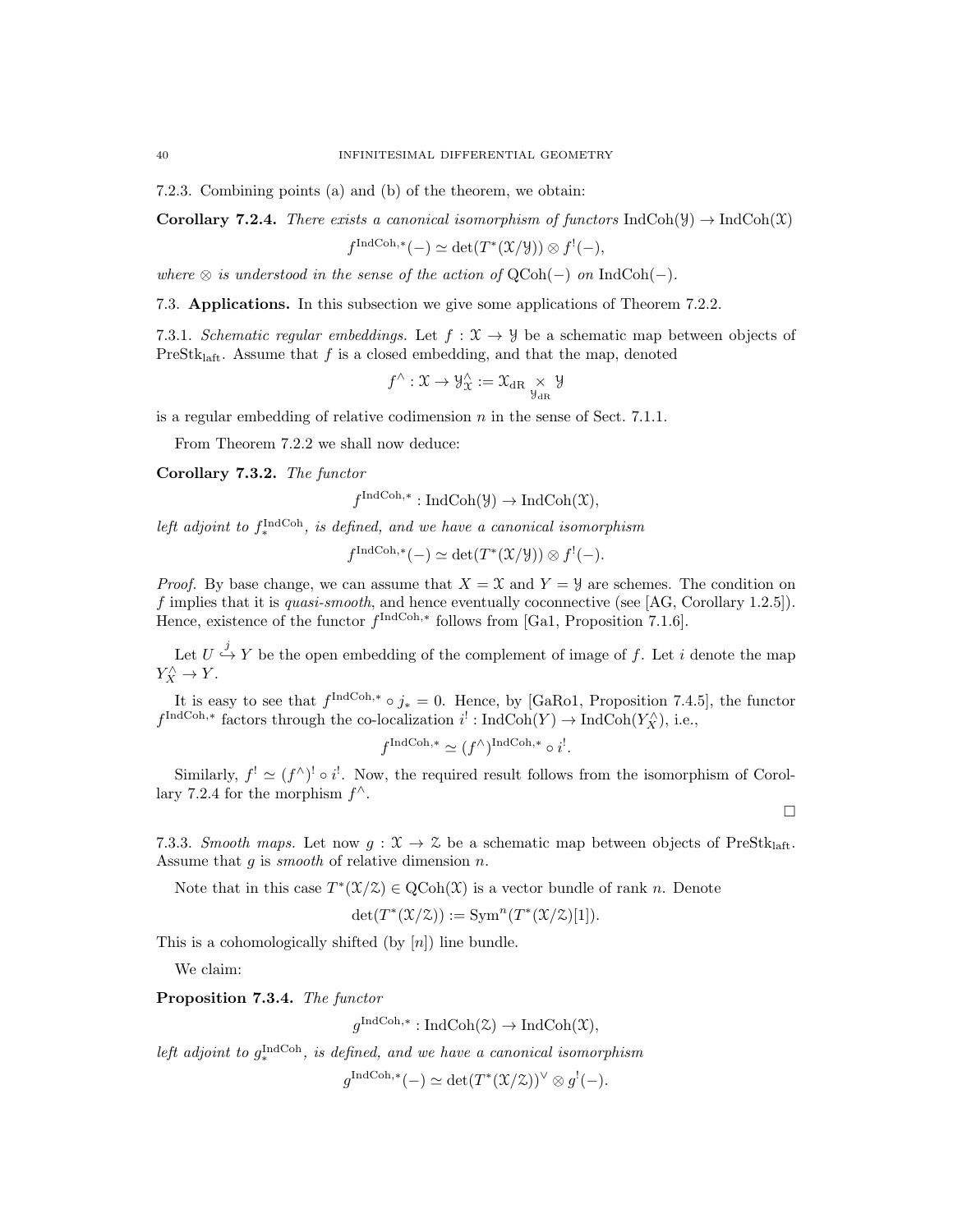7.2.3. Combining points (a) and (b) of the theorem, we obtain:

**Corollary 7.2.4.** *There exists a canonical isomorphism of functors* $\text{IndCoh}(\mathcal{Y}) \to \text{IndCoh}(\mathcal{X})$

$$f^{\text{IndCoh},*}(-) \simeq \det(T^*(\mathcal{X}/\mathcal{Y})) \otimes f^!(-),$$

*where* $\otimes$ *is understood in the sense of the action of* $\text{QCoh}(-)$ *on* $\text{IndCoh}(-)$.

7.3. **Applications.** In this subsection we give some applications of Theorem 7.2.2.

7.3.1. *Schematic regular embeddings.* Let $f : \mathcal{X} \to \mathcal{Y}$ be a schematic map between objects of $\text{PreStk}_{\text{laft}}$. Assume that $f$ is a closed embedding, and that the map, denoted

$$f^\wedge : \mathcal{X} \to \mathcal{Y}^\wedge_{\mathcal{X}} := \mathcal{X}_{\text{dR}} \underset{\mathcal{Y}_{\text{dR}}}{\times} \mathcal{Y}$$

is a regular embedding of relative codimension $n$ in the sense of Sect. 7.1.1.

From Theorem 7.2.2 we shall now deduce:

**Corollary 7.3.2.** *The functor*

$$f^{\text{IndCoh},*} : \text{IndCoh}(\mathcal{Y}) \to \text{IndCoh}(\mathcal{X}),$$

*left adjoint to* $f^{\text{IndCoh}}_*$*, is defined, and we have a canonical isomorphism*

$$f^{\text{IndCoh},*}(-) \simeq \det(T^*(\mathcal{X}/\mathcal{Y})) \otimes f^!(-).$$

*Proof.* By base change, we can assume that $X = \mathcal{X}$ and $Y = \mathcal{Y}$ are schemes. The condition on $f$ implies that it is *quasi-smooth*, and hence eventually coconnective (see [AG, Corollary 1.2.5]). Hence, existence of the functor $f^{\text{IndCoh},*}$ follows from [Ga1, Proposition 7.1.6].

Let $U \overset{j}{\hookrightarrow} Y$ be the open embedding of the complement of image of $f$. Let $i$ denote the map $Y^\wedge_X \to Y$.

It is easy to see that $f^{\text{IndCoh},*} \circ j_* = 0$. Hence, by [GaRo1, Proposition 7.4.5], the functor $f^{\text{IndCoh},*}$ factors through the co-localization $i^! : \text{IndCoh}(Y) \to \text{IndCoh}(Y^\wedge_X)$, i.e.,

$$f^{\text{IndCoh},*} \simeq (f^\wedge)^{\text{IndCoh},*} \circ i^!.$$

Similarly, $f^! \simeq (f^\wedge)^! \circ i^!$. Now, the required result follows from the isomorphism of Corollary 7.2.4 for the morphism $f^\wedge$.

□

7.3.3. *Smooth maps.* Let now $g : \mathcal{X} \to \mathcal{Z}$ be a schematic map between objects of $\text{PreStk}_{\text{laft}}$. Assume that $g$ is *smooth* of relative dimension $n$.

Note that in this case $T^*(\mathcal{X}/\mathcal{Z}) \in \text{QCoh}(\mathcal{X})$ is a vector bundle of rank $n$. Denote

$$\det(T^*(\mathcal{X}/\mathcal{Z})) := \text{Sym}^n(T^*(\mathcal{X}/\mathcal{Z})[1]).$$

This is a cohomologically shifted (by $[n]$) line bundle.

We claim:

**Proposition 7.3.4.** *The functor*

$$g^{\text{IndCoh},*} : \text{IndCoh}(\mathcal{Z}) \to \text{IndCoh}(\mathcal{X}),$$

*left adjoint to* $g^{\text{IndCoh}}_*$*, is defined, and we have a canonical isomorphism*

$$g^{\text{IndCoh},*}(-) \simeq \det(T^*(\mathcal{X}/\mathcal{Z}))^\vee \otimes g^!(-).$$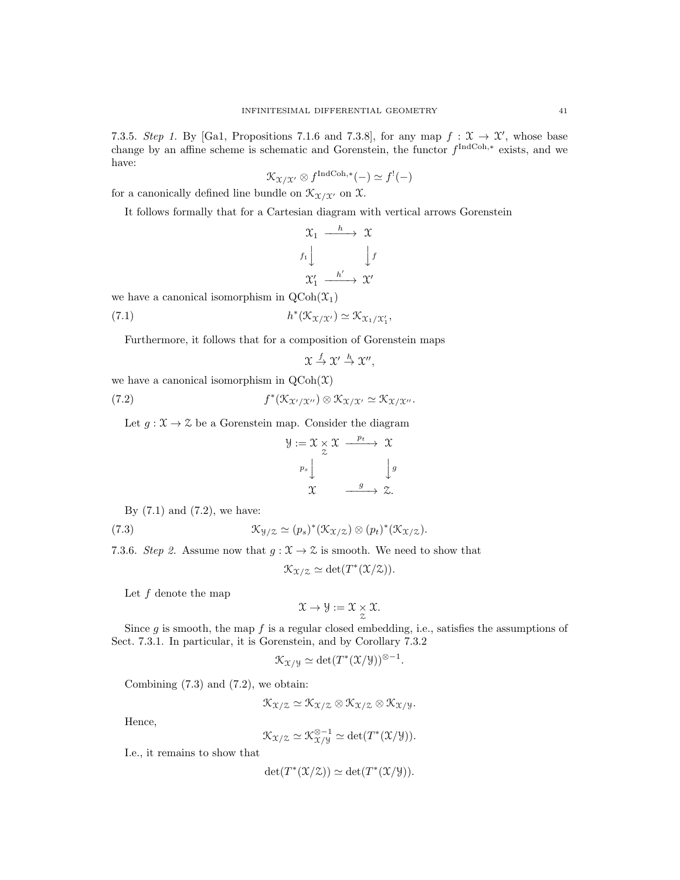7.3.5. *Step 1.* By [Ga1, Propositions 7.1.6 and 7.3.8], for any map $f : \mathcal{X} \to \mathcal{X}'$, whose base change by an affine scheme is schematic and Gorenstein, the functor $f^{\mathrm{IndCoh},*}$ exists, and we have:

$$\mathcal{K}_{\mathcal{X}/\mathcal{X}'} \otimes f^{\mathrm{IndCoh},*}(-) \simeq f^!(-)$$

for a canonically defined line bundle on $\mathcal{K}_{\mathcal{X}/\mathcal{X}'}$ on $\mathcal{X}$.

It follows formally that for a Cartesian diagram with vertical arrows Gorenstein

$$\begin{array}{ccc} \mathcal{X}_1 & \xrightarrow{h} & \mathcal{X} \\ {\scriptstyle f_1}\downarrow & & \downarrow{\scriptstyle f} \\ \mathcal{X}'_1 & \xrightarrow{h'} & \mathcal{X}' \end{array}$$

we have a canonical isomorphism in $\mathrm{QCoh}(\mathcal{X}_1)$

$$h^*(\mathcal{K}_{\mathcal{X}/\mathcal{X}'}) \simeq \mathcal{K}_{\mathcal{X}_1/\mathcal{X}'_1}, \tag{7.1}$$

Furthermore, it follows that for a composition of Gorenstein maps

$$\mathcal{X} \overset{f}{\to} \mathcal{X}' \overset{h}{\to} \mathcal{X}'',$$

we have a canonical isomorphism in $\mathrm{QCoh}(\mathcal{X})$

$$f^*(\mathcal{K}_{\mathcal{X}'/\mathcal{X}''}) \otimes \mathcal{K}_{\mathcal{X}/\mathcal{X}'} \simeq \mathcal{K}_{\mathcal{X}/\mathcal{X}''}. \tag{7.2}$$

Let $g : \mathcal{X} \to \mathcal{Z}$ be a Gorenstein map. Consider the diagram

$$\begin{array}{ccc} \mathcal{Y} := \mathcal{X} \underset{\mathcal{Z}}{\times} \mathcal{X} & \xrightarrow{p_t} & \mathcal{X} \\ {\scriptstyle p_s}\downarrow & & \downarrow{\scriptstyle g} \\ \mathcal{X} & \xrightarrow{g} & \mathcal{Z}. \end{array}$$

By (7.1) and (7.2), we have:

$$\mathcal{K}_{\mathcal{Y}/\mathcal{Z}} \simeq (p_s)^*(\mathcal{K}_{\mathcal{X}/\mathcal{Z}}) \otimes (p_t)^*(\mathcal{K}_{\mathcal{X}/\mathcal{Z}}). \tag{7.3}$$

7.3.6. *Step 2.* Assume now that $g : \mathcal{X} \to \mathcal{Z}$ is smooth. We need to show that

$$\mathcal{K}_{\mathcal{X}/\mathcal{Z}} \simeq \det(T^*(\mathcal{X}/\mathcal{Z})).$$

Let $f$ denote the map

$$\mathcal{X} \to \mathcal{Y} := \mathcal{X} \underset{\mathcal{Z}}{\times} \mathcal{X}.$$

Since $g$ is smooth, the map $f$ is a regular closed embedding, i.e., satisfies the assumptions of Sect. 7.3.1. In particular, it is Gorenstein, and by Corollary 7.3.2

$$\mathcal{K}_{\mathcal{X}/\mathcal{Y}} \simeq \det(T^*(\mathcal{X}/\mathcal{Y}))^{\otimes -1}.$$

Combining (7.3) and (7.2), we obtain:

$$\mathcal{K}_{\mathcal{X}/\mathcal{Z}} \simeq \mathcal{K}_{\mathcal{X}/\mathcal{Z}} \otimes \mathcal{K}_{\mathcal{X}/\mathcal{Z}} \otimes \mathcal{K}_{\mathcal{X}/\mathcal{Y}}.$$

Hence,

$$\mathcal{K}_{\mathcal{X}/\mathcal{Z}} \simeq \mathcal{K}_{\mathcal{X}/\mathcal{Y}}^{\otimes -1} \simeq \det(T^*(\mathcal{X}/\mathcal{Y})).$$

I.e., it remains to show that

$$\det(T^*(\mathcal{X}/\mathcal{Z})) \simeq \det(T^*(\mathcal{X}/\mathcal{Y})).$$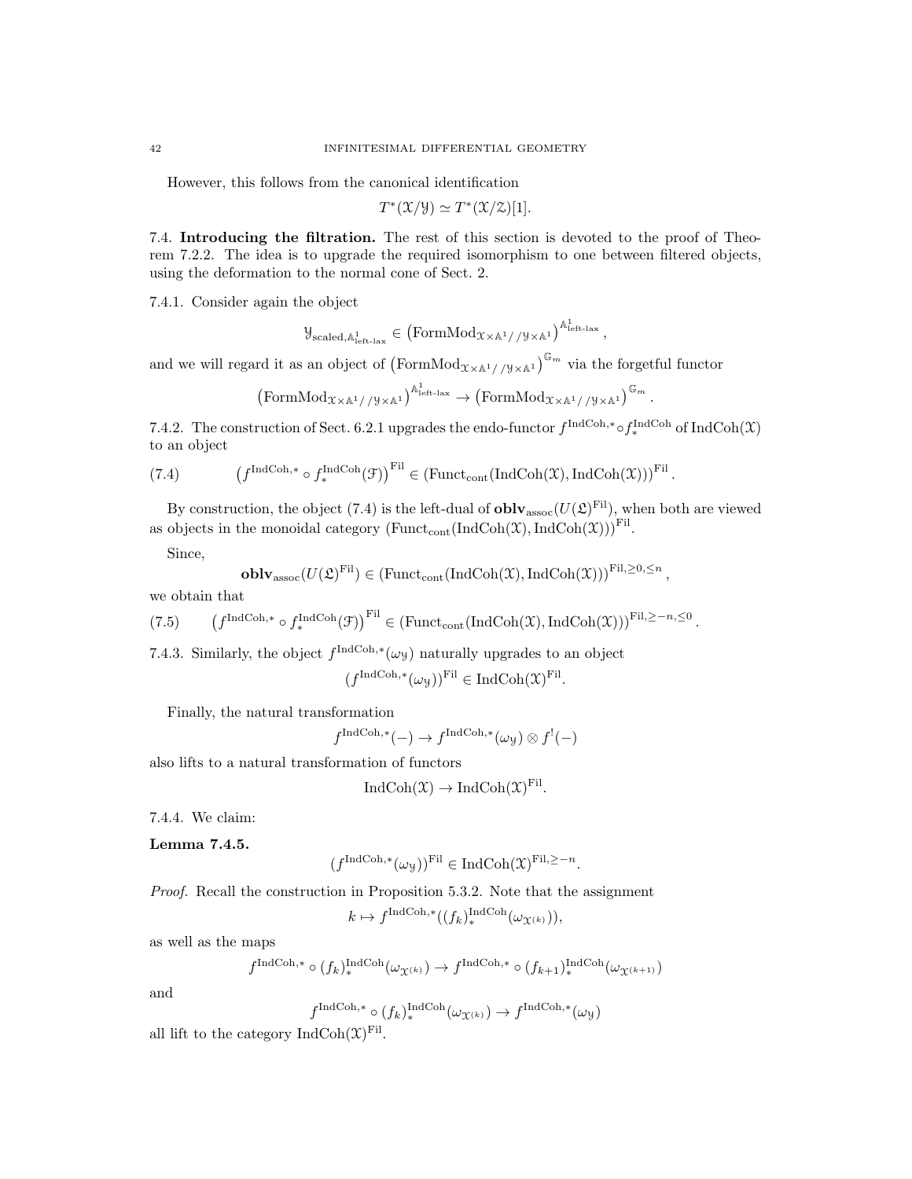However, this follows from the canonical identification

$$T^*(\mathcal{X}/\mathcal{Y}) \simeq T^*(\mathcal{X}/\mathcal{Z})[1].$$

7.4. **Introducing the filtration.** The rest of this section is devoted to the proof of Theorem 7.2.2. The idea is to upgrade the required isomorphism to one between filtered objects, using the deformation to the normal cone of Sect. 2.

7.4.1. Consider again the object

$$\mathcal{Y}_{\mathrm{scaled},\mathbb{A}^1_{\mathrm{left\text{-}lax}}} \in \left(\mathrm{FormMod}_{\mathcal{X}\times\mathbb{A}^1//\mathcal{Y}\times\mathbb{A}^1}\right)^{\mathbb{A}^1_{\mathrm{left\text{-}lax}}},$$

and we will regard it as an object of $\left(\mathrm{FormMod}_{\mathcal{X}\times\mathbb{A}^1//\mathcal{Y}\times\mathbb{A}^1}\right)^{\mathbb{G}_m}$ via the forgetful functor

$$\left(\mathrm{FormMod}_{\mathcal{X}\times\mathbb{A}^1//\mathcal{Y}\times\mathbb{A}^1}\right)^{\mathbb{A}^1_{\mathrm{left\text{-}lax}}} \to \left(\mathrm{FormMod}_{\mathcal{X}\times\mathbb{A}^1//\mathcal{Y}\times\mathbb{A}^1}\right)^{\mathbb{G}_m}.$$

7.4.2. The construction of Sect. 6.2.1 upgrades the endo-functor $f^{\mathrm{IndCoh},*}\circ f^{\mathrm{IndCoh}}_*$ of $\mathrm{IndCoh}(\mathcal{X})$ to an object

$$\left(f^{\mathrm{IndCoh},*}\circ f^{\mathrm{IndCoh}}_*(\mathcal{F})\right)^{\mathrm{Fil}} \in \left(\mathrm{Funct}_{\mathrm{cont}}(\mathrm{IndCoh}(\mathcal{X}),\mathrm{IndCoh}(\mathcal{X}))\right)^{\mathrm{Fil}}. \tag{7.4}$$

By construction, the object (7.4) is the left-dual of $\mathbf{oblv}_{\mathrm{assoc}}(U(\mathfrak{L})^{\mathrm{Fil}})$, when both are viewed as objects in the monoidal category $\left(\mathrm{Funct}_{\mathrm{cont}}(\mathrm{IndCoh}(\mathcal{X}),\mathrm{IndCoh}(\mathcal{X}))\right)^{\mathrm{Fil}}$.

Since,

$$\mathbf{oblv}_{\mathrm{assoc}}(U(\mathfrak{L})^{\mathrm{Fil}}) \in \left(\mathrm{Funct}_{\mathrm{cont}}(\mathrm{IndCoh}(\mathcal{X}),\mathrm{IndCoh}(\mathcal{X}))\right)^{\mathrm{Fil},\geq 0,\leq n},$$

we obtain that

$$\left(f^{\mathrm{IndCoh},*}\circ f^{\mathrm{IndCoh}}_*(\mathcal{F})\right)^{\mathrm{Fil}} \in \left(\mathrm{Funct}_{\mathrm{cont}}(\mathrm{IndCoh}(\mathcal{X}),\mathrm{IndCoh}(\mathcal{X}))\right)^{\mathrm{Fil},\geq -n,\leq 0}. \tag{7.5}$$

7.4.3. Similarly, the object $f^{\mathrm{IndCoh},*}(\omega_{\mathcal{Y}})$ naturally upgrades to an object

$$(f^{\mathrm{IndCoh},*}(\omega_{\mathcal{Y}}))^{\mathrm{Fil}} \in \mathrm{IndCoh}(\mathcal{X})^{\mathrm{Fil}}.$$

Finally, the natural transformation

$$f^{\mathrm{IndCoh},*}(-) \to f^{\mathrm{IndCoh},*}(\omega_{\mathcal{Y}}) \otimes f^!(-)$$

also lifts to a natural transformation of functors

$$\mathrm{IndCoh}(\mathcal{X}) \to \mathrm{IndCoh}(\mathcal{X})^{\mathrm{Fil}}.$$

7.4.4. We claim:

**Lemma 7.4.5.**

$$(f^{\mathrm{IndCoh},*}(\omega_{\mathcal{Y}}))^{\mathrm{Fil}} \in \mathrm{IndCoh}(\mathcal{X})^{\mathrm{Fil},\geq -n}.$$

*Proof.* Recall the construction in Proposition 5.3.2. Note that the assignment

$$k \mapsto f^{\mathrm{IndCoh},*}((f_k)^{\mathrm{IndCoh}}_*(\omega_{\mathcal{X}^{(k)}})),$$

as well as the maps

$$f^{\mathrm{IndCoh},*}\circ (f_k)^{\mathrm{IndCoh}}_*(\omega_{\mathcal{X}^{(k)}}) \to f^{\mathrm{IndCoh},*}\circ (f_{k+1})^{\mathrm{IndCoh}}_*(\omega_{\mathcal{X}^{(k+1)}})$$

and

$$f^{\mathrm{IndCoh},*}\circ (f_k)^{\mathrm{IndCoh}}_*(\omega_{\mathcal{X}^{(k)}}) \to f^{\mathrm{IndCoh},*}(\omega_{\mathcal{Y}})$$

all lift to the category $\mathrm{IndCoh}(\mathcal{X})^{\mathrm{Fil}}$.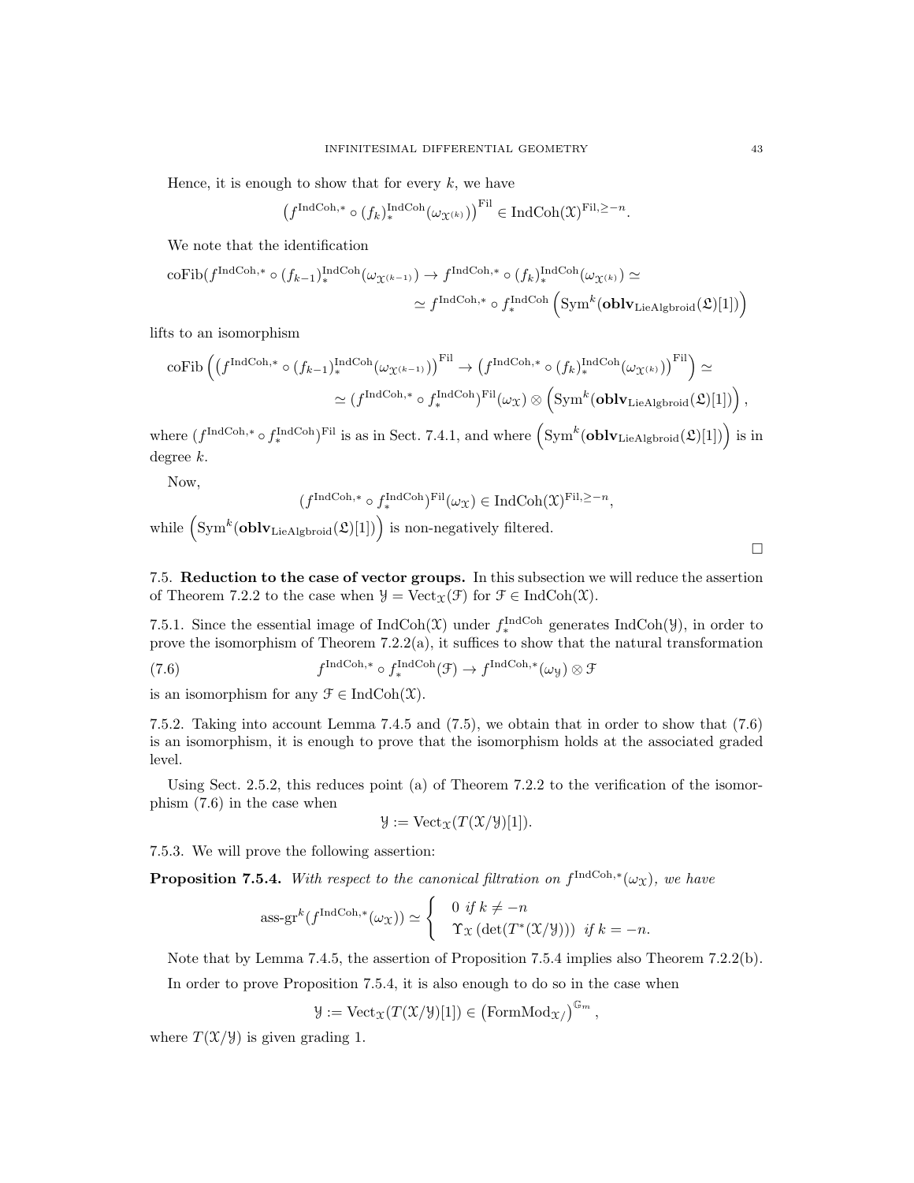Hence, it is enough to show that for every $k$, we have

$$\left(f^{\mathrm{IndCoh},*} \circ (f_k)_*^{\mathrm{IndCoh}}(\omega_{\mathcal{X}^{(k)}})\right)^{\mathrm{Fil}} \in \mathrm{IndCoh}(\mathcal{X})^{\mathrm{Fil}, \geq -n}.$$

We note that the identification

$$\mathrm{coFib}(f^{\mathrm{IndCoh},*} \circ (f_{k-1})_*^{\mathrm{IndCoh}}(\omega_{\mathcal{X}^{(k-1)}}) \to f^{\mathrm{IndCoh},*} \circ (f_k)_*^{\mathrm{IndCoh}}(\omega_{\mathcal{X}^{(k)}}) \simeq$$
$$\simeq f^{\mathrm{IndCoh},*} \circ f_*^{\mathrm{IndCoh}}\left(\mathrm{Sym}^k(\mathbf{oblv}_{\mathrm{LieAlgbroid}}(\mathfrak{L})[1])\right)$$

lifts to an isomorphism

$$\mathrm{coFib}\left(\left(f^{\mathrm{IndCoh},*} \circ (f_{k-1})_*^{\mathrm{IndCoh}}(\omega_{\mathcal{X}^{(k-1)}})\right)^{\mathrm{Fil}} \to \left(f^{\mathrm{IndCoh},*} \circ (f_k)_*^{\mathrm{IndCoh}}(\omega_{\mathcal{X}^{(k)}})\right)^{\mathrm{Fil}}\right) \simeq$$
$$\simeq (f^{\mathrm{IndCoh},*} \circ f_*^{\mathrm{IndCoh}})^{\mathrm{Fil}}(\omega_{\mathcal{X}}) \otimes \left(\mathrm{Sym}^k(\mathbf{oblv}_{\mathrm{LieAlgbroid}}(\mathfrak{L})[1])\right),$$

where $(f^{\mathrm{IndCoh},*} \circ f_*^{\mathrm{IndCoh}})^{\mathrm{Fil}}$ is as in Sect. 7.4.1, and where $\left(\mathrm{Sym}^k(\mathbf{oblv}_{\mathrm{LieAlgbroid}}(\mathfrak{L})[1])\right)$ is in degree $k$.

Now,

$$(f^{\mathrm{IndCoh},*} \circ f_*^{\mathrm{IndCoh}})^{\mathrm{Fil}}(\omega_{\mathcal{X}}) \in \mathrm{IndCoh}(\mathcal{X})^{\mathrm{Fil}, \geq -n},$$

while $\left(\mathrm{Sym}^k(\mathbf{oblv}_{\mathrm{LieAlgbroid}}(\mathfrak{L})[1])\right)$ is non-negatively filtered.

□

## 7.5. Reduction to the case of vector groups.

In this subsection we will reduce the assertion of Theorem 7.2.2 to the case when $\mathcal{Y} = \mathrm{Vect}_{\mathcal{X}}(\mathcal{F})$ for $\mathcal{F} \in \mathrm{IndCoh}(\mathcal{X})$.

7.5.1. Since the essential image of $\mathrm{IndCoh}(\mathcal{X})$ under $f_*^{\mathrm{IndCoh}}$ generates $\mathrm{IndCoh}(\mathcal{Y})$, in order to prove the isomorphism of Theorem 7.2.2(a), it suffices to show that the natural transformation

$$f^{\mathrm{IndCoh},*} \circ f_*^{\mathrm{IndCoh}}(\mathcal{F}) \to f^{\mathrm{IndCoh},*}(\omega_{\mathcal{Y}}) \otimes \mathcal{F} \tag{7.6}$$

is an isomorphism for any $\mathcal{F} \in \mathrm{IndCoh}(\mathcal{X})$.

7.5.2. Taking into account Lemma 7.4.5 and (7.5), we obtain that in order to show that (7.6) is an isomorphism, it is enough to prove that the isomorphism holds at the associated graded level.

Using Sect. 2.5.2, this reduces point (a) of Theorem 7.2.2 to the verification of the isomorphism (7.6) in the case when

$$\mathcal{Y} := \mathrm{Vect}_{\mathcal{X}}(T(\mathcal{X}/\mathcal{Y})[1]).$$

7.5.3. We will prove the following assertion:

**Proposition 7.5.4.** *With respect to the canonical filtration on $f^{\mathrm{IndCoh},*}(\omega_{\mathcal{X}})$, we have*

$$\text{ass-gr}^k(f^{\mathrm{IndCoh},*}(\omega_{\mathcal{X}})) \simeq \begin{cases} 0 \ \text{if } k \neq -n \\ \Upsilon_{\mathcal{X}}\left(\det(T^*(\mathcal{X}/\mathcal{Y}))\right) \ \text{if } k = -n. \end{cases}$$

Note that by Lemma 7.4.5, the assertion of Proposition 7.5.4 implies also Theorem 7.2.2(b).

In order to prove Proposition 7.5.4, it is also enough to do so in the case when

$$\mathcal{Y} := \mathrm{Vect}_{\mathcal{X}}(T(\mathcal{X}/\mathcal{Y})[1]) \in \left(\mathrm{FormMod}_{\mathcal{X}/}\right)^{\mathbb{G}_m},$$

where $T(\mathcal{X}/\mathcal{Y})$ is given grading 1.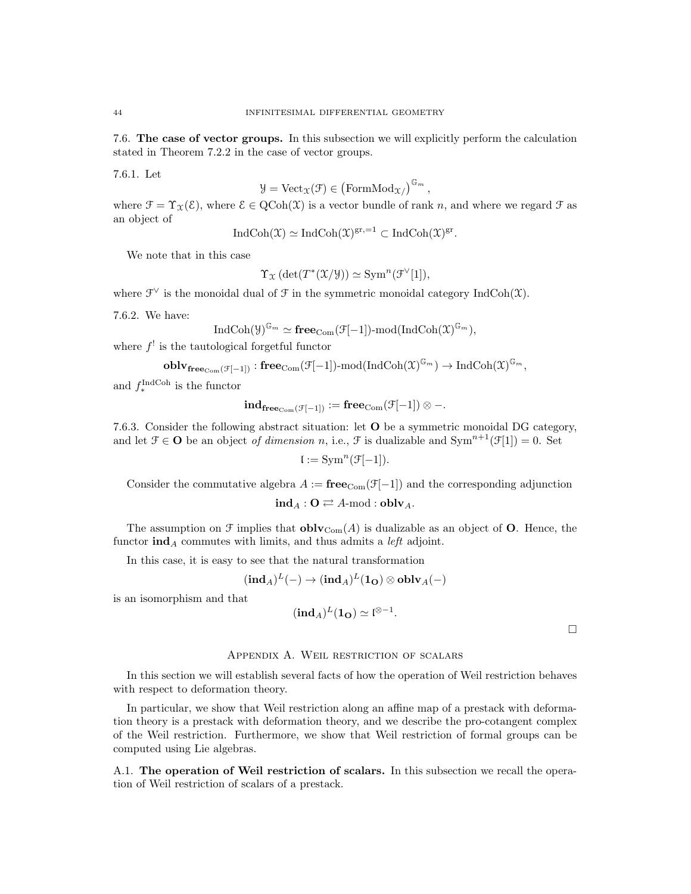7.6. **The case of vector groups.** In this subsection we will explicitly perform the calculation stated in Theorem 7.2.2 in the case of vector groups.

7.6.1. Let

$$\mathcal{Y} = \text{Vect}_{\mathcal{X}}(\mathcal{F}) \in \left(\text{FormMod}_{\mathcal{X}/}\right)^{\mathbb{G}_m},$$

where $\mathcal{F} = \Upsilon_{\mathcal{X}}(\mathcal{E})$, where $\mathcal{E} \in \text{QCoh}(\mathcal{X})$ is a vector bundle of rank $n$, and where we regard $\mathcal{F}$ as an object of

$$\text{IndCoh}(\mathcal{X}) \simeq \text{IndCoh}(\mathcal{X})^{\text{gr},=1} \subset \text{IndCoh}(\mathcal{X})^{\text{gr}}.$$

We note that in this case

$$\Upsilon_{\mathcal{X}}\left(\det(T^*(\mathcal{X}/\mathcal{Y})\right) \simeq \text{Sym}^n(\mathcal{F}^\vee[1]),$$

where $\mathcal{F}^\vee$ is the monoidal dual of $\mathcal{F}$ in the symmetric monoidal category $\text{IndCoh}(\mathcal{X})$.

7.6.2. We have:

$$\text{IndCoh}(\mathcal{Y})^{\mathbb{G}_m} \simeq \mathbf{free}_{\text{Com}}(\mathcal{F}[-1])\text{-mod}(\text{IndCoh}(\mathcal{X})^{\mathbb{G}_m}),$$

where $f^!$ is the tautological forgetful functor

$$\mathbf{oblv}_{\mathbf{free}_{\text{Com}}(\mathcal{F}[-1])} : \mathbf{free}_{\text{Com}}(\mathcal{F}[-1])\text{-mod}(\text{IndCoh}(\mathcal{X})^{\mathbb{G}_m}) \to \text{IndCoh}(\mathcal{X})^{\mathbb{G}_m},$$

and $f_*^{\text{IndCoh}}$ is the functor

$$\mathbf{ind}_{\mathbf{free}_{\text{Com}}(\mathcal{F}[-1])} := \mathbf{free}_{\text{Com}}(\mathcal{F}[-1]) \otimes -.$$

7.6.3. Consider the following abstract situation: let $\mathbf{O}$ be a symmetric monoidal DG category, and let $\mathcal{F} \in \mathbf{O}$ be an object *of dimension* $n$, i.e., $\mathcal{F}$ is dualizable and $\text{Sym}^{n+1}(\mathcal{F}[1]) = 0$. Set

$$\mathfrak{l} := \text{Sym}^n(\mathcal{F}[-1]).$$

Consider the commutative algebra $A := \mathbf{free}_{\text{Com}}(\mathcal{F}[-1])$ and the corresponding adjunction

$$\mathbf{ind}_A : \mathbf{O} \rightleftarrows A\text{-mod} : \mathbf{oblv}_A.$$

The assumption on $\mathcal{F}$ implies that $\mathbf{oblv}_{\text{Com}}(A)$ is dualizable as an object of $\mathbf{O}$. Hence, the functor $\mathbf{ind}_A$ commutes with limits, and thus admits a *left* adjoint.

In this case, it is easy to see that the natural transformation

$$(\mathbf{ind}_A)^L(-) \to (\mathbf{ind}_A)^L(\mathbf{1}_{\mathbf{O}}) \otimes \mathbf{oblv}_A(-)$$

is an isomorphism and that

$$(\mathbf{ind}_A)^L(\mathbf{1}_{\mathbf{O}}) \simeq \mathfrak{l}^{\otimes -1}.$$

□

## Appendix A. Weil restriction of scalars

In this section we will establish several facts of how the operation of Weil restriction behaves with respect to deformation theory.

In particular, we show that Weil restriction along an affine map of a prestack with deformation theory is a prestack with deformation theory, and we describe the pro-cotangent complex of the Weil restriction. Furthermore, we show that Weil restriction of formal groups can be computed using Lie algebras.

A.1. **The operation of Weil restriction of scalars.** In this subsection we recall the operation of Weil restriction of scalars of a prestack.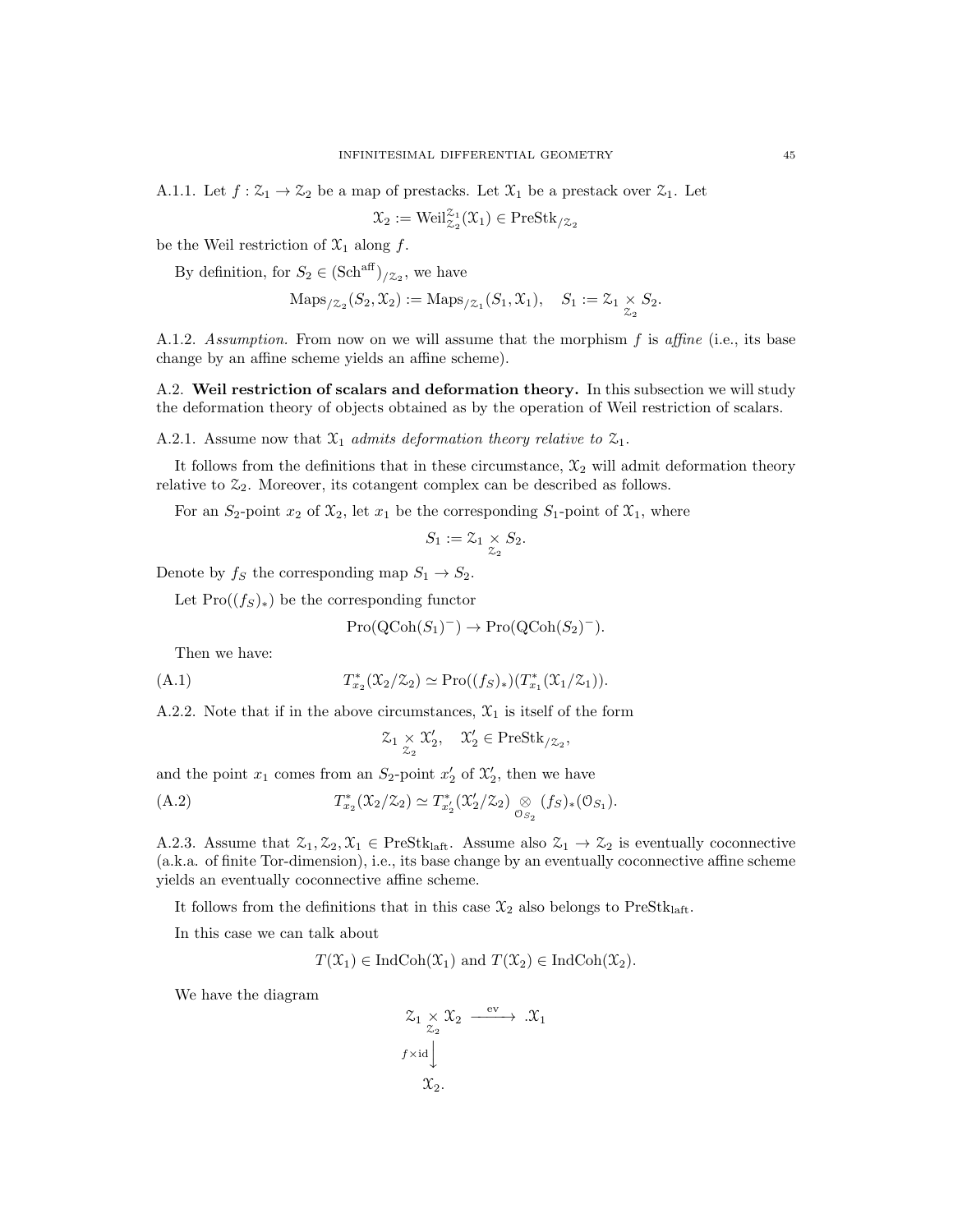A.1.1. Let $f : \mathcal{Z}_1 \to \mathcal{Z}_2$ be a map of prestacks. Let $\mathcal{X}_1$ be a prestack over $\mathcal{Z}_1$. Let

$$\mathcal{X}_2 := \mathrm{Weil}^{\mathcal{Z}_1}_{\mathcal{Z}_2}(\mathcal{X}_1) \in \mathrm{PreStk}_{/\mathcal{Z}_2}$$

be the Weil restriction of $\mathcal{X}_1$ along $f$.

By definition, for $S_2 \in (\mathrm{Sch}^{\mathrm{aff}})_{/\mathcal{Z}_2}$, we have

$$\mathrm{Maps}_{/\mathcal{Z}_2}(S_2, \mathcal{X}_2) := \mathrm{Maps}_{/\mathcal{Z}_1}(S_1, \mathcal{X}_1), \quad S_1 := \mathcal{Z}_1 \underset{\mathcal{Z}_2}{\times} S_2.$$

A.1.2. *Assumption.* From now on we will assume that the morphism $f$ is *affine* (i.e., its base change by an affine scheme yields an affine scheme).

## A.2. Weil restriction of scalars and deformation theory.

In this subsection we will study the deformation theory of objects obtained as by the operation of Weil restriction of scalars.

A.2.1. Assume now that $\mathcal{X}_1$ *admits deformation theory relative to* $\mathcal{Z}_1$.

It follows from the definitions that in these circumstance, $\mathcal{X}_2$ will admit deformation theory relative to $\mathcal{Z}_2$. Moreover, its cotangent complex can be described as follows.

For an $S_2$-point $x_2$ of $\mathcal{X}_2$, let $x_1$ be the corresponding $S_1$-point of $\mathcal{X}_1$, where

$$S_1 := \mathcal{Z}_1 \underset{\mathcal{Z}_2}{\times} S_2.$$

Denote by $f_S$ the corresponding map $S_1 \to S_2$.

Let $\mathrm{Pro}((f_S)_*)$ be the corresponding functor

$$\mathrm{Pro}(\mathrm{QCoh}(S_1)^-) \to \mathrm{Pro}(\mathrm{QCoh}(S_2)^-).$$

Then we have:

$$T^*_{x_2}(\mathcal{X}_2/\mathcal{Z}_2) \simeq \mathrm{Pro}((f_S)_*)(T^*_{x_1}(\mathcal{X}_1/\mathcal{Z}_1)). \tag{A.1}$$

A.2.2. Note that if in the above circumstances, $\mathcal{X}_1$ is itself of the form

$$\mathcal{Z}_1 \underset{\mathcal{Z}_2}{\times} \mathcal{X}'_2, \quad \mathcal{X}'_2 \in \mathrm{PreStk}_{/\mathcal{Z}_2},$$

and the point $x_1$ comes from an $S_2$-point $x'_2$ of $\mathcal{X}'_2$, then we have

$$T^*_{x_2}(\mathcal{X}_2/\mathcal{Z}_2) \simeq T^*_{x'_2}(\mathcal{X}'_2/\mathcal{Z}_2) \underset{\mathcal{O}_{S_2}}{\otimes} (f_S)_*(\mathcal{O}_{S_1}). \tag{A.2}$$

A.2.3. Assume that $\mathcal{Z}_1, \mathcal{Z}_2, \mathcal{X}_1 \in \mathrm{PreStk}_{\mathrm{laft}}$. Assume also $\mathcal{Z}_1 \to \mathcal{Z}_2$ is eventually coconnective (a.k.a. of finite Tor-dimension), i.e., its base change by an eventually coconnective affine scheme yields an eventually coconnective affine scheme.

It follows from the definitions that in this case $\mathcal{X}_2$ also belongs to $\mathrm{PreStk}_{\mathrm{laft}}$.

In this case we can talk about

$$T(\mathcal{X}_1) \in \mathrm{IndCoh}(\mathcal{X}_1) \text{ and } T(\mathcal{X}_2) \in \mathrm{IndCoh}(\mathcal{X}_2).$$

We have the diagram

$$\begin{array}{ccc} \mathcal{Z}_1 \underset{\mathcal{Z}_2}{\times} \mathcal{X}_2 & \xrightarrow{\mathrm{ev}} & .\mathcal{X}_1 \\ {\scriptstyle f\times \mathrm{id}}\big\downarrow & & \\ \mathcal{X}_2. & & \end{array}$$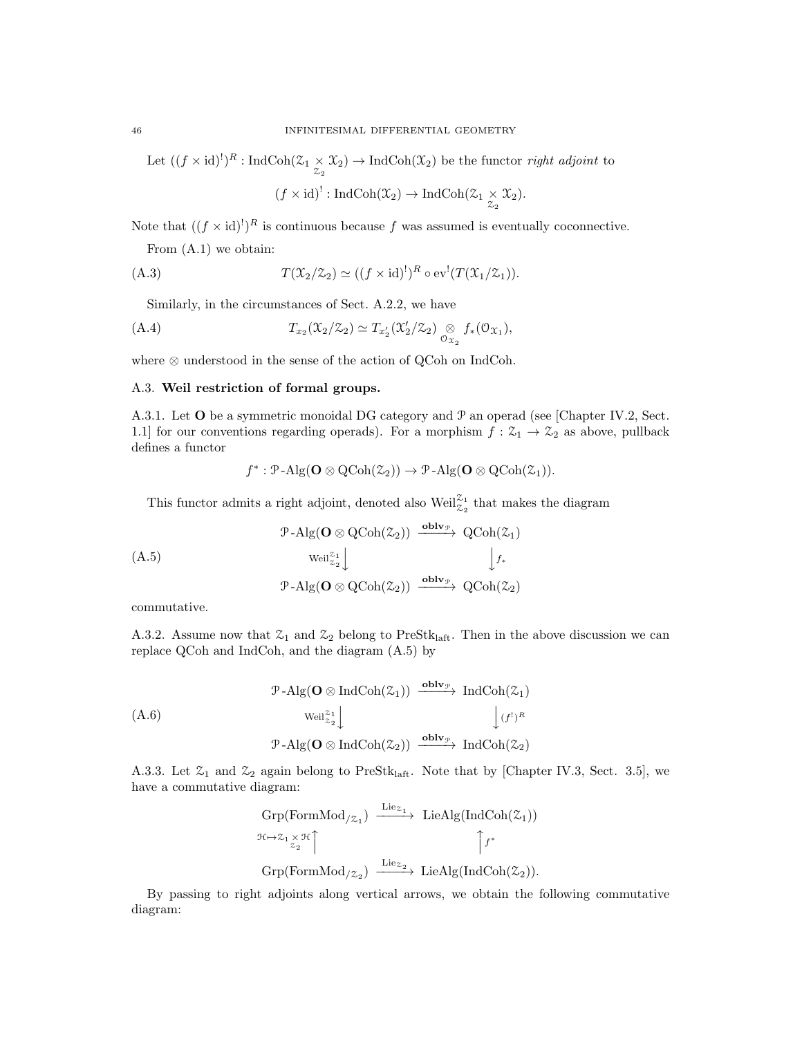Let $((f \times \mathrm{id})^!)^R : \mathrm{IndCoh}(\mathcal{Z}_1 \underset{\mathcal{Z}_2}{\times} \mathcal{X}_2) \to \mathrm{IndCoh}(\mathcal{X}_2)$ be the functor *right adjoint* to

$$(f \times \mathrm{id})^! : \mathrm{IndCoh}(\mathcal{X}_2) \to \mathrm{IndCoh}(\mathcal{Z}_1 \underset{\mathcal{Z}_2}{\times} \mathcal{X}_2).$$

Note that $((f \times \mathrm{id})^!)^R$ is continuous because $f$ was assumed is eventually coconnective.

From (A.1) we obtain:

$$T(\mathcal{X}_2/\mathcal{Z}_2) \simeq ((f \times \mathrm{id})^!)^R \circ \mathrm{ev}^!(T(\mathcal{X}_1/\mathcal{Z}_1)). \tag{A.3}$$

Similarly, in the circumstances of Sect. A.2.2, we have

$$T_{x_2}(\mathcal{X}_2/\mathcal{Z}_2) \simeq T_{x_2'}(\mathcal{X}_2'/\mathcal{Z}_2) \underset{\mathcal{O}_{\mathcal{X}_2}}{\otimes} f_*(\mathcal{O}_{\mathcal{X}_1}), \tag{A.4}$$

where $\otimes$ understood in the sense of the action of QCoh on IndCoh.

## A.3. **Weil restriction of formal groups.**

A.3.1. Let $\mathbf{O}$ be a symmetric monoidal DG category and $\mathcal{P}$ an operad (see [Chapter IV.2, Sect. 1.1] for our conventions regarding operads). For a morphism $f : \mathcal{Z}_1 \to \mathcal{Z}_2$ as above, pullback defines a functor

$$f^* : \mathcal{P}\text{-Alg}(\mathbf{O} \otimes \mathrm{QCoh}(\mathcal{Z}_2)) \to \mathcal{P}\text{-Alg}(\mathbf{O} \otimes \mathrm{QCoh}(\mathcal{Z}_1)).$$

This functor admits a right adjoint, denoted also $\mathrm{Weil}^{\mathcal{Z}_1}_{\mathcal{Z}_2}$ that makes the diagram

$$\begin{array}{ccc} \mathcal{P}\text{-Alg}(\mathbf{O} \otimes \mathrm{QCoh}(\mathcal{Z}_2)) & \xrightarrow{\mathbf{oblv}_{\mathcal{P}}} & \mathrm{QCoh}(\mathcal{Z}_1) \\ {\scriptstyle \mathrm{Weil}^{\mathcal{Z}_1}_{\mathcal{Z}_2}}\downarrow & & \downarrow{\scriptstyle f_*} \\ \mathcal{P}\text{-Alg}(\mathbf{O} \otimes \mathrm{QCoh}(\mathcal{Z}_2)) & \xrightarrow{\mathbf{oblv}_{\mathcal{P}}} & \mathrm{QCoh}(\mathcal{Z}_2) \end{array} \tag{A.5}$$

commutative.

A.3.2. Assume now that $\mathcal{Z}_1$ and $\mathcal{Z}_2$ belong to $\mathrm{PreStk}_{\mathrm{laft}}$. Then in the above discussion we can replace QCoh and IndCoh, and the diagram (A.5) by

$$\begin{array}{ccc} \mathcal{P}\text{-Alg}(\mathbf{O} \otimes \mathrm{IndCoh}(\mathcal{Z}_1)) & \xrightarrow{\mathbf{oblv}_{\mathcal{P}}} & \mathrm{IndCoh}(\mathcal{Z}_1) \\ {\scriptstyle \mathrm{Weil}^{\mathcal{Z}_1}_{\mathcal{Z}_2}}\downarrow & & \downarrow{\scriptstyle (f^!)^R} \\ \mathcal{P}\text{-Alg}(\mathbf{O} \otimes \mathrm{IndCoh}(\mathcal{Z}_2)) & \xrightarrow{\mathbf{oblv}_{\mathcal{P}}} & \mathrm{IndCoh}(\mathcal{Z}_2) \end{array} \tag{A.6}$$

A.3.3. Let $\mathcal{Z}_1$ and $\mathcal{Z}_2$ again belong to $\mathrm{PreStk}_{\mathrm{laft}}$. Note that by [Chapter IV.3, Sect. 3.5], we have a commutative diagram:

$$\begin{array}{ccc} \mathrm{Grp}(\mathrm{FormMod}_{/\mathcal{Z}_1}) & \xrightarrow{\mathrm{Lie}_{\mathcal{Z}_1}} & \mathrm{LieAlg}(\mathrm{IndCoh}(\mathcal{Z}_1)) \\ {\scriptstyle \mathcal{H} \mapsto \mathcal{Z}_1 \underset{\mathcal{Z}_2}{\times} \mathcal{H}}\uparrow & & \uparrow{\scriptstyle f^*} \\ \mathrm{Grp}(\mathrm{FormMod}_{/\mathcal{Z}_2}) & \xrightarrow{\mathrm{Lie}_{\mathcal{Z}_2}} & \mathrm{LieAlg}(\mathrm{IndCoh}(\mathcal{Z}_2)). \end{array}$$

By passing to right adjoints along vertical arrows, we obtain the following commutative diagram: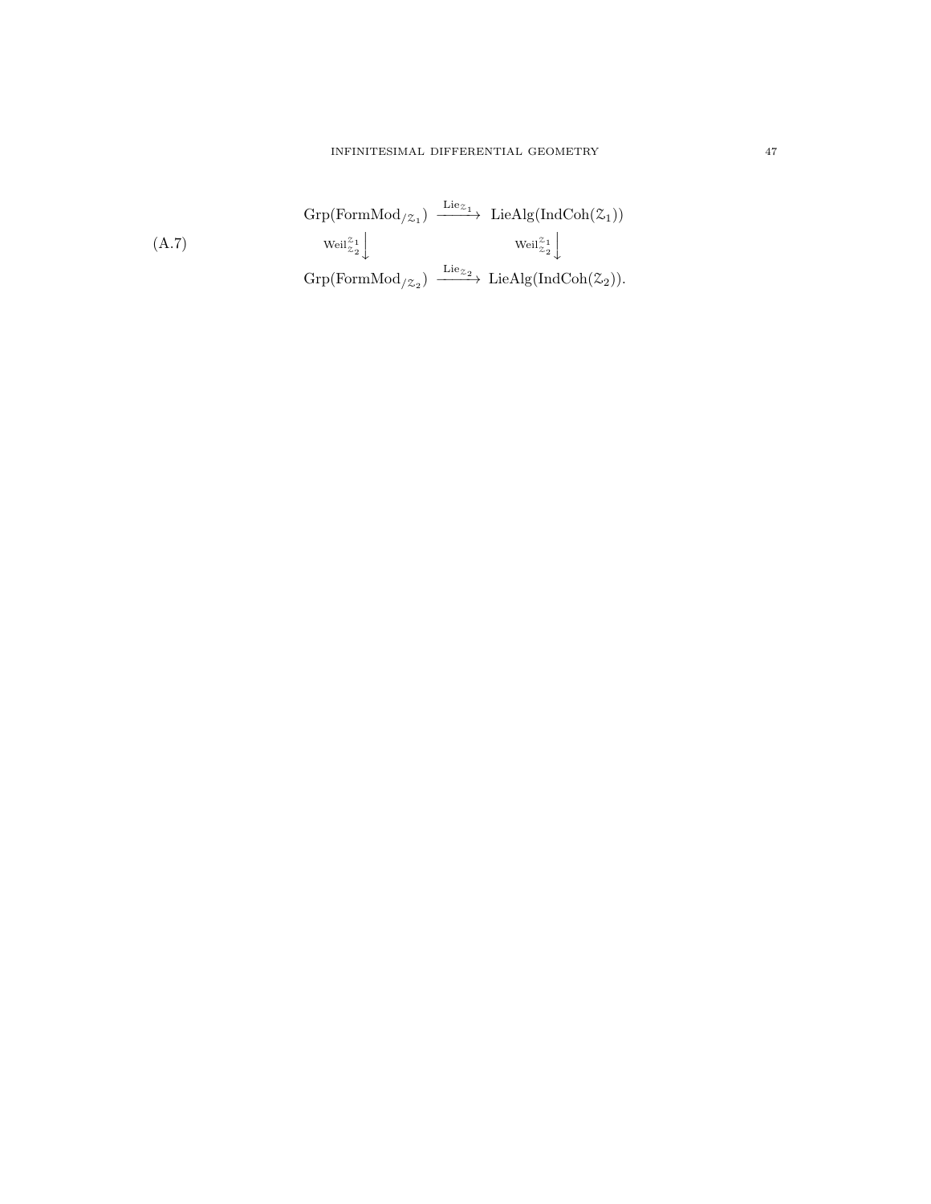$$
\begin{array}{ccc}
\mathrm{Grp}(\mathrm{FormMod}_{/\mathcal{Z}_1}) & \xrightarrow{\mathrm{Lie}_{\mathcal{Z}_1}} & \mathrm{LieAlg}(\mathrm{IndCoh}(\mathcal{Z}_1)) \\
{\scriptstyle \mathrm{Weil}^{\mathcal{Z}_1}_{\mathcal{Z}_2}} \big\downarrow & & {\scriptstyle \mathrm{Weil}^{\mathcal{Z}_1}_{\mathcal{Z}_2}} \big\downarrow \\
\mathrm{Grp}(\mathrm{FormMod}_{/\mathcal{Z}_2}) & \xrightarrow{\mathrm{Lie}_{\mathcal{Z}_2}} & \mathrm{LieAlg}(\mathrm{IndCoh}(\mathcal{Z}_2)).
\end{array}
\tag{A.7}
$$